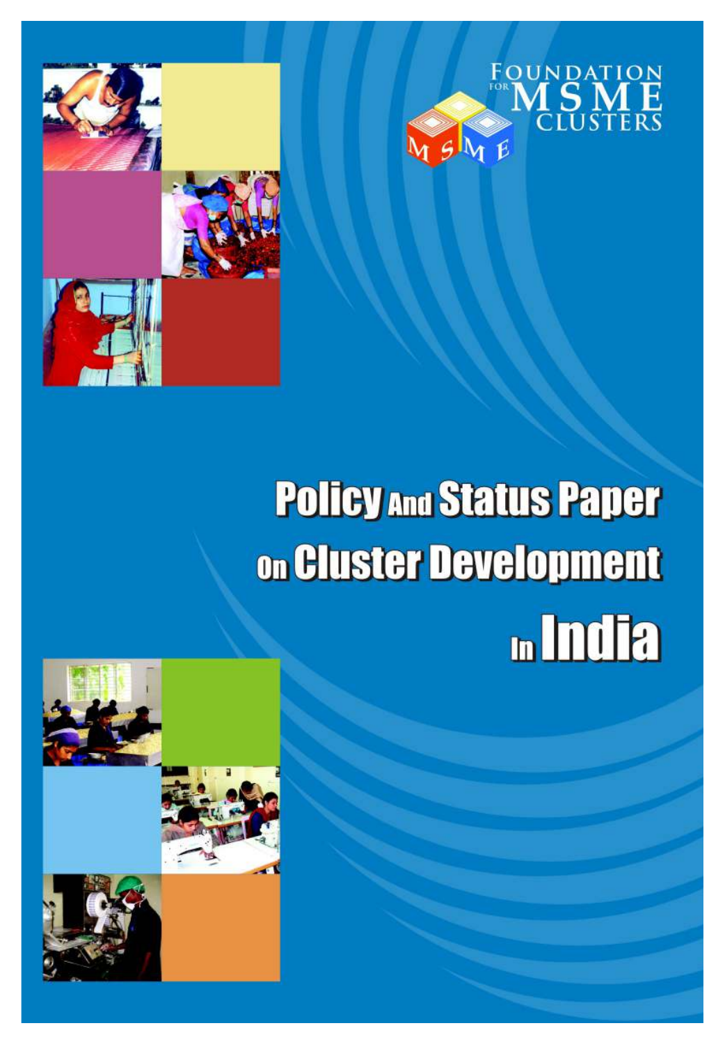FOUNDATION FOR MSME CLUSTERS

# Policy And Status Paper on Cluster Development in India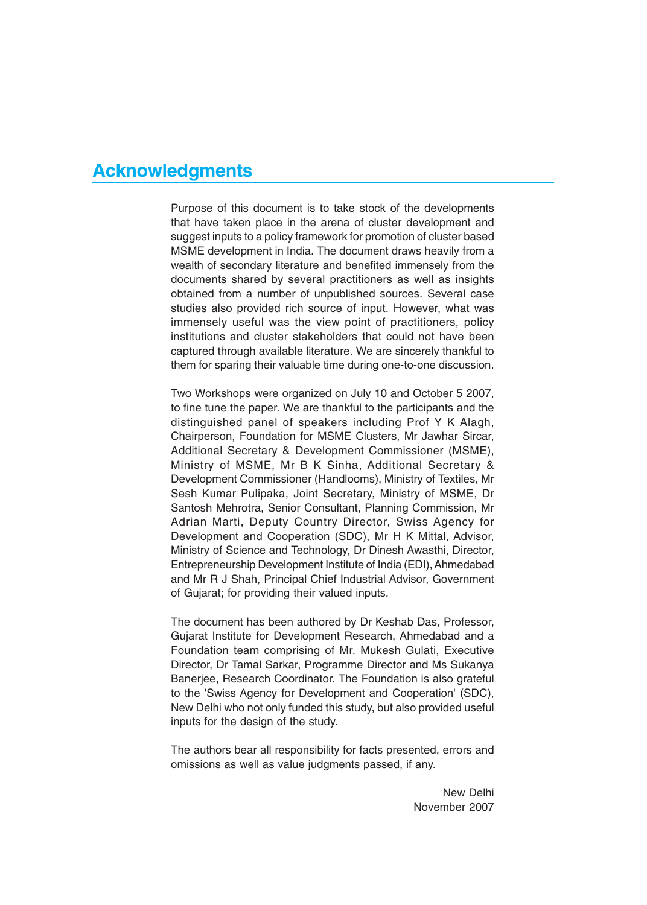# Acknowledgments

Purpose of this document is to take stock of the developments that have taken place in the arena of cluster development and suggest inputs to a policy framework for promotion of cluster based MSME development in India. The document draws heavily from a wealth of secondary literature and benefited immensely from the documents shared by several practitioners as well as insights obtained from a number of unpublished sources. Several case studies also provided rich source of input. However, what was immensely useful was the view point of practitioners, policy institutions and cluster stakeholders that could not have been captured through available literature. We are sincerely thankful to them for sparing their valuable time during one-to-one discussion.

Two Workshops were organized on July 10 and October 5 2007, to fine tune the paper. We are thankful to the participants and the distinguished panel of speakers including Prof Y K Alagh, Chairperson, Foundation for MSME Clusters, Mr Jawhar Sircar, Additional Secretary & Development Commissioner (MSME), Ministry of MSME, Mr B K Sinha, Additional Secretary & Development Commissioner (Handlooms), Ministry of Textiles, Mr Sesh Kumar Pulipaka, Joint Secretary, Ministry of MSME, Dr Santosh Mehrotra, Senior Consultant, Planning Commission, Mr Adrian Marti, Deputy Country Director, Swiss Agency for Development and Cooperation (SDC), Mr H K Mittal, Advisor, Ministry of Science and Technology, Dr Dinesh Awasthi, Director, Entrepreneurship Development Institute of India (EDI), Ahmedabad and Mr R J Shah, Principal Chief Industrial Advisor, Government of Gujarat; for providing their valued inputs.

The document has been authored by Dr Keshab Das, Professor, Gujarat Institute for Development Research, Ahmedabad and a Foundation team comprising of Mr. Mukesh Gulati, Executive Director, Dr Tamal Sarkar, Programme Director and Ms Sukanya Banerjee, Research Coordinator. The Foundation is also grateful to the 'Swiss Agency for Development and Cooperation' (SDC), New Delhi who not only funded this study, but also provided useful inputs for the design of the study.

The authors bear all responsibility for facts presented, errors and omissions as well as value judgments passed, if any.

New Delhi
November 2007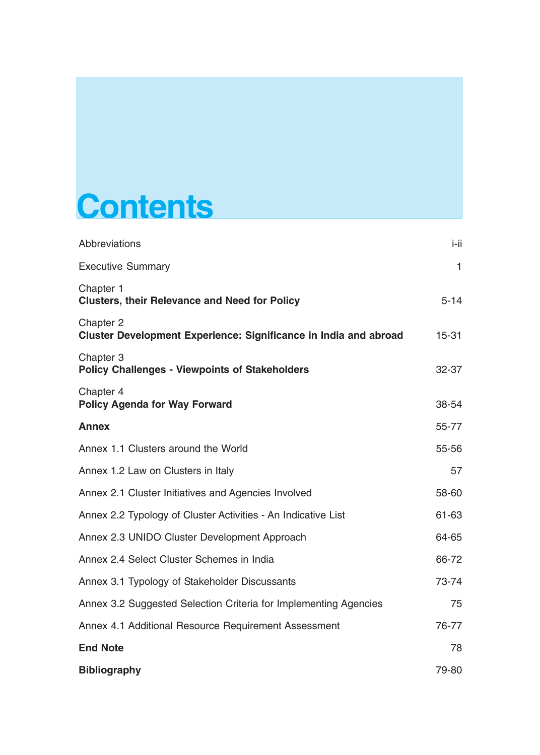# Contents

| | |
|---|---|
| Abbreviations | i-ii |
| Executive Summary | 1 |
| Chapter 1<br>**Clusters, their Relevance and Need for Policy** | 5-14 |
| Chapter 2<br>**Cluster Development Experience: Significance in India and abroad** | 15-31 |
| Chapter 3<br>**Policy Challenges - Viewpoints of Stakeholders** | 32-37 |
| Chapter 4<br>**Policy Agenda for Way Forward** | 38-54 |
| **Annex** | 55-77 |
| Annex 1.1 Clusters around the World | 55-56 |
| Annex 1.2 Law on Clusters in Italy | 57 |
| Annex 2.1 Cluster Initiatives and Agencies Involved | 58-60 |
| Annex 2.2 Typology of Cluster Activities - An Indicative List | 61-63 |
| Annex 2.3 UNIDO Cluster Development Approach | 64-65 |
| Annex 2.4 Select Cluster Schemes in India | 66-72 |
| Annex 3.1 Typology of Stakeholder Discussants | 73-74 |
| Annex 3.2 Suggested Selection Criteria for Implementing Agencies | 75 |
| Annex 4.1 Additional Resource Requirement Assessment | 76-77 |
| **End Note** | 78 |
| **Bibliography** | 79-80 |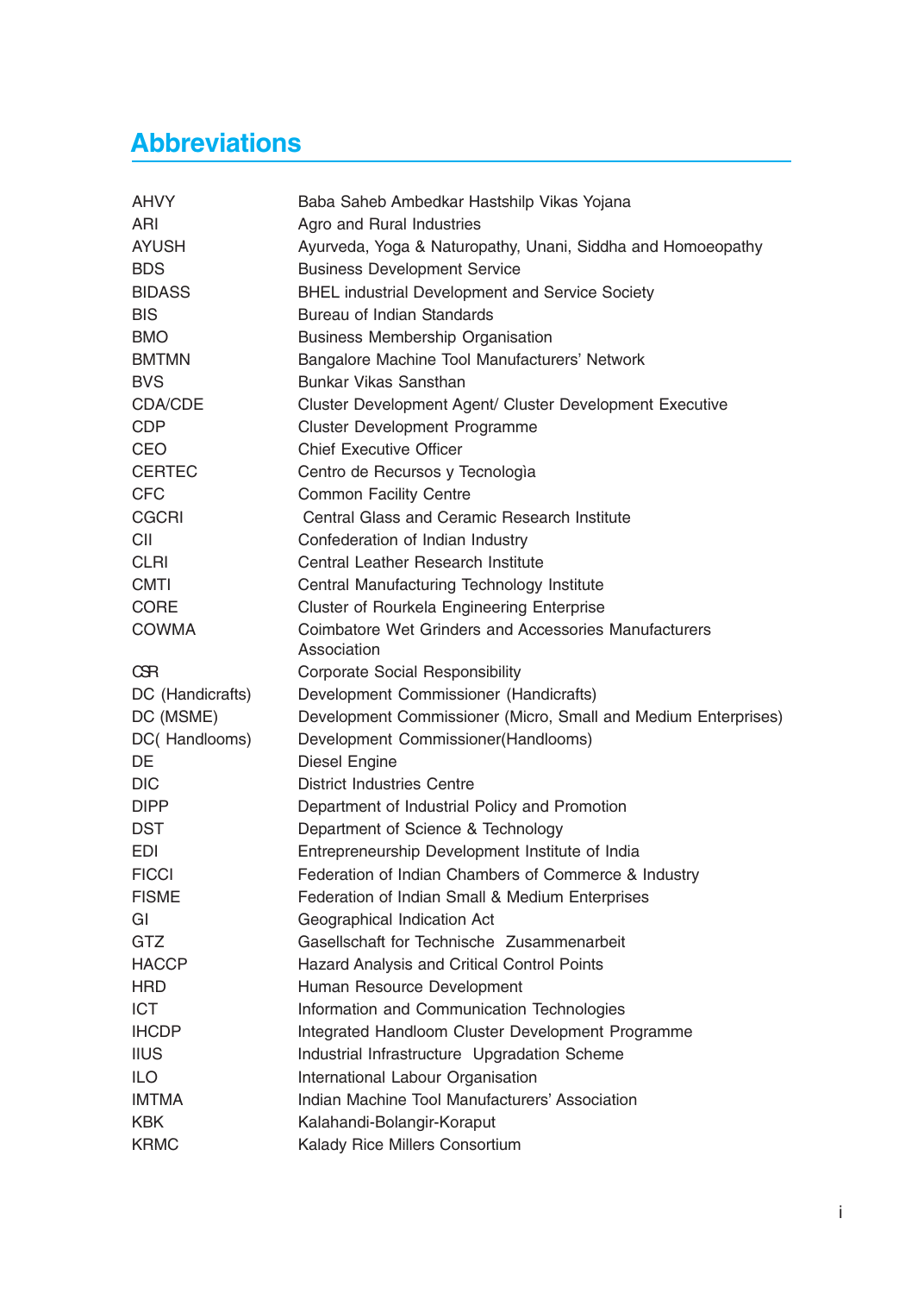# Abbreviations

| | |
|---|---|
| AHVY | Baba Saheb Ambedkar Hastshilp Vikas Yojana |
| ARI | Agro and Rural Industries |
| AYUSH | Ayurveda, Yoga & Naturopathy, Unani, Siddha and Homoeopathy |
| BDS | Business Development Service |
| BIDASS | BHEL industrial Development and Service Society |
| BIS | Bureau of Indian Standards |
| BMO | Business Membership Organisation |
| BMTMN | Bangalore Machine Tool Manufacturers' Network |
| BVS | Bunkar Vikas Sansthan |
| CDA/CDE | Cluster Development Agent/ Cluster Development Executive |
| CDP | Cluster Development Programme |
| CEO | Chief Executive Officer |
| CERTEC | Centro de Recursos y Tecnologìa |
| CFC | Common Facility Centre |
| CGCRI | Central Glass and Ceramic Research Institute |
| CII | Confederation of Indian Industry |
| CLRI | Central Leather Research Institute |
| CMTI | Central Manufacturing Technology Institute |
| CORE | Cluster of Rourkela Engineering Enterprise |
| COWMA | Coimbatore Wet Grinders and Accessories Manufacturers Association |
| CSR | Corporate Social Responsibility |
| DC (Handicrafts) | Development Commissioner (Handicrafts) |
| DC (MSME) | Development Commissioner (Micro, Small and Medium Enterprises) |
| DC( Handlooms) | Development Commissioner(Handlooms) |
| DE | Diesel Engine |
| DIC | District Industries Centre |
| DIPP | Department of Industrial Policy and Promotion |
| DST | Department of Science & Technology |
| EDI | Entrepreneurship Development Institute of India |
| FICCI | Federation of Indian Chambers of Commerce & Industry |
| FISME | Federation of Indian Small & Medium Enterprises |
| GI | Geographical Indication Act |
| GTZ | Gasellschaft for Technische Zusammenarbeit |
| HACCP | Hazard Analysis and Critical Control Points |
| HRD | Human Resource Development |
| ICT | Information and Communication Technologies |
| IHCDP | Integrated Handloom Cluster Development Programme |
| IIUS | Industrial Infrastructure Upgradation Scheme |
| ILO | International Labour Organisation |
| IMTMA | Indian Machine Tool Manufacturers' Association |
| KBK | Kalahandi-Bolangir-Koraput |
| KRMC | Kalady Rice Millers Consortium |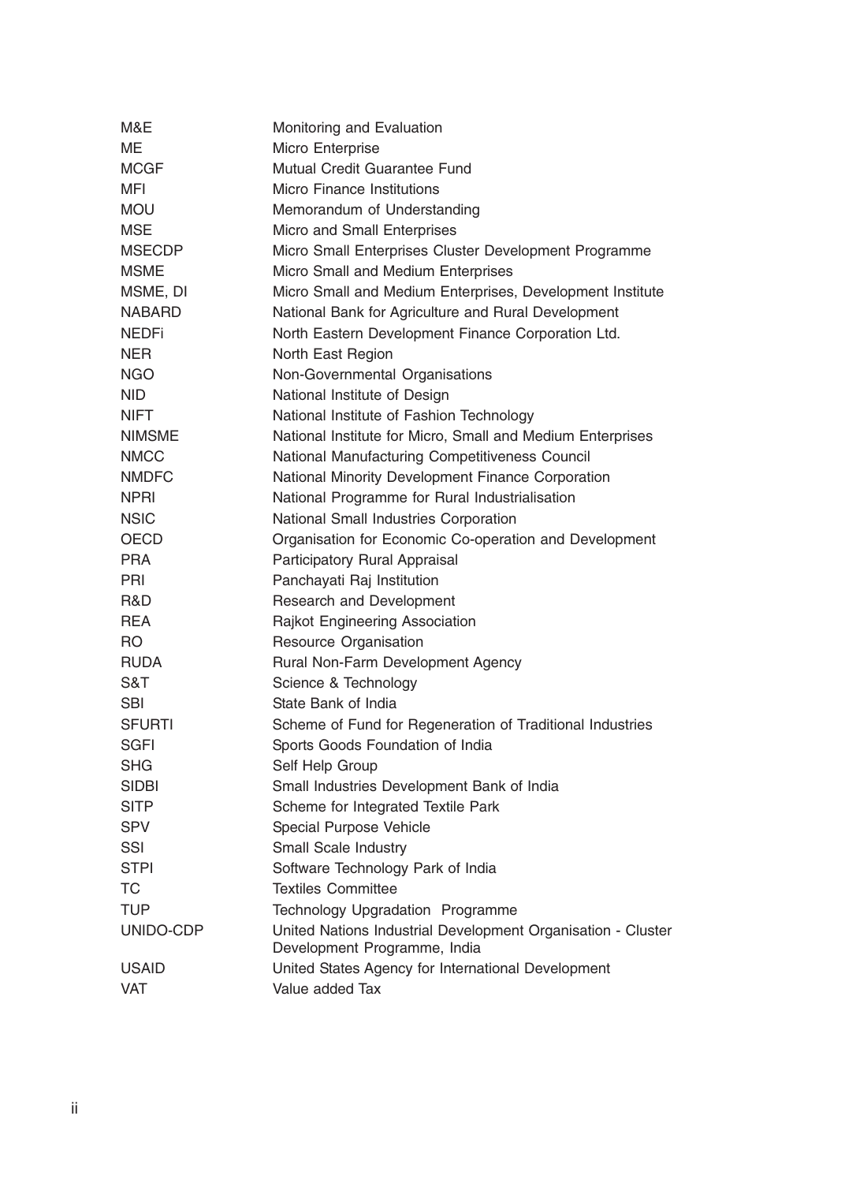| | |
|---|---|
| M&E | Monitoring and Evaluation |
| ME | Micro Enterprise |
| MCGF | Mutual Credit Guarantee Fund |
| MFI | Micro Finance Institutions |
| MOU | Memorandum of Understanding |
| MSE | Micro and Small Enterprises |
| MSECDP | Micro Small Enterprises Cluster Development Programme |
| MSME | Micro Small and Medium Enterprises |
| MSME, DI | Micro Small and Medium Enterprises, Development Institute |
| NABARD | National Bank for Agriculture and Rural Development |
| NEDFi | North Eastern Development Finance Corporation Ltd. |
| NER | North East Region |
| NGO | Non-Governmental Organisations |
| NID | National Institute of Design |
| NIFT | National Institute of Fashion Technology |
| NIMSME | National Institute for Micro, Small and Medium Enterprises |
| NMCC | National Manufacturing Competitiveness Council |
| NMDFC | National Minority Development Finance Corporation |
| NPRI | National Programme for Rural Industrialisation |
| NSIC | National Small Industries Corporation |
| OECD | Organisation for Economic Co-operation and Development |
| PRA | Participatory Rural Appraisal |
| PRI | Panchayati Raj Institution |
| R&D | Research and Development |
| REA | Rajkot Engineering Association |
| RO | Resource Organisation |
| RUDA | Rural Non-Farm Development Agency |
| S&T | Science & Technology |
| SBI | State Bank of India |
| SFURTI | Scheme of Fund for Regeneration of Traditional Industries |
| SGFI | Sports Goods Foundation of India |
| SHG | Self Help Group |
| SIDBI | Small Industries Development Bank of India |
| SITP | Scheme for Integrated Textile Park |
| SPV | Special Purpose Vehicle |
| SSI | Small Scale Industry |
| STPI | Software Technology Park of India |
| TC | Textiles Committee |
| TUP | Technology Upgradation Programme |
| UNIDO-CDP | United Nations Industrial Development Organisation - Cluster Development Programme, India |
| USAID | United States Agency for International Development |
| VAT | Value added Tax |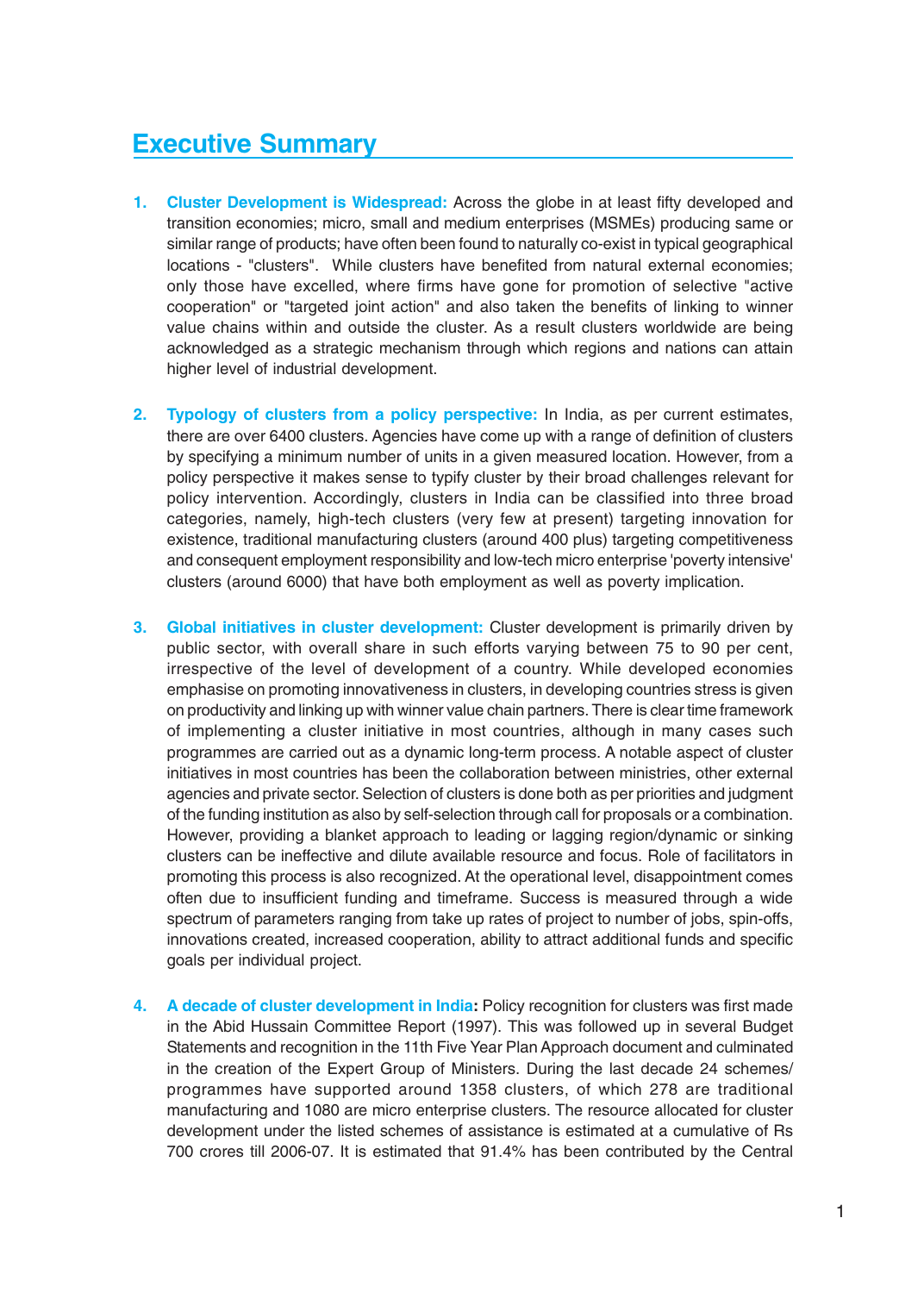# Executive Summary

1. **Cluster Development is Widespread:** Across the globe in at least fifty developed and transition economies; micro, small and medium enterprises (MSMEs) producing same or similar range of products; have often been found to naturally co-exist in typical geographical locations - "clusters". While clusters have benefited from natural external economies; only those have excelled, where firms have gone for promotion of selective "active cooperation" or "targeted joint action" and also taken the benefits of linking to winner value chains within and outside the cluster. As a result clusters worldwide are being acknowledged as a strategic mechanism through which regions and nations can attain higher level of industrial development.

2. **Typology of clusters from a policy perspective:** In India, as per current estimates, there are over 6400 clusters. Agencies have come up with a range of definition of clusters by specifying a minimum number of units in a given measured location. However, from a policy perspective it makes sense to typify cluster by their broad challenges relevant for policy intervention. Accordingly, clusters in India can be classified into three broad categories, namely, high-tech clusters (very few at present) targeting innovation for existence, traditional manufacturing clusters (around 400 plus) targeting competitiveness and consequent employment responsibility and low-tech micro enterprise 'poverty intensive' clusters (around 6000) that have both employment as well as poverty implication.

3. **Global initiatives in cluster development:** Cluster development is primarily driven by public sector, with overall share in such efforts varying between 75 to 90 per cent, irrespective of the level of development of a country. While developed economies emphasise on promoting innovativeness in clusters, in developing countries stress is given on productivity and linking up with winner value chain partners. There is clear time framework of implementing a cluster initiative in most countries, although in many cases such programmes are carried out as a dynamic long-term process. A notable aspect of cluster initiatives in most countries has been the collaboration between ministries, other external agencies and private sector. Selection of clusters is done both as per priorities and judgment of the funding institution as also by self-selection through call for proposals or a combination. However, providing a blanket approach to leading or lagging region/dynamic or sinking clusters can be ineffective and dilute available resource and focus. Role of facilitators in promoting this process is also recognized. At the operational level, disappointment comes often due to insufficient funding and timeframe. Success is measured through a wide spectrum of parameters ranging from take up rates of project to number of jobs, spin-offs, innovations created, increased cooperation, ability to attract additional funds and specific goals per individual project.

4. **A decade of cluster development in India:** Policy recognition for clusters was first made in the Abid Hussain Committee Report (1997). This was followed up in several Budget Statements and recognition in the 11th Five Year Plan Approach document and culminated in the creation of the Expert Group of Ministers. During the last decade 24 schemes/ programmes have supported around 1358 clusters, of which 278 are traditional manufacturing and 1080 are micro enterprise clusters. The resource allocated for cluster development under the listed schemes of assistance is estimated at a cumulative of Rs 700 crores till 2006-07. It is estimated that 91.4% has been contributed by the Central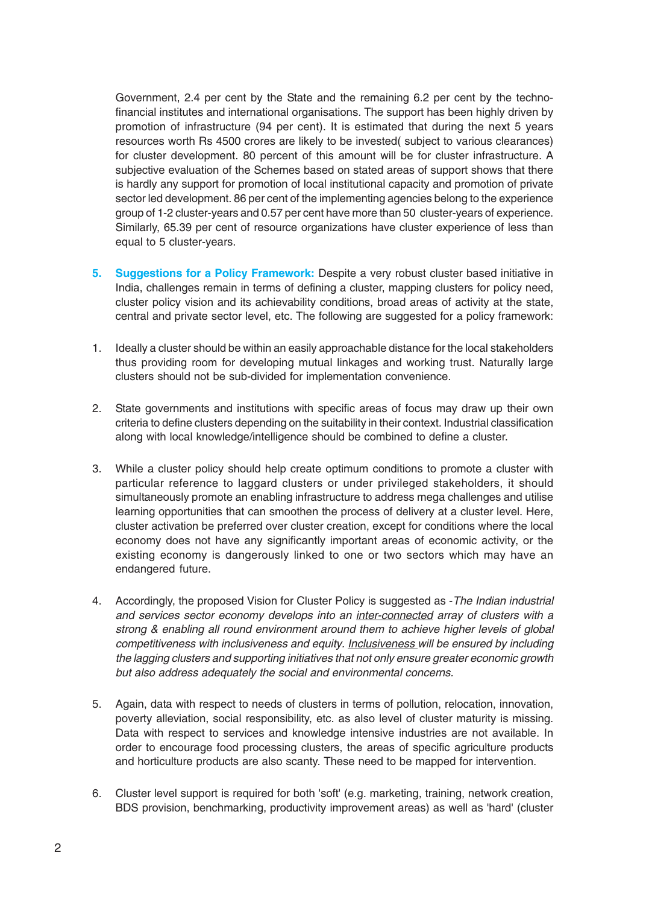Government, 2.4 per cent by the State and the remaining 6.2 per cent by the techno-financial institutes and international organisations. The support has been highly driven by promotion of infrastructure (94 per cent). It is estimated that during the next 5 years resources worth Rs 4500 crores are likely to be invested( subject to various clearances) for cluster development. 80 percent of this amount will be for cluster infrastructure. A subjective evaluation of the Schemes based on stated areas of support shows that there is hardly any support for promotion of local institutional capacity and promotion of private sector led development. 86 per cent of the implementing agencies belong to the experience group of 1-2 cluster-years and 0.57 per cent have more than 50 cluster-years of experience. Similarly, 65.39 per cent of resource organizations have cluster experience of less than equal to 5 cluster-years.

5. **Suggestions for a Policy Framework:** Despite a very robust cluster based initiative in India, challenges remain in terms of defining a cluster, mapping clusters for policy need, cluster policy vision and its achievability conditions, broad areas of activity at the state, central and private sector level, etc. The following are suggested for a policy framework:

1. Ideally a cluster should be within an easily approachable distance for the local stakeholders thus providing room for developing mutual linkages and working trust. Naturally large clusters should not be sub-divided for implementation convenience.

2. State governments and institutions with specific areas of focus may draw up their own criteria to define clusters depending on the suitability in their context. Industrial classification along with local knowledge/intelligence should be combined to define a cluster.

3. While a cluster policy should help create optimum conditions to promote a cluster with particular reference to laggard clusters or under privileged stakeholders, it should simultaneously promote an enabling infrastructure to address mega challenges and utilise learning opportunities that can smoothen the process of delivery at a cluster level. Here, cluster activation be preferred over cluster creation, except for conditions where the local economy does not have any significantly important areas of economic activity, or the existing economy is dangerously linked to one or two sectors which may have an endangered future.

4. Accordingly, the proposed Vision for Cluster Policy is suggested as -*The Indian industrial and services sector economy develops into an <u>inter-connected</u> array of clusters with a strong & enabling all round environment around them to achieve higher levels of global competitiveness with inclusiveness and equity. <u>Inclusiveness</u> will be ensured by including the lagging clusters and supporting initiatives that not only ensure greater economic growth but also address adequately the social and environmental concerns.*

5. Again, data with respect to needs of clusters in terms of pollution, relocation, innovation, poverty alleviation, social responsibility, etc. as also level of cluster maturity is missing. Data with respect to services and knowledge intensive industries are not available. In order to encourage food processing clusters, the areas of specific agriculture products and horticulture products are also scanty. These need to be mapped for intervention.

6. Cluster level support is required for both 'soft' (e.g. marketing, training, network creation, BDS provision, benchmarking, productivity improvement areas) as well as 'hard' (cluster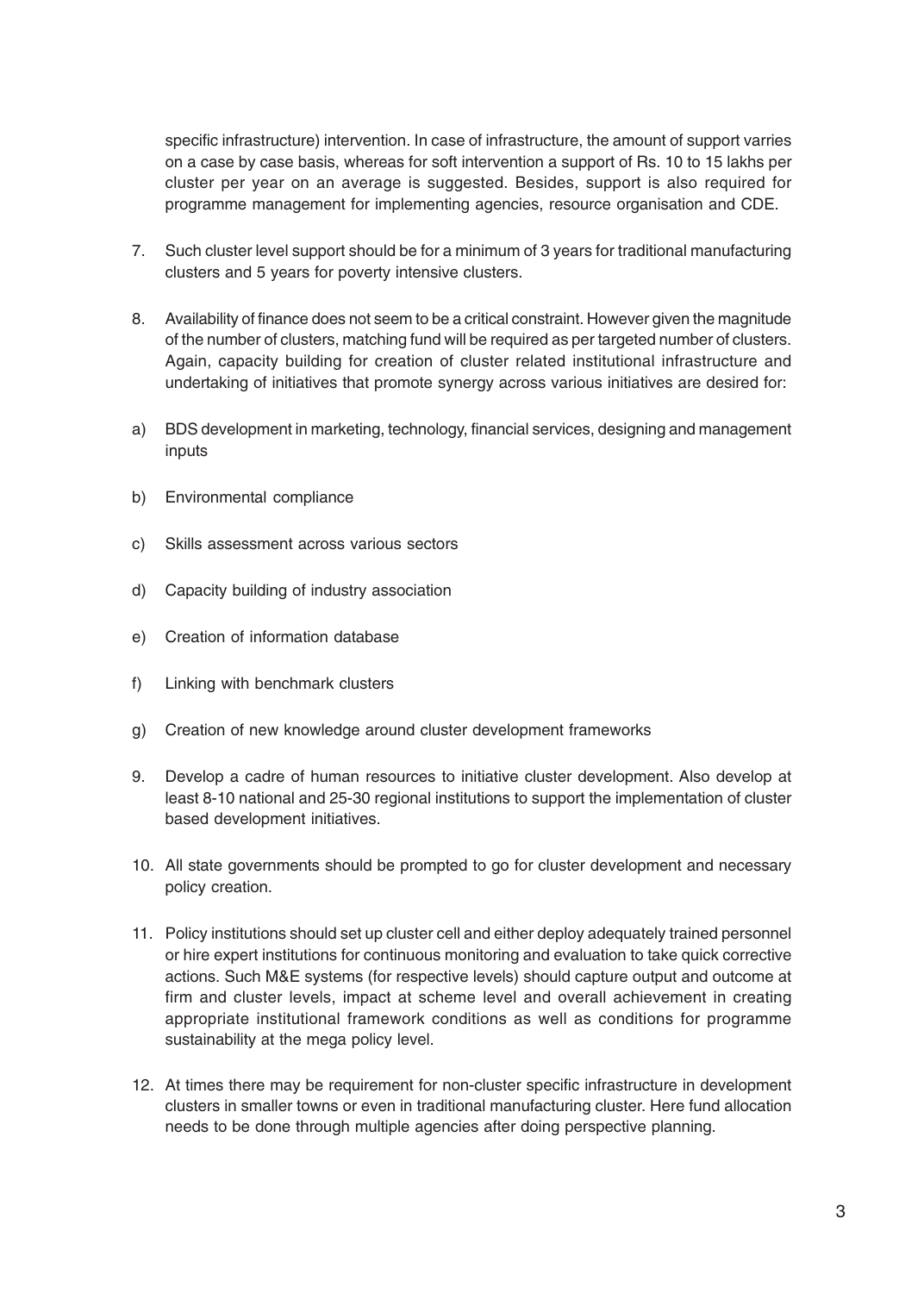specific infrastructure) intervention. In case of infrastructure, the amount of support varries on a case by case basis, whereas for soft intervention a support of Rs. 10 to 15 lakhs per cluster per year on an average is suggested. Besides, support is also required for programme management for implementing agencies, resource organisation and CDE.

7. Such cluster level support should be for a minimum of 3 years for traditional manufacturing clusters and 5 years for poverty intensive clusters.

8. Availability of finance does not seem to be a critical constraint. However given the magnitude of the number of clusters, matching fund will be required as per targeted number of clusters. Again, capacity building for creation of cluster related institutional infrastructure and undertaking of initiatives that promote synergy across various initiatives are desired for:

a) BDS development in marketing, technology, financial services, designing and management inputs

b) Environmental compliance

c) Skills assessment across various sectors

d) Capacity building of industry association

e) Creation of information database

f) Linking with benchmark clusters

g) Creation of new knowledge around cluster development frameworks

9. Develop a cadre of human resources to initiative cluster development. Also develop at least 8-10 national and 25-30 regional institutions to support the implementation of cluster based development initiatives.

10. All state governments should be prompted to go for cluster development and necessary policy creation.

11. Policy institutions should set up cluster cell and either deploy adequately trained personnel or hire expert institutions for continuous monitoring and evaluation to take quick corrective actions. Such M&E systems (for respective levels) should capture output and outcome at firm and cluster levels, impact at scheme level and overall achievement in creating appropriate institutional framework conditions as well as conditions for programme sustainability at the mega policy level.

12. At times there may be requirement for non-cluster specific infrastructure in development clusters in smaller towns or even in traditional manufacturing cluster. Here fund allocation needs to be done through multiple agencies after doing perspective planning.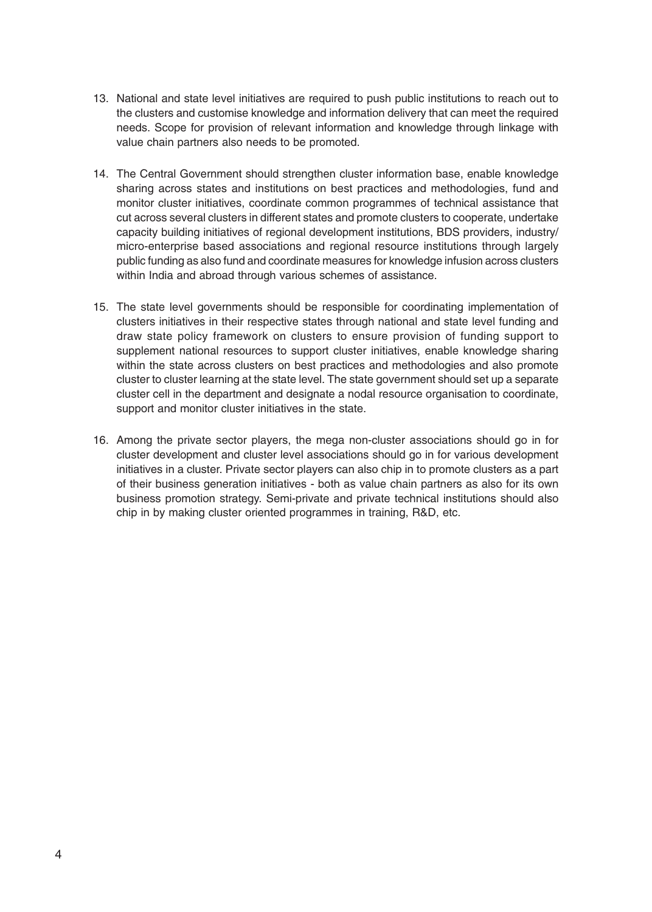13. National and state level initiatives are required to push public institutions to reach out to the clusters and customise knowledge and information delivery that can meet the required needs. Scope for provision of relevant information and knowledge through linkage with value chain partners also needs to be promoted.

14. The Central Government should strengthen cluster information base, enable knowledge sharing across states and institutions on best practices and methodologies, fund and monitor cluster initiatives, coordinate common programmes of technical assistance that cut across several clusters in different states and promote clusters to cooperate, undertake capacity building initiatives of regional development institutions, BDS providers, industry/ micro-enterprise based associations and regional resource institutions through largely public funding as also fund and coordinate measures for knowledge infusion across clusters within India and abroad through various schemes of assistance.

15. The state level governments should be responsible for coordinating implementation of clusters initiatives in their respective states through national and state level funding and draw state policy framework on clusters to ensure provision of funding support to supplement national resources to support cluster initiatives, enable knowledge sharing within the state across clusters on best practices and methodologies and also promote cluster to cluster learning at the state level. The state government should set up a separate cluster cell in the department and designate a nodal resource organisation to coordinate, support and monitor cluster initiatives in the state.

16. Among the private sector players, the mega non-cluster associations should go in for cluster development and cluster level associations should go in for various development initiatives in a cluster. Private sector players can also chip in to promote clusters as a part of their business generation initiatives - both as value chain partners as also for its own business promotion strategy. Semi-private and private technical institutions should also chip in by making cluster oriented programmes in training, R&D, etc.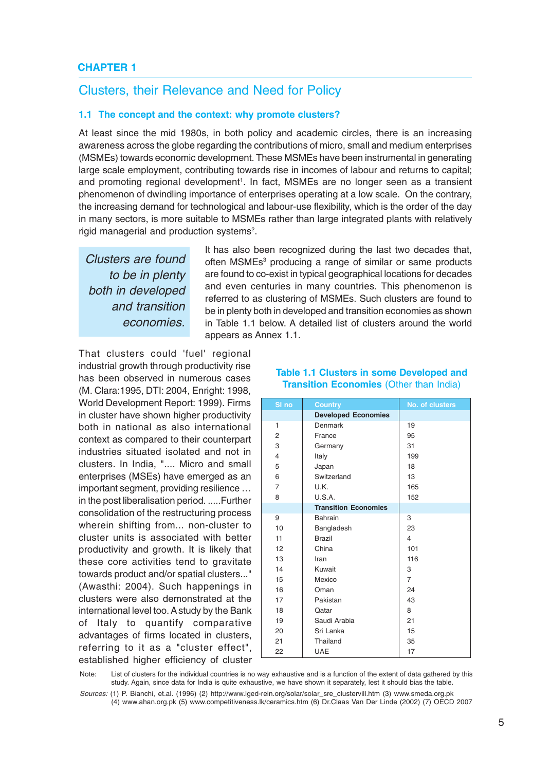## CHAPTER 1

# Clusters, their Relevance and Need for Policy

### 1.1 The concept and the context: why promote clusters?

At least since the mid 1980s, in both policy and academic circles, there is an increasing awareness across the globe regarding the contributions of micro, small and medium enterprises (MSMEs) towards economic development. These MSMEs have been instrumental in generating large scale employment, contributing towards rise in incomes of labour and returns to capital; and promoting regional development[1]. In fact, MSMEs are no longer seen as a transient phenomenon of dwindling importance of enterprises operating at a low scale. On the contrary, the increasing demand for technological and labour-use flexibility, which is the order of the day in many sectors, is more suitable to MSMEs rather than large integrated plants with relatively rigid managerial and production systems[2].

*Clusters are found to be in plenty both in developed and transition economies.*

It has also been recognized during the last two decades that, often MSMEs[3] producing a range of similar or same products are found to co-exist in typical geographical locations for decades and even centuries in many countries. This phenomenon is referred to as clustering of MSMEs. Such clusters are found to be in plenty both in developed and transition economies as shown in Table 1.1 below. A detailed list of clusters around the world appears as Annex 1.1.

That clusters could 'fuel' regional industrial growth through productivity rise has been observed in numerous cases (M. Clara:1995, DTI: 2004, Enright: 1998, World Development Report: 1999). Firms in cluster have shown higher productivity both in national as also international context as compared to their counterpart industries situated isolated and not in clusters. In India, ".... Micro and small enterprises (MSEs) have emerged as an important segment, providing resilience … in the post liberalisation period. .....Further consolidation of the restructuring process wherein shifting from... non-cluster to cluster units is associated with better productivity and growth. It is likely that these core activities tend to gravitate towards product and/or spatial clusters..." (Awasthi: 2004). Such happenings in clusters were also demonstrated at the international level too. A study by the Bank of Italy to quantify comparative advantages of firms located in clusters, referring to it as a "cluster effect", established higher efficiency of cluster

**Table 1.1 Clusters in some Developed and Transition Economies** (Other than India)

| Sl no | Country | No. of clusters |
|---|---|---|
| | **Developed Economies** | |
| 1 | Denmark | 19 |
| 2 | France | 95 |
| 3 | Germany | 31 |
| 4 | Italy | 199 |
| 5 | Japan | 18 |
| 6 | Switzerland | 13 |
| 7 | U.K. | 165 |
| 8 | U.S.A. | 152 |
| | **Transition Economies** | |
| 9 | Bahrain | 3 |
| 10 | Bangladesh | 23 |
| 11 | Brazil | 4 |
| 12 | China | 101 |
| 13 | Iran | 116 |
| 14 | Kuwait | 3 |
| 15 | Mexico | 7 |
| 16 | Oman | 24 |
| 17 | Pakistan | 43 |
| 18 | Qatar | 8 |
| 19 | Saudi Arabia | 21 |
| 20 | Sri Lanka | 15 |
| 21 | Thailand | 35 |
| 22 | UAE | 17 |

Note: List of clusters for the individual countries is no way exhaustive and is a function of the extent of data gathered by this study. Again, since data for India is quite exhaustive, we have shown it separately, lest it should bias the table.

*Sources:* (1) P. Bianchi, et.al. (1996) (2) http://www.lged-rein.org/solar/solar_sre_clustervill.htm (3) www.smeda.org.pk (4) www.ahan.org.pk (5) www.competitiveness.lk/ceramics.htm (6) Dr.Claas Van Der Linde (2002) (7) OECD 2007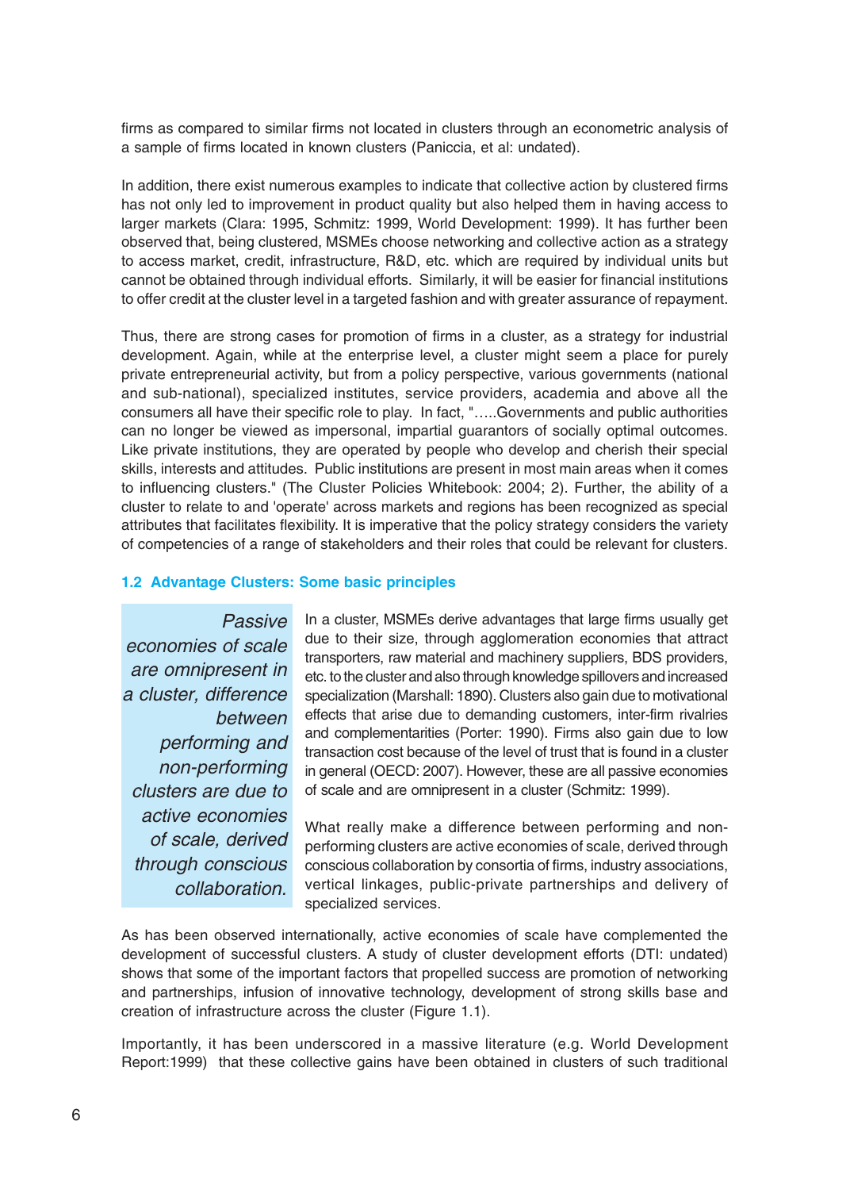firms as compared to similar firms not located in clusters through an econometric analysis of a sample of firms located in known clusters (Paniccia, et al: undated).

In addition, there exist numerous examples to indicate that collective action by clustered firms has not only led to improvement in product quality but also helped them in having access to larger markets (Clara: 1995, Schmitz: 1999, World Development: 1999). It has further been observed that, being clustered, MSMEs choose networking and collective action as a strategy to access market, credit, infrastructure, R&D, etc. which are required by individual units but cannot be obtained through individual efforts. Similarly, it will be easier for financial institutions to offer credit at the cluster level in a targeted fashion and with greater assurance of repayment.

Thus, there are strong cases for promotion of firms in a cluster, as a strategy for industrial development. Again, while at the enterprise level, a cluster might seem a place for purely private entrepreneurial activity, but from a policy perspective, various governments (national and sub-national), specialized institutes, service providers, academia and above all the consumers all have their specific role to play. In fact, "…..Governments and public authorities can no longer be viewed as impersonal, impartial guarantors of socially optimal outcomes. Like private institutions, they are operated by people who develop and cherish their special skills, interests and attitudes. Public institutions are present in most main areas when it comes to influencing clusters." (The Cluster Policies Whitebook: 2004; 2). Further, the ability of a cluster to relate to and 'operate' across markets and regions has been recognized as special attributes that facilitates flexibility. It is imperative that the policy strategy considers the variety of competencies of a range of stakeholders and their roles that could be relevant for clusters.

## 1.2 Advantage Clusters: Some basic principles

*Passive economies of scale are omnipresent in a cluster, difference between performing and non-performing clusters are due to active economies of scale, derived through conscious collaboration.*

In a cluster, MSMEs derive advantages that large firms usually get due to their size, through agglomeration economies that attract transporters, raw material and machinery suppliers, BDS providers, etc. to the cluster and also through knowledge spillovers and increased specialization (Marshall: 1890). Clusters also gain due to motivational effects that arise due to demanding customers, inter-firm rivalries and complementarities (Porter: 1990). Firms also gain due to low transaction cost because of the level of trust that is found in a cluster in general (OECD: 2007). However, these are all passive economies of scale and are omnipresent in a cluster (Schmitz: 1999).

What really make a difference between performing and non-performing clusters are active economies of scale, derived through conscious collaboration by consortia of firms, industry associations, vertical linkages, public-private partnerships and delivery of specialized services.

As has been observed internationally, active economies of scale have complemented the development of successful clusters. A study of cluster development efforts (DTI: undated) shows that some of the important factors that propelled success are promotion of networking and partnerships, infusion of innovative technology, development of strong skills base and creation of infrastructure across the cluster (Figure 1.1).

Importantly, it has been underscored in a massive literature (e.g. World Development Report:1999) that these collective gains have been obtained in clusters of such traditional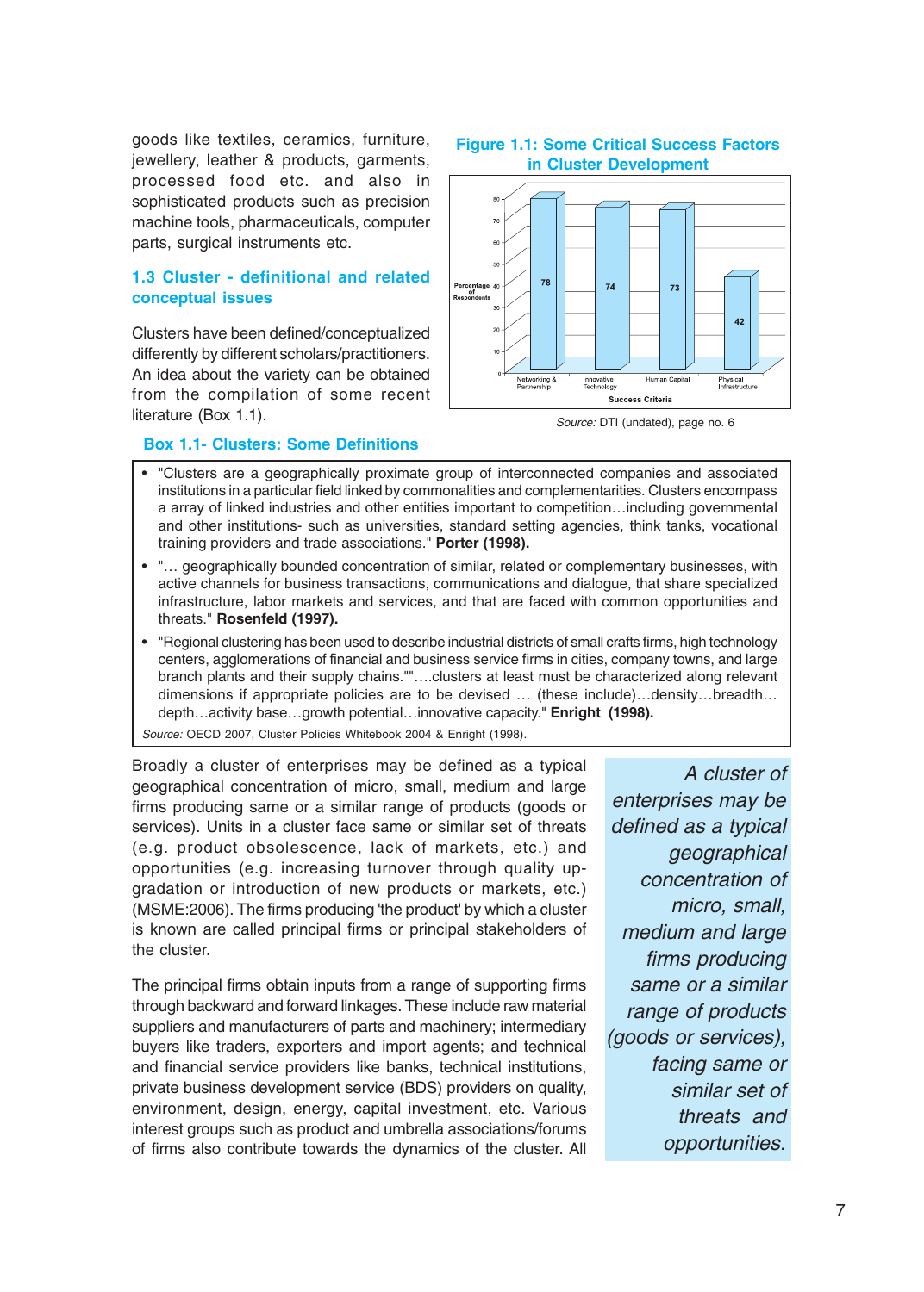goods like textiles, ceramics, furniture, jewellery, leather & products, garments, processed food etc. and also in sophisticated products such as precision machine tools, pharmaceuticals, computer parts, surgical instruments etc.

**Figure 1.1: Some Critical Success Factors in Cluster Development**

| Success Criteria | Percentage of Respondents |
|---|---|
| Networking & Partnership | 78 |
| Innovative Technology | 74 |
| Human Capital | 73 |
| Physical Infrastructure | 42 |

*Source:* DTI (undated), page no. 6

## 1.3 Cluster - definitional and related conceptual issues

Clusters have been defined/conceptualized differently by different scholars/practitioners. An idea about the variety can be obtained from the compilation of some recent literature (Box 1.1).

**Box 1.1- Clusters: Some Definitions**

- "Clusters are a geographically proximate group of interconnected companies and associated institutions in a particular field linked by commonalities and complementarities. Clusters encompass a array of linked industries and other entities important to competition…including governmental and other institutions- such as universities, standard setting agencies, think tanks, vocational training providers and trade associations." **Porter (1998).**
- "… geographically bounded concentration of similar, related or complementary businesses, with active channels for business transactions, communications and dialogue, that share specialized infrastructure, labor markets and services, and that are faced with common opportunities and threats." **Rosenfeld (1997).**
- "Regional clustering has been used to describe industrial districts of small crafts firms, high technology centers, agglomerations of financial and business service firms in cities, company towns, and large branch plants and their supply chains.""….clusters at least must be characterized along relevant dimensions if appropriate policies are to be devised … (these include)…density…breadth…depth…activity base…growth potential…innovative capacity." **Enright (1998).**

*Source:* OECD 2007, Cluster Policies Whitebook 2004 & Enright (1998).

Broadly a cluster of enterprises may be defined as a typical geographical concentration of micro, small, medium and large firms producing same or a similar range of products (goods or services). Units in a cluster face same or similar set of threats (e.g. product obsolescence, lack of markets, etc.) and opportunities (e.g. increasing turnover through quality up-gradation or introduction of new products or markets, etc.) (MSME:2006). The firms producing 'the product' by which a cluster is known are called principal firms or principal stakeholders of the cluster.

*A cluster of enterprises may be defined as a typical geographical concentration of micro, small, medium and large firms producing same or a similar range of products (goods or services), facing same or similar set of threats and opportunities.*

The principal firms obtain inputs from a range of supporting firms through backward and forward linkages. These include raw material suppliers and manufacturers of parts and machinery; intermediary buyers like traders, exporters and import agents; and technical and financial service providers like banks, technical institutions, private business development service (BDS) providers on quality, environment, design, energy, capital investment, etc. Various interest groups such as product and umbrella associations/forums of firms also contribute towards the dynamics of the cluster. All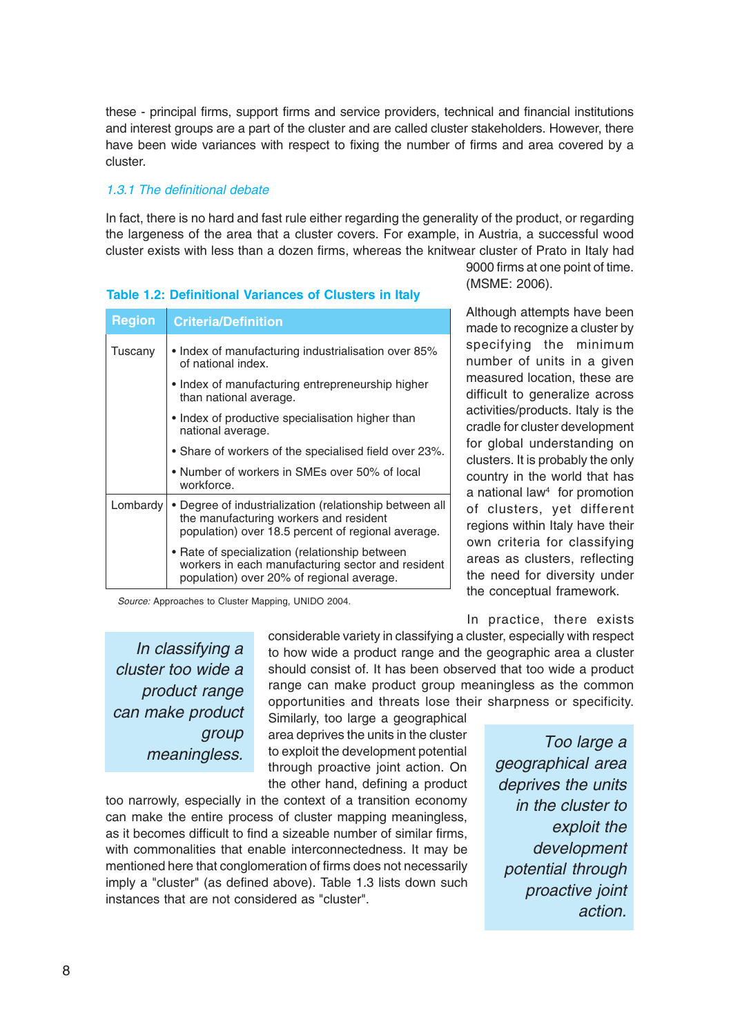these - principal firms, support firms and service providers, technical and financial institutions and interest groups are a part of the cluster and are called cluster stakeholders. However, there have been wide variances with respect to fixing the number of firms and area covered by a cluster.

### 1.3.1 The definitional debate

In fact, there is no hard and fast rule either regarding the generality of the product, or regarding the largeness of the area that a cluster covers. For example, in Austria, a successful wood cluster exists with less than a dozen firms, whereas the knitwear cluster of Prato in Italy had 9000 firms at one point of time. (MSME: 2006).

**Table 1.2: Definitional Variances of Clusters in Italy**

| Region | Criteria/Definition |
|---|---|
| Tuscany | • Index of manufacturing industrialisation over 85% of national index.<br>• Index of manufacturing entrepreneurship higher than national average.<br>• Index of productive specialisation higher than national average.<br>• Share of workers of the specialised field over 23%.<br>• Number of workers in SMEs over 50% of local workforce. |
| Lombardy | • Degree of industrialization (relationship between all the manufacturing workers and resident population) over 18.5 percent of regional average.<br>• Rate of specialization (relationship between workers in each manufacturing sector and resident population) over 20% of regional average. |

*Source:* Approaches to Cluster Mapping, UNIDO 2004.

Although attempts have been made to recognize a cluster by specifying the minimum number of units in a given measured location, these are difficult to generalize across activities/products. Italy is the cradle for cluster development for global understanding on clusters. It is probably the only country in the world that has a national law[4] for promotion of clusters, yet different regions within Italy have their own criteria for classifying areas as clusters, reflecting the need for diversity under the conceptual framework.

*In classifying a cluster too wide a product range can make product group meaningless.*

In practice, there exists considerable variety in classifying a cluster, especially with respect to how wide a product range and the geographic area a cluster should consist of. It has been observed that too wide a product range can make product group meaningless as the common opportunities and threats lose their sharpness or specificity. Similarly, too large a geographical area deprives the units in the cluster to exploit the development potential through proactive joint action. On the other hand, defining a product too narrowly, especially in the context of a transition economy can make the entire process of cluster mapping meaningless, as it becomes difficult to find a sizeable number of similar firms, with commonalities that enable interconnectedness. It may be mentioned here that conglomeration of firms does not necessarily imply a "cluster" (as defined above). Table 1.3 lists down such instances that are not considered as "cluster".

*Too large a geographical area deprives the units in the cluster to exploit the development potential through proactive joint action.*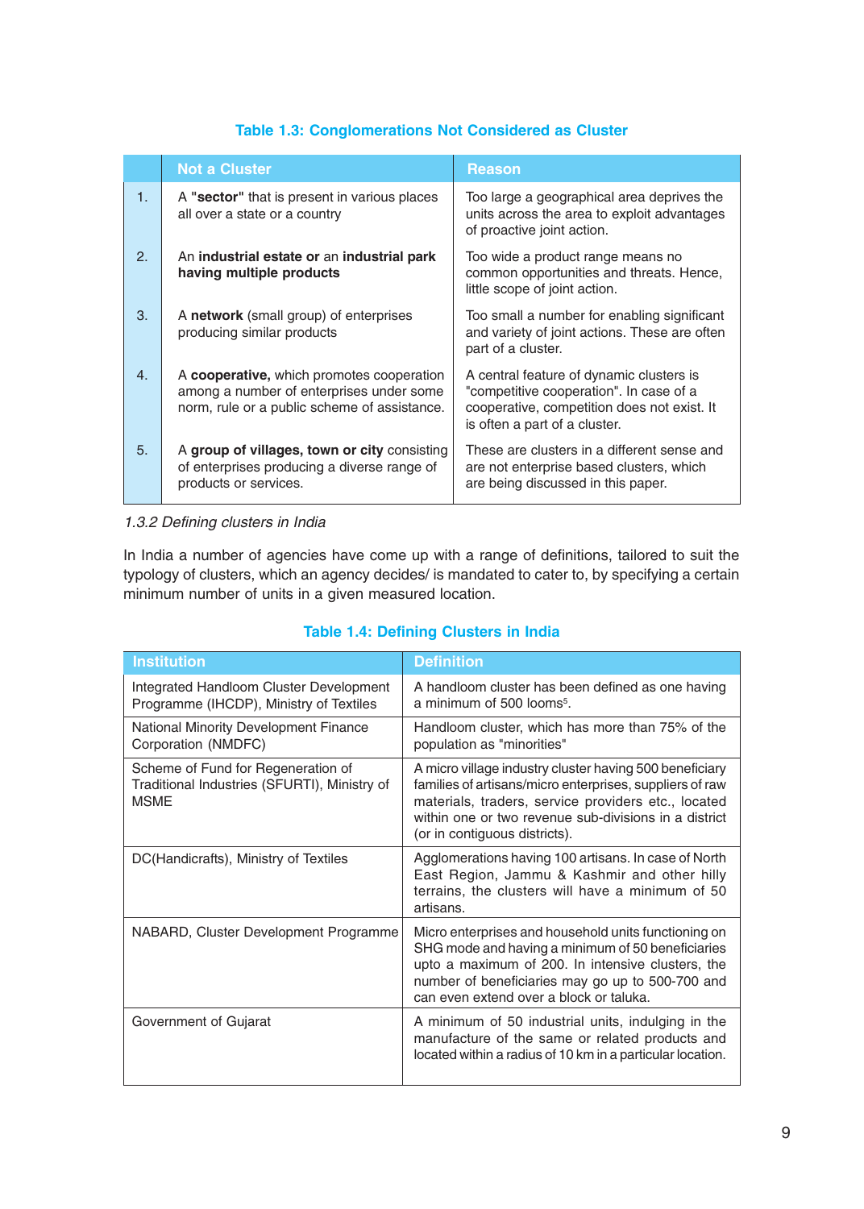**Table 1.3: Conglomerations Not Considered as Cluster**

| | Not a Cluster | Reason |
|---|---|---|
| 1. | A **"sector"** that is present in various places all over a state or a country | Too large a geographical area deprives the units across the area to exploit advantages of proactive joint action. |
| 2. | An **industrial estate or** an **industrial park having multiple products** | Too wide a product range means no common opportunities and threats. Hence, little scope of joint action. |
| 3. | A **network** (small group) of enterprises producing similar products | Too small a number for enabling significant and variety of joint actions. These are often part of a cluster. |
| 4. | A **cooperative,** which promotes cooperation among a number of enterprises under some norm, rule or a public scheme of assistance. | A central feature of dynamic clusters is "competitive cooperation". In case of a cooperative, competition does not exist. It is often a part of a cluster. |
| 5. | A **group of villages, town or city** consisting of enterprises producing a diverse range of products or services. | These are clusters in a different sense and are not enterprise based clusters, which are being discussed in this paper. |

*1.3.2 Defining clusters in India*

In India a number of agencies have come up with a range of definitions, tailored to suit the typology of clusters, which an agency decides/ is mandated to cater to, by specifying a certain minimum number of units in a given measured location.

**Table 1.4: Defining Clusters in India**

| Institution | Definition |
|---|---|
| Integrated Handloom Cluster Development Programme (IHCDP), Ministry of Textiles | A handloom cluster has been defined as one having a minimum of 500 looms[5]. |
| National Minority Development Finance Corporation (NMDFC) | Handloom cluster, which has more than 75% of the population as "minorities" |
| Scheme of Fund for Regeneration of Traditional Industries (SFURTI), Ministry of MSME | A micro village industry cluster having 500 beneficiary families of artisans/micro enterprises, suppliers of raw materials, traders, service providers etc., located within one or two revenue sub-divisions in a district (or in contiguous districts). |
| DC(Handicrafts), Ministry of Textiles | Agglomerations having 100 artisans. In case of North East Region, Jammu & Kashmir and other hilly terrains, the clusters will have a minimum of 50 artisans. |
| NABARD, Cluster Development Programme | Micro enterprises and household units functioning on SHG mode and having a minimum of 50 beneficiaries upto a maximum of 200. In intensive clusters, the number of beneficiaries may go up to 500-700 and can even extend over a block or taluka. |
| Government of Gujarat | A minimum of 50 industrial units, indulging in the manufacture of the same or related products and located within a radius of 10 km in a particular location. |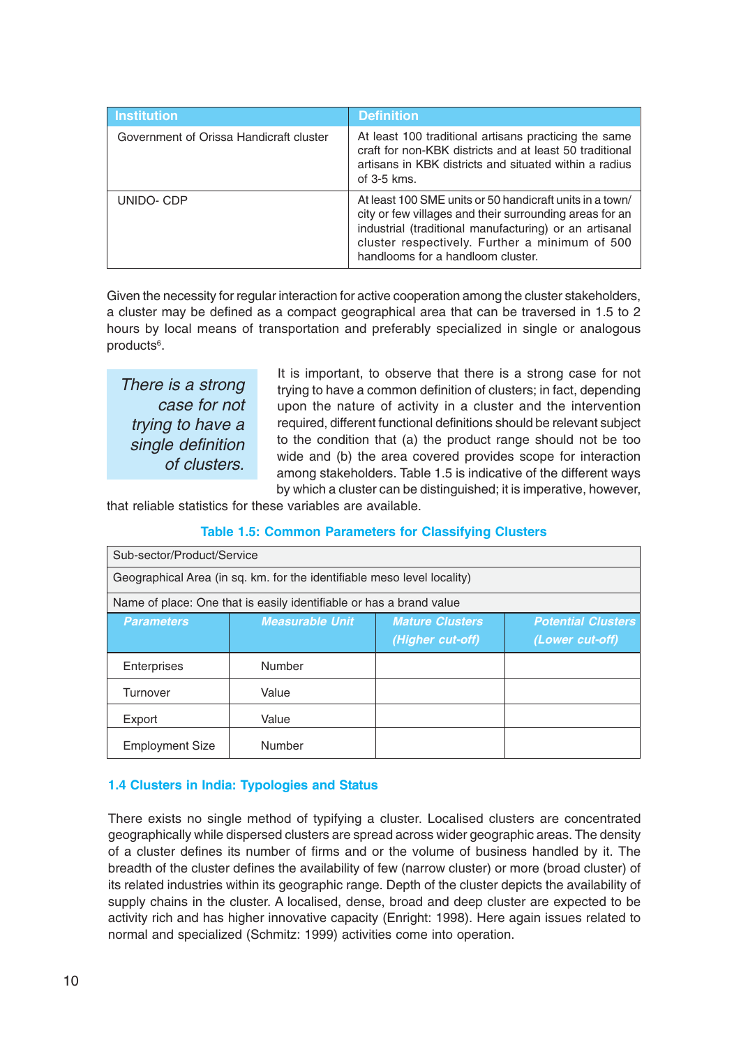| Institution | Definition |
|---|---|
| Government of Orissa Handicraft cluster | At least 100 traditional artisans practicing the same craft for non-KBK districts and at least 50 traditional artisans in KBK districts and situated within a radius of 3-5 kms. |
| UNIDO- CDP | At least 100 SME units or 50 handicraft units in a town/ city or few villages and their surrounding areas for an industrial (traditional manufacturing) or an artisanal cluster respectively. Further a minimum of 500 handlooms for a handloom cluster. |

Given the necessity for regular interaction for active cooperation among the cluster stakeholders, a cluster may be defined as a compact geographical area that can be traversed in 1.5 to 2 hours by local means of transportation and preferably specialized in single or analogous products[6].

*There is a strong case for not trying to have a single definition of clusters.*

It is important, to observe that there is a strong case for not trying to have a common definition of clusters; in fact, depending upon the nature of activity in a cluster and the intervention required, different functional definitions should be relevant subject to the condition that (a) the product range should not be too wide and (b) the area covered provides scope for interaction among stakeholders. Table 1.5 is indicative of the different ways by which a cluster can be distinguished; it is imperative, however, that reliable statistics for these variables are available.

**Table 1.5: Common Parameters for Classifying Clusters**

| Sub-sector/Product/Service | | | |
|---|---|---|---|
| Geographical Area (in sq. km. for the identifiable meso level locality) | | | |
| Name of place: One that is easily identifiable or has a brand value | | | |
| ***Parameters*** | ***Measurable Unit*** | ***Mature Clusters (Higher cut-off)*** | ***Potential Clusters (Lower cut-off)*** |
| Enterprises | Number | | |
| Turnover | Value | | |
| Export | Value | | |
| Employment Size | Number | | |

## 1.4 Clusters in India: Typologies and Status

There exists no single method of typifying a cluster. Localised clusters are concentrated geographically while dispersed clusters are spread across wider geographic areas. The density of a cluster defines its number of firms and or the volume of business handled by it. The breadth of the cluster defines the availability of few (narrow cluster) or more (broad cluster) of its related industries within its geographic range. Depth of the cluster depicts the availability of supply chains in the cluster. A localised, dense, broad and deep cluster are expected to be activity rich and has higher innovative capacity (Enright: 1998). Here again issues related to normal and specialized (Schmitz: 1999) activities come into operation.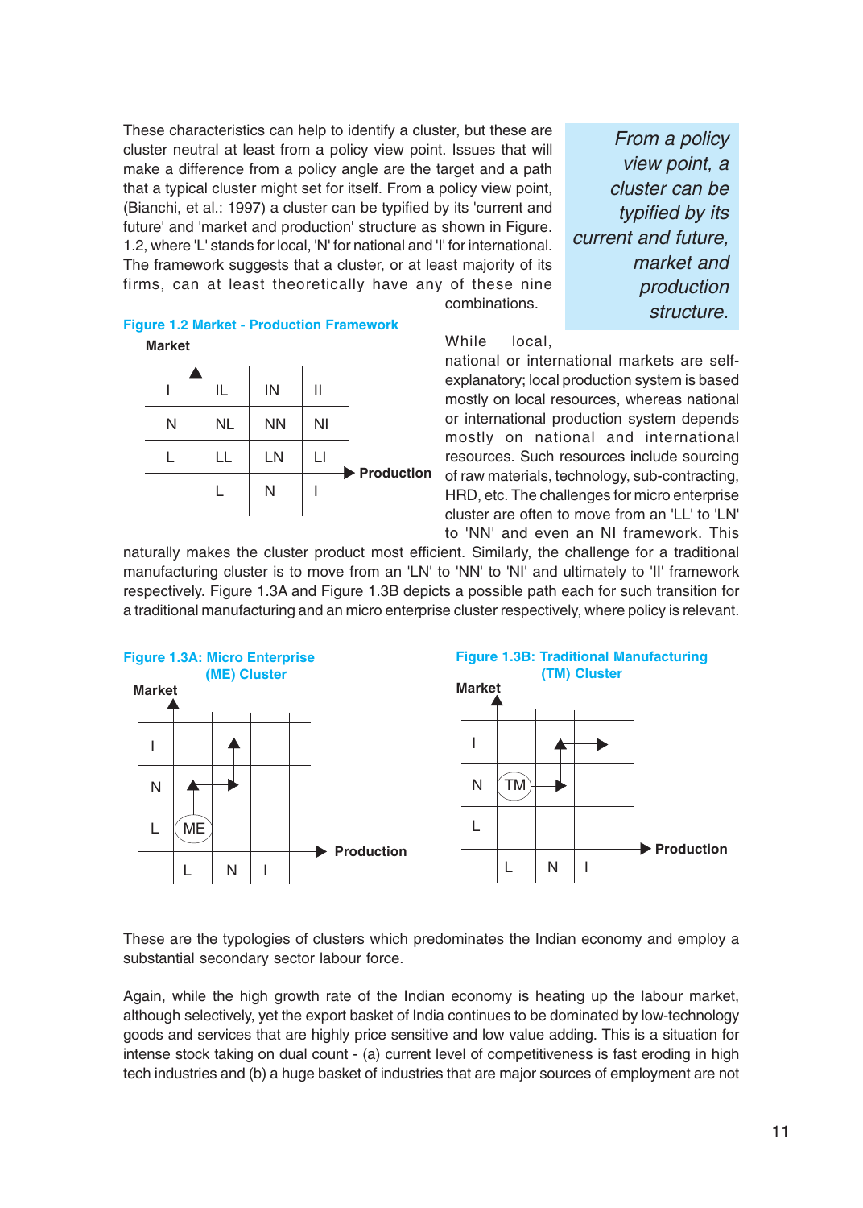These characteristics can help to identify a cluster, but these are cluster neutral at least from a policy view point. Issues that will make a difference from a policy angle are the target and a path that a typical cluster might set for itself. From a policy view point, (Bianchi, et al.: 1997) a cluster can be typified by its 'current and future' and 'market and production' structure as shown in Figure. 1.2, where 'L' stands for local, 'N' for national and 'I' for international. The framework suggests that a cluster, or at least majority of its firms, can at least theoretically have any of these nine combinations.

*From a policy view point, a cluster can be typified by its current and future, market and production structure.*

**Figure 1.2 Market - Production Framework**

| Market | | | |
|---|---|---|---|
| I | IL | IN | II |
| N | NL | NN | NI |
| L | LL | LN | LI |
| | L | N | I |

Production →

While local, national or international markets are self-explanatory; local production system is based mostly on local resources, whereas national or international production system depends mostly on national and international resources. Such resources include sourcing of raw materials, technology, sub-contracting, HRD, etc. The challenges for micro enterprise cluster are often to move from an 'LL' to 'LN' to 'NN' and even an NI framework. This naturally makes the cluster product most efficient. Similarly, the challenge for a traditional manufacturing cluster is to move from an 'LN' to 'NN' to 'NI' and ultimately to 'II' framework respectively. Figure 1.3A and Figure 1.3B depicts a possible path each for such transition for a traditional manufacturing and an micro enterprise cluster respectively, where policy is relevant.

**Figure 1.3A: Micro Enterprise (ME) Cluster**

| Market | | | |
|---|---|---|---|
| I | | ↑ | |
| N | ↑ → | | |
| L | ME | | |
| | L | N | I |

Production →

**Figure 1.3B: Traditional Manufacturing (TM) Cluster**

| Market | | | |
|---|---|---|---|
| I | | ↑ → | |
| N | TM → | | |
| L | | | |
| | L | N | I |

Production →

These are the typologies of clusters which predominates the Indian economy and employ a substantial secondary sector labour force.

Again, while the high growth rate of the Indian economy is heating up the labour market, although selectively, yet the export basket of India continues to be dominated by low-technology goods and services that are highly price sensitive and low value adding. This is a situation for intense stock taking on dual count - (a) current level of competitiveness is fast eroding in high tech industries and (b) a huge basket of industries that are major sources of employment are not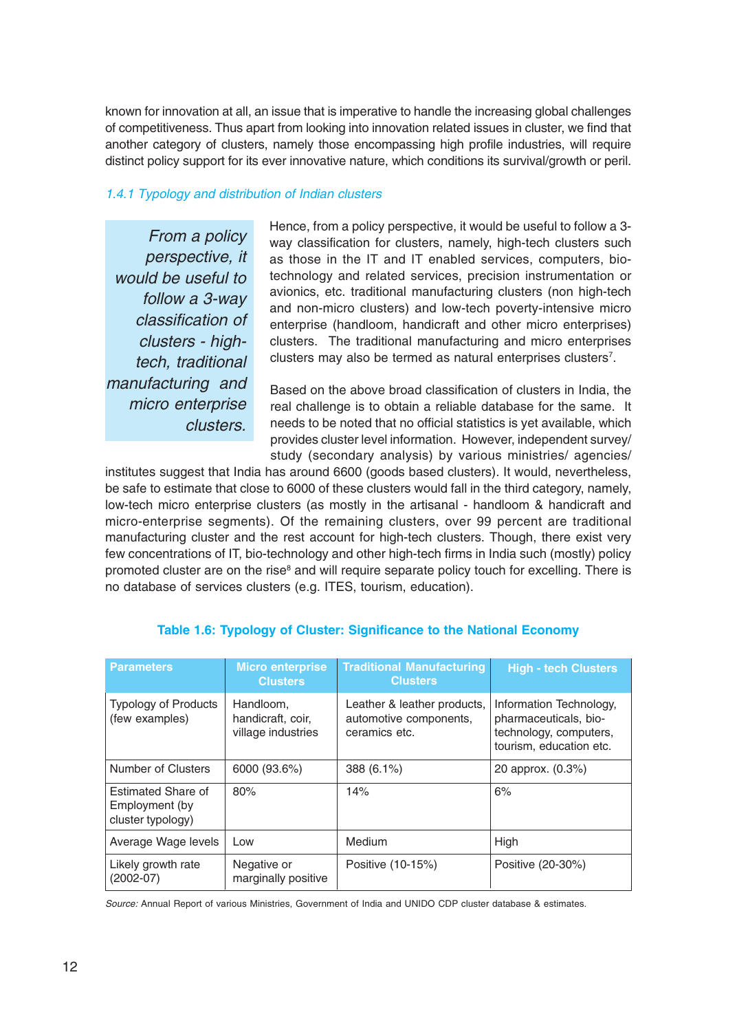known for innovation at all, an issue that is imperative to handle the increasing global challenges of competitiveness. Thus apart from looking into innovation related issues in cluster, we find that another category of clusters, namely those encompassing high profile industries, will require distinct policy support for its ever innovative nature, which conditions its survival/growth or peril.

### 1.4.1 Typology and distribution of Indian clusters

*From a policy perspective, it would be useful to follow a 3-way classification of clusters - high-tech, traditional manufacturing and micro enterprise clusters.*

Hence, from a policy perspective, it would be useful to follow a 3-way classification for clusters, namely, high-tech clusters such as those in the IT and IT enabled services, computers, bio-technology and related services, precision instrumentation or avionics, etc. traditional manufacturing clusters (non high-tech and non-micro clusters) and low-tech poverty-intensive micro enterprise (handloom, handicraft and other micro enterprises) clusters. The traditional manufacturing and micro enterprises clusters may also be termed as natural enterprises clusters[7].

Based on the above broad classification of clusters in India, the real challenge is to obtain a reliable database for the same. It needs to be noted that no official statistics is yet available, which provides cluster level information. However, independent survey/ study (secondary analysis) by various ministries/ agencies/ institutes suggest that India has around 6600 (goods based clusters). It would, nevertheless, be safe to estimate that close to 6000 of these clusters would fall in the third category, namely, low-tech micro enterprise clusters (as mostly in the artisanal - handloom & handicraft and micro-enterprise segments). Of the remaining clusters, over 99 percent are traditional manufacturing cluster and the rest account for high-tech clusters. Though, there exist very few concentrations of IT, bio-technology and other high-tech firms in India such (mostly) policy promoted cluster are on the rise[8] and will require separate policy touch for excelling. There is no database of services clusters (e.g. ITES, tourism, education).

**Table 1.6: Typology of Cluster: Significance to the National Economy**

| Parameters | Micro enterprise Clusters | Traditional Manufacturing Clusters | High - tech Clusters |
|---|---|---|---|
| Typology of Products (few examples) | Handloom, handicraft, coir, village industries | Leather & leather products, automotive components, ceramics etc. | Information Technology, pharmaceuticals, bio-technology, computers, tourism, education etc. |
| Number of Clusters | 6000 (93.6%) | 388 (6.1%) | 20 approx. (0.3%) |
| Estimated Share of Employment (by cluster typology) | 80% | 14% | 6% |
| Average Wage levels | Low | Medium | High |
| Likely growth rate (2002-07) | Negative or marginally positive | Positive (10-15%) | Positive (20-30%) |

*Source:* Annual Report of various Ministries, Government of India and UNIDO CDP cluster database & estimates.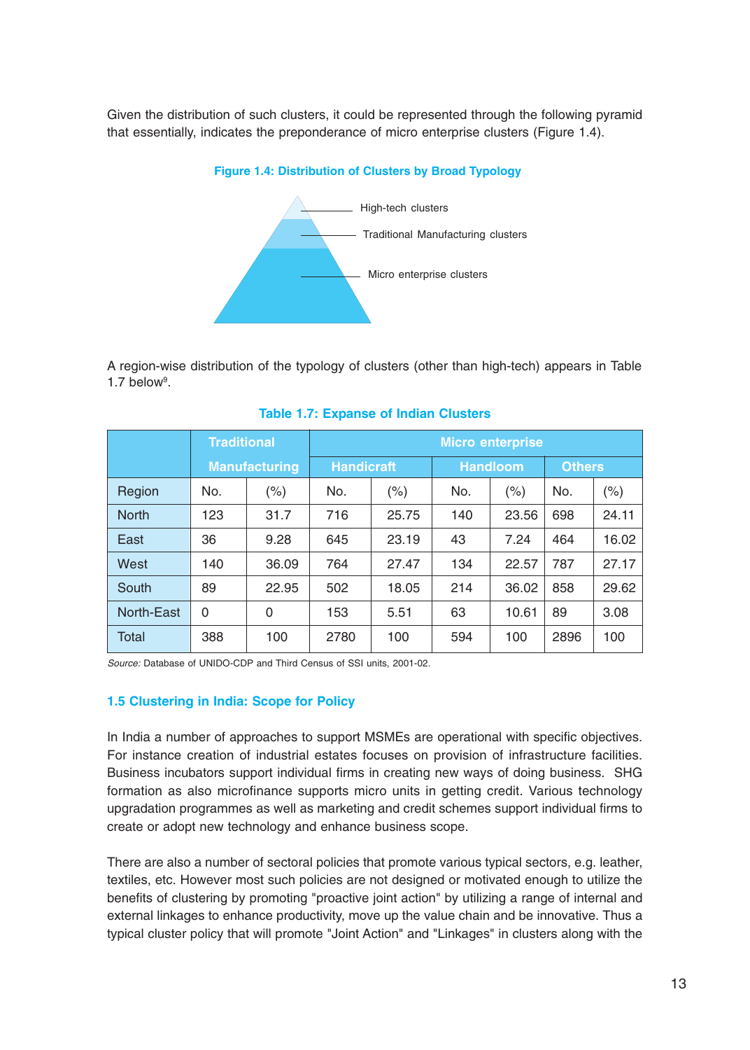Given the distribution of such clusters, it could be represented through the following pyramid that essentially, indicates the preponderance of micro enterprise clusters (Figure 1.4).

**Figure 1.4: Distribution of Clusters by Broad Typology**

High-tech clusters

Traditional Manufacturing clusters

Micro enterprise clusters

A region-wise distribution of the typology of clusters (other than high-tech) appears in Table 1.7 below[9].

**Table 1.7: Expanse of Indian Clusters**

| | Traditional Manufacturing | | Micro enterprise | | | | | |
|---|---|---|---|---|---|---|---|---|
| | | | Handicraft | | Handloom | | Others | |
| Region | No. | (%) | No. | (%) | No. | (%) | No. | (%) |
| North | 123 | 31.7 | 716 | 25.75 | 140 | 23.56 | 698 | 24.11 |
| East | 36 | 9.28 | 645 | 23.19 | 43 | 7.24 | 464 | 16.02 |
| West | 140 | 36.09 | 764 | 27.47 | 134 | 22.57 | 787 | 27.17 |
| South | 89 | 22.95 | 502 | 18.05 | 214 | 36.02 | 858 | 29.62 |
| North-East | 0 | 0 | 153 | 5.51 | 63 | 10.61 | 89 | 3.08 |
| Total | 388 | 100 | 2780 | 100 | 594 | 100 | 2896 | 100 |

*Source:* Database of UNIDO-CDP and Third Census of SSI units, 2001-02.

## 1.5 Clustering in India: Scope for Policy

In India a number of approaches to support MSMEs are operational with specific objectives. For instance creation of industrial estates focuses on provision of infrastructure facilities. Business incubators support individual firms in creating new ways of doing business. SHG formation as also microfinance supports micro units in getting credit. Various technology upgradation programmes as well as marketing and credit schemes support individual firms to create or adopt new technology and enhance business scope.

There are also a number of sectoral policies that promote various typical sectors, e.g. leather, textiles, etc. However most such policies are not designed or motivated enough to utilize the benefits of clustering by promoting "proactive joint action" by utilizing a range of internal and external linkages to enhance productivity, move up the value chain and be innovative. Thus a typical cluster policy that will promote "Joint Action" and "Linkages" in clusters along with the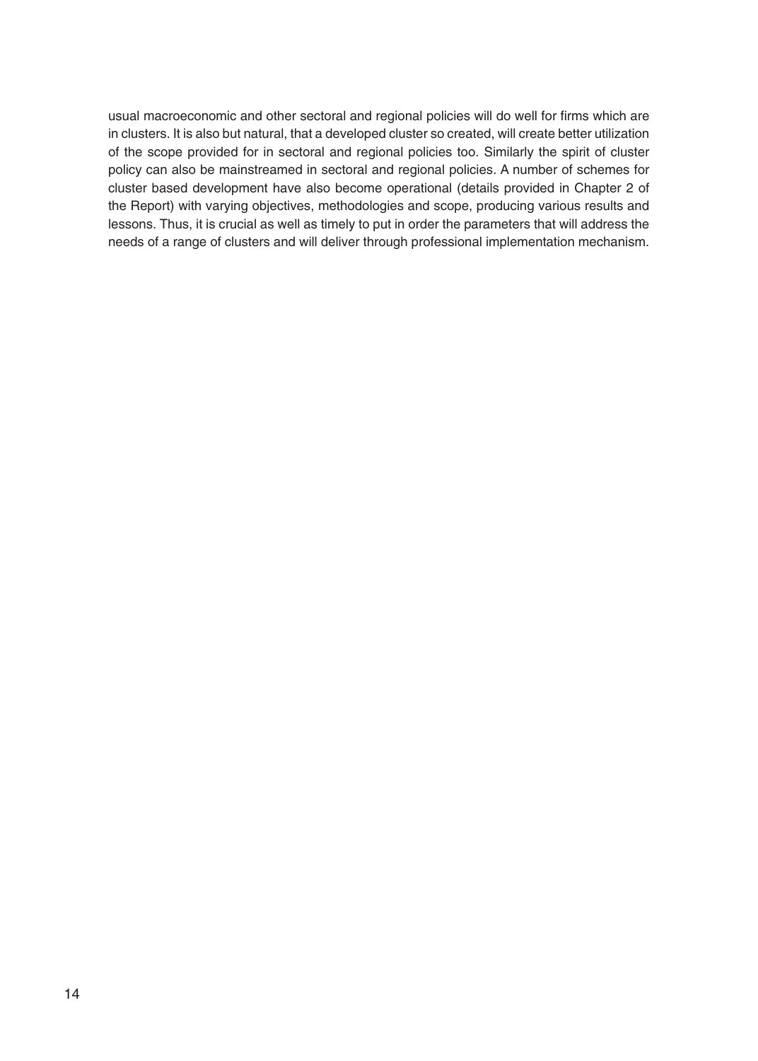usual macroeconomic and other sectoral and regional policies will do well for firms which are in clusters. It is also but natural, that a developed cluster so created, will create better utilization of the scope provided for in sectoral and regional policies too. Similarly the spirit of cluster policy can also be mainstreamed in sectoral and regional policies. A number of schemes for cluster based development have also become operational (details provided in Chapter 2 of the Report) with varying objectives, methodologies and scope, producing various results and lessons. Thus, it is crucial as well as timely to put in order the parameters that will address the needs of a range of clusters and will deliver through professional implementation mechanism.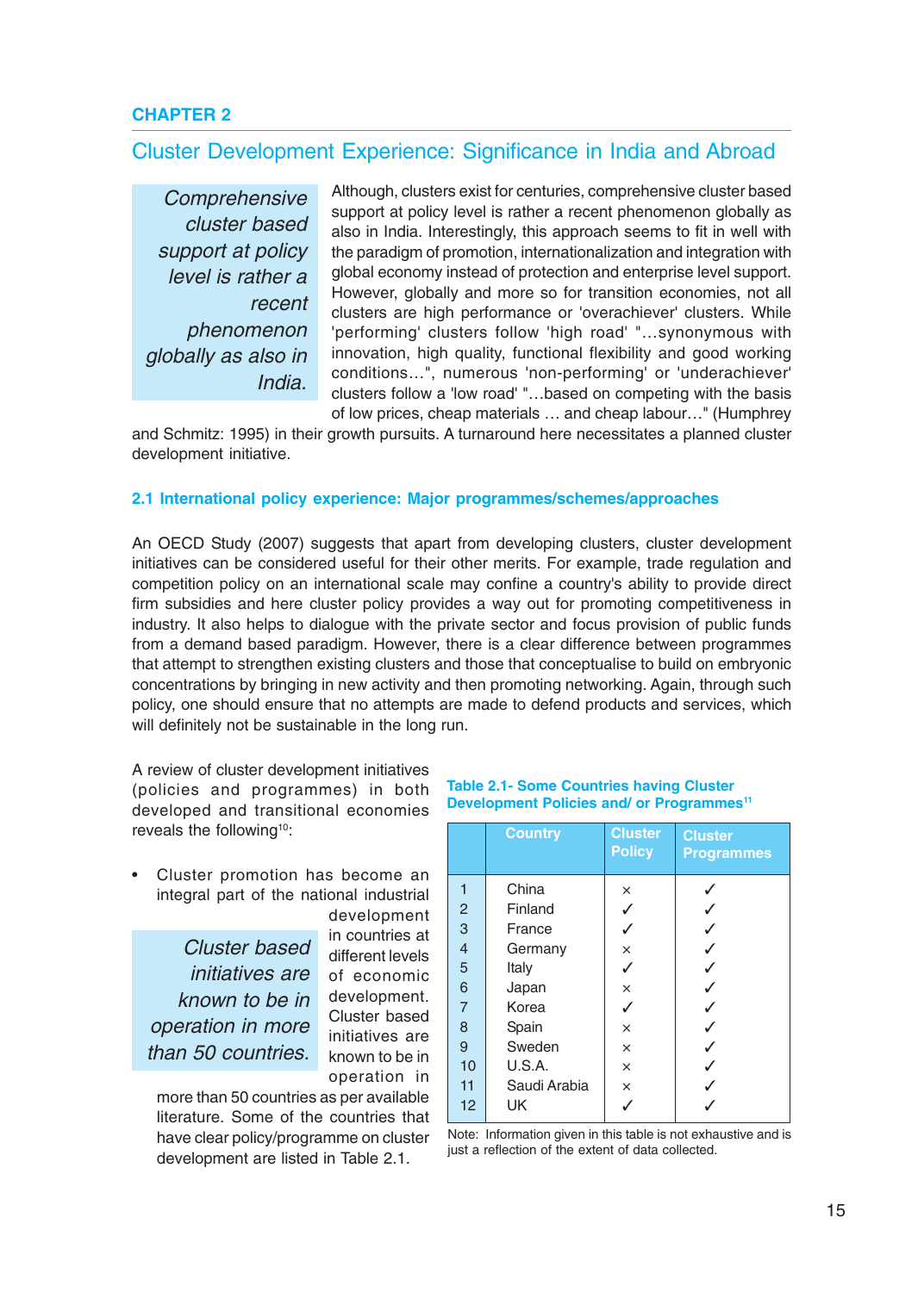# CHAPTER 2

## Cluster Development Experience: Significance in India and Abroad

*Comprehensive cluster based support at policy level is rather a recent phenomenon globally as also in India.*

Although, clusters exist for centuries, comprehensive cluster based support at policy level is rather a recent phenomenon globally as also in India. Interestingly, this approach seems to fit in well with the paradigm of promotion, internationalization and integration with global economy instead of protection and enterprise level support. However, globally and more so for transition economies, not all clusters are high performance or 'overachiever' clusters. While 'performing' clusters follow 'high road' "…synonymous with innovation, high quality, functional flexibility and good working conditions…", numerous 'non-performing' or 'underachiever' clusters follow a 'low road' "…based on competing with the basis of low prices, cheap materials … and cheap labour…" (Humphrey and Schmitz: 1995) in their growth pursuits. A turnaround here necessitates a planned cluster development initiative.

### 2.1 International policy experience: Major programmes/schemes/approaches

An OECD Study (2007) suggests that apart from developing clusters, cluster development initiatives can be considered useful for their other merits. For example, trade regulation and competition policy on an international scale may confine a country's ability to provide direct firm subsidies and here cluster policy provides a way out for promoting competitiveness in industry. It also helps to dialogue with the private sector and focus provision of public funds from a demand based paradigm. However, there is a clear difference between programmes that attempt to strengthen existing clusters and those that conceptualise to build on embryonic concentrations by bringing in new activity and then promoting networking. Again, through such policy, one should ensure that no attempts are made to defend products and services, which will definitely not be sustainable in the long run.

A review of cluster development initiatives (policies and programmes) in both developed and transitional economies reveals the following[10]:

*Cluster based initiatives are known to be in operation in more than 50 countries.*

- Cluster promotion has become an integral part of the national industrial development in countries at different levels of economic development. Cluster based initiatives are known to be in operation in more than 50 countries as per available literature. Some of the countries that have clear policy/programme on cluster development are listed in Table 2.1.

**Table 2.1- Some Countries having Cluster Development Policies and/ or Programmes[11]**

| | Country | Cluster Policy | Cluster Programmes |
|---|---|---|---|
| 1 | China | × | ✓ |
| 2 | Finland | ✓ | ✓ |
| 3 | France | ✓ | ✓ |
| 4 | Germany | × | ✓ |
| 5 | Italy | ✓ | ✓ |
| 6 | Japan | × | ✓ |
| 7 | Korea | ✓ | ✓ |
| 8 | Spain | × | ✓ |
| 9 | Sweden | × | ✓ |
| 10 | U.S.A. | × | ✓ |
| 11 | Saudi Arabia | × | ✓ |
| 12 | UK | ✓ | ✓ |

Note: Information given in this table is not exhaustive and is just a reflection of the extent of data collected.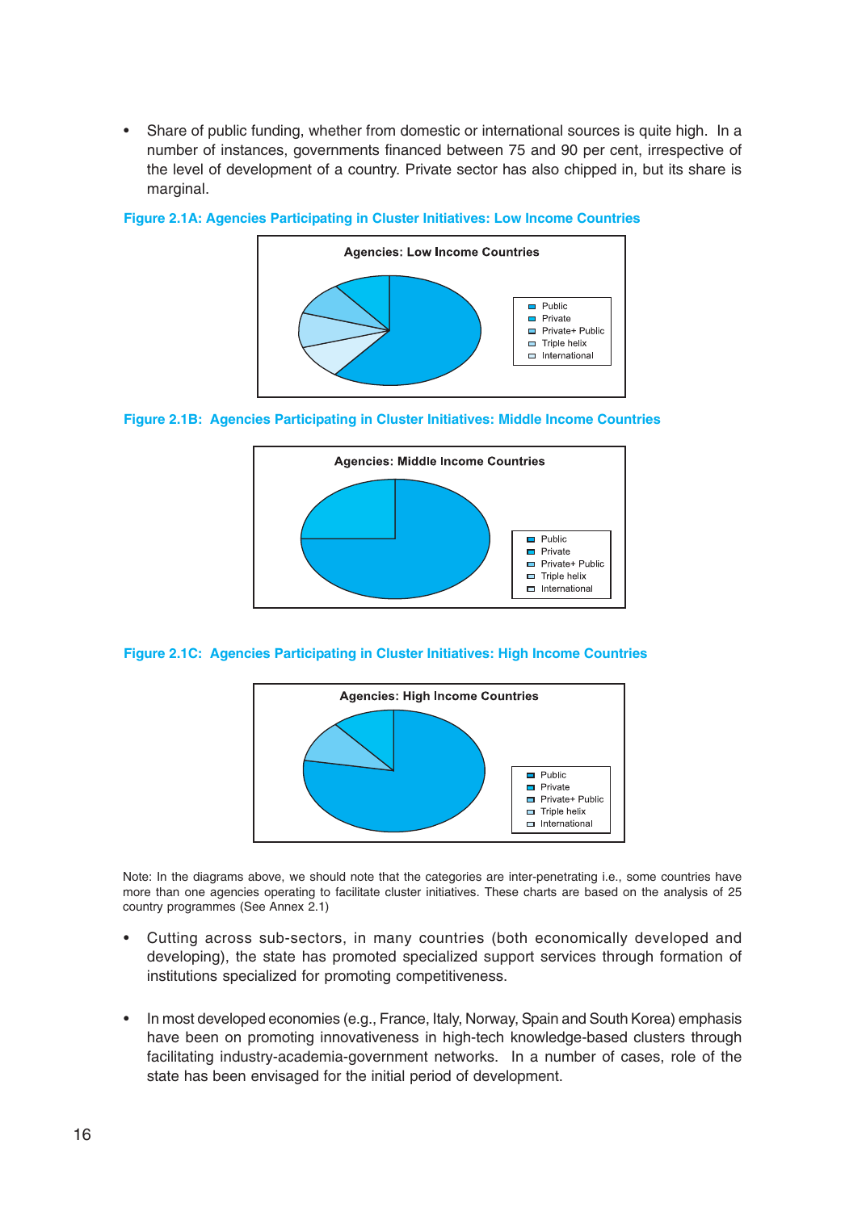- Share of public funding, whether from domestic or international sources is quite high. In a number of instances, governments financed between 75 and 90 per cent, irrespective of the level of development of a country. Private sector has also chipped in, but its share is marginal.

**Figure 2.1A: Agencies Participating in Cluster Initiatives: Low Income Countries**

**Figure 2.1B: Agencies Participating in Cluster Initiatives: Middle Income Countries**

**Figure 2.1C: Agencies Participating in Cluster Initiatives: High Income Countries**

Note: In the diagrams above, we should note that the categories are inter-penetrating i.e., some countries have more than one agencies operating to facilitate cluster initiatives. These charts are based on the analysis of 25 country programmes (See Annex 2.1)

- Cutting across sub-sectors, in many countries (both economically developed and developing), the state has promoted specialized support services through formation of institutions specialized for promoting competitiveness.

- In most developed economies (e.g., France, Italy, Norway, Spain and South Korea) emphasis have been on promoting innovativeness in high-tech knowledge-based clusters through facilitating industry-academia-government networks. In a number of cases, role of the state has been envisaged for the initial period of development.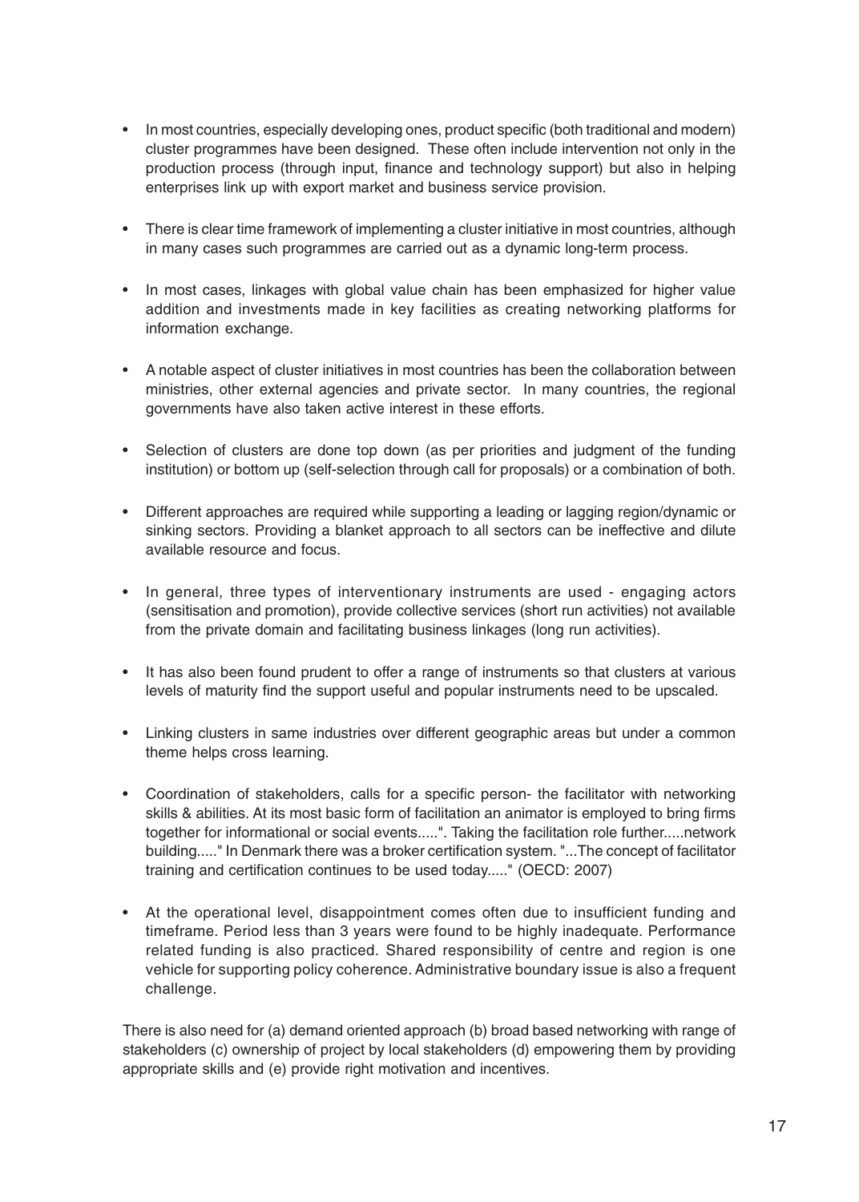- In most countries, especially developing ones, product specific (both traditional and modern) cluster programmes have been designed. These often include intervention not only in the production process (through input, finance and technology support) but also in helping enterprises link up with export market and business service provision.

- There is clear time framework of implementing a cluster initiative in most countries, although in many cases such programmes are carried out as a dynamic long-term process.

- In most cases, linkages with global value chain has been emphasized for higher value addition and investments made in key facilities as creating networking platforms for information exchange.

- A notable aspect of cluster initiatives in most countries has been the collaboration between ministries, other external agencies and private sector. In many countries, the regional governments have also taken active interest in these efforts.

- Selection of clusters are done top down (as per priorities and judgment of the funding institution) or bottom up (self-selection through call for proposals) or a combination of both.

- Different approaches are required while supporting a leading or lagging region/dynamic or sinking sectors. Providing a blanket approach to all sectors can be ineffective and dilute available resource and focus.

- In general, three types of interventionary instruments are used - engaging actors (sensitisation and promotion), provide collective services (short run activities) not available from the private domain and facilitating business linkages (long run activities).

- It has also been found prudent to offer a range of instruments so that clusters at various levels of maturity find the support useful and popular instruments need to be upscaled.

- Linking clusters in same industries over different geographic areas but under a common theme helps cross learning.

- Coordination of stakeholders, calls for a specific person- the facilitator with networking skills & abilities. At its most basic form of facilitation an animator is employed to bring firms together for informational or social events.....". Taking the facilitation role further.....network building....." In Denmark there was a broker certification system. "...The concept of facilitator training and certification continues to be used today....." (OECD: 2007)

- At the operational level, disappointment comes often due to insufficient funding and timeframe. Period less than 3 years were found to be highly inadequate. Performance related funding is also practiced. Shared responsibility of centre and region is one vehicle for supporting policy coherence. Administrative boundary issue is also a frequent challenge.

There is also need for (a) demand oriented approach (b) broad based networking with range of stakeholders (c) ownership of project by local stakeholders (d) empowering them by providing appropriate skills and (e) provide right motivation and incentives.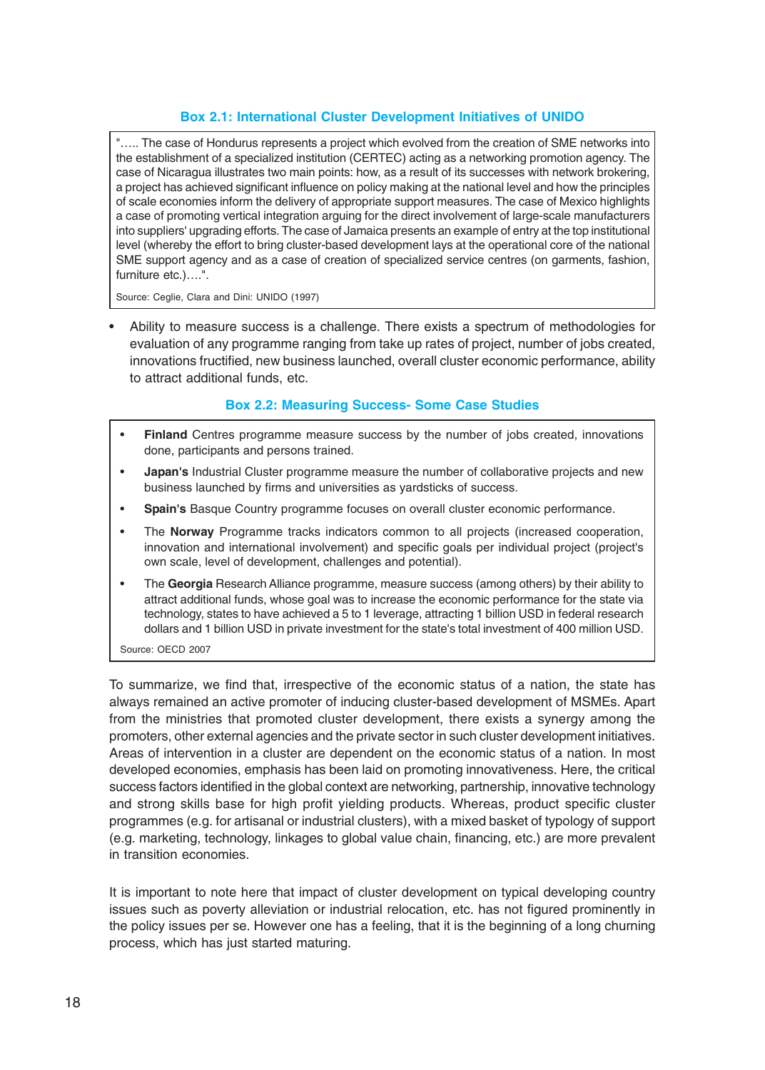### Box 2.1: International Cluster Development Initiatives of UNIDO

"….. The case of Honduras represents a project which evolved from the creation of SME networks into the establishment of a specialized institution (CERTEC) acting as a networking promotion agency. The case of Nicaragua illustrates two main points: how, as a result of its successes with network brokering, a project has achieved significant influence on policy making at the national level and how the principles of scale economies inform the delivery of appropriate support measures. The case of Mexico highlights a case of promoting vertical integration arguing for the direct involvement of large-scale manufacturers into suppliers' upgrading efforts. The case of Jamaica presents an example of entry at the top institutional level (whereby the effort to bring cluster-based development lays at the operational core of the national SME support agency and as a case of creation of specialized service centres (on garments, fashion, furniture etc.)….".

Source: Ceglie, Clara and Dini: UNIDO (1997)

- Ability to measure success is a challenge. There exists a spectrum of methodologies for evaluation of any programme ranging from take up rates of project, number of jobs created, innovations fructified, new business launched, overall cluster economic performance, ability to attract additional funds, etc.

### Box 2.2: Measuring Success- Some Case Studies

- **Finland** Centres programme measure success by the number of jobs created, innovations done, participants and persons trained.
- **Japan's** Industrial Cluster programme measure the number of collaborative projects and new business launched by firms and universities as yardsticks of success.
- **Spain's** Basque Country programme focuses on overall cluster economic performance.
- The **Norway** Programme tracks indicators common to all projects (increased cooperation, innovation and international involvement) and specific goals per individual project (project's own scale, level of development, challenges and potential).
- The **Georgia** Research Alliance programme, measure success (among others) by their ability to attract additional funds, whose goal was to increase the economic performance for the state via technology, states to have achieved a 5 to 1 leverage, attracting 1 billion USD in federal research dollars and 1 billion USD in private investment for the state's total investment of 400 million USD.

Source: OECD 2007

To summarize, we find that, irrespective of the economic status of a nation, the state has always remained an active promoter of inducing cluster-based development of MSMEs. Apart from the ministries that promoted cluster development, there exists a synergy among the promoters, other external agencies and the private sector in such cluster development initiatives. Areas of intervention in a cluster are dependent on the economic status of a nation. In most developed economies, emphasis has been laid on promoting innovativeness. Here, the critical success factors identified in the global context are networking, partnership, innovative technology and strong skills base for high profit yielding products. Whereas, product specific cluster programmes (e.g. for artisanal or industrial clusters), with a mixed basket of typology of support (e.g. marketing, technology, linkages to global value chain, financing, etc.) are more prevalent in transition economies.

It is important to note here that impact of cluster development on typical developing country issues such as poverty alleviation or industrial relocation, etc. has not figured prominently in the policy issues per se. However one has a feeling, that it is the beginning of a long churning process, which has just started maturing.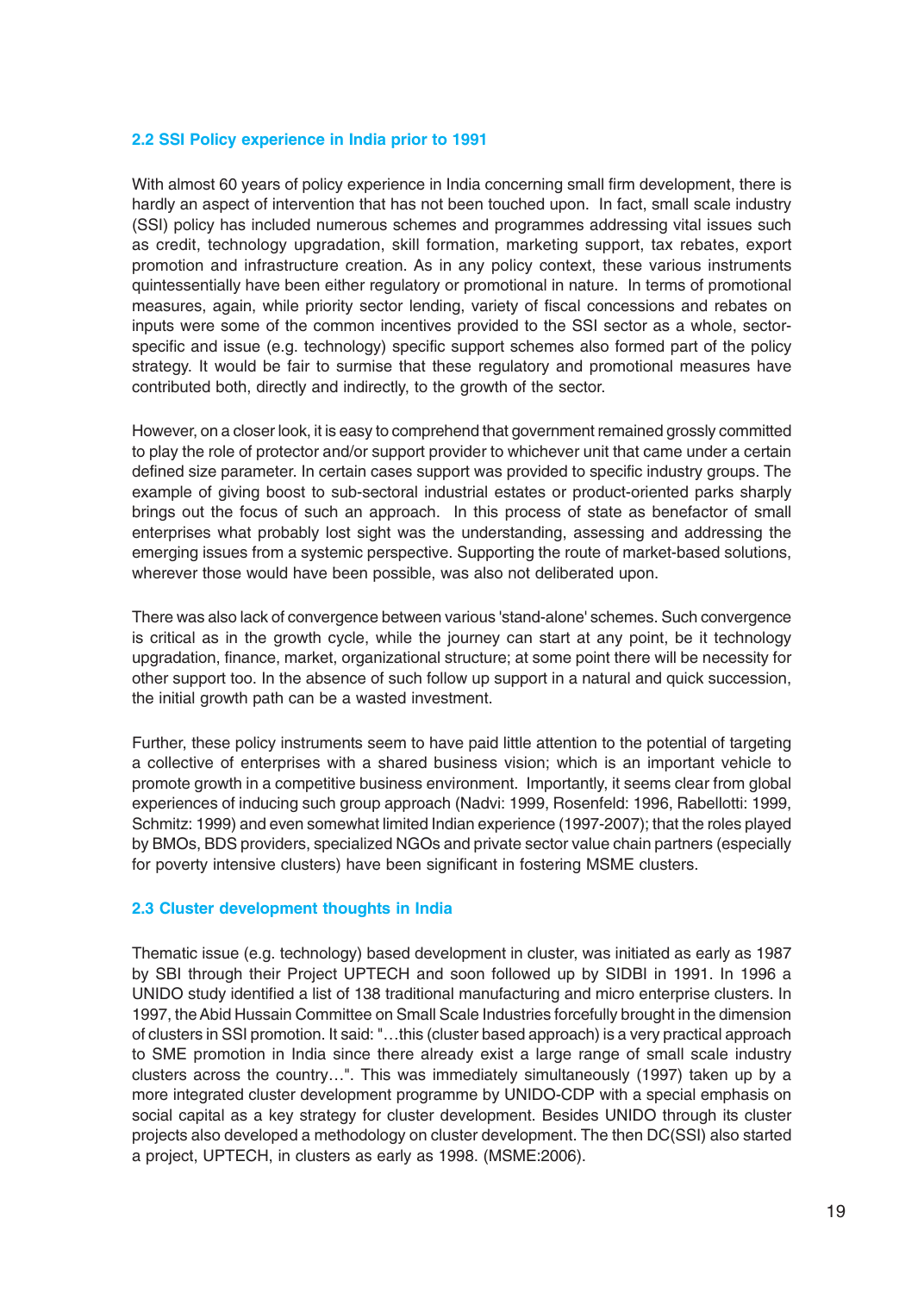## 2.2 SSI Policy experience in India prior to 1991

With almost 60 years of policy experience in India concerning small firm development, there is hardly an aspect of intervention that has not been touched upon. In fact, small scale industry (SSI) policy has included numerous schemes and programmes addressing vital issues such as credit, technology upgradation, skill formation, marketing support, tax rebates, export promotion and infrastructure creation. As in any policy context, these various instruments quintessentially have been either regulatory or promotional in nature. In terms of promotional measures, again, while priority sector lending, variety of fiscal concessions and rebates on inputs were some of the common incentives provided to the SSI sector as a whole, sector-specific and issue (e.g. technology) specific support schemes also formed part of the policy strategy. It would be fair to surmise that these regulatory and promotional measures have contributed both, directly and indirectly, to the growth of the sector.

However, on a closer look, it is easy to comprehend that government remained grossly committed to play the role of protector and/or support provider to whichever unit that came under a certain defined size parameter. In certain cases support was provided to specific industry groups. The example of giving boost to sub-sectoral industrial estates or product-oriented parks sharply brings out the focus of such an approach. In this process of state as benefactor of small enterprises what probably lost sight was the understanding, assessing and addressing the emerging issues from a systemic perspective. Supporting the route of market-based solutions, wherever those would have been possible, was also not deliberated upon.

There was also lack of convergence between various 'stand-alone' schemes. Such convergence is critical as in the growth cycle, while the journey can start at any point, be it technology upgradation, finance, market, organizational structure; at some point there will be necessity for other support too. In the absence of such follow up support in a natural and quick succession, the initial growth path can be a wasted investment.

Further, these policy instruments seem to have paid little attention to the potential of targeting a collective of enterprises with a shared business vision; which is an important vehicle to promote growth in a competitive business environment. Importantly, it seems clear from global experiences of inducing such group approach (Nadvi: 1999, Rosenfeld: 1996, Rabellotti: 1999, Schmitz: 1999) and even somewhat limited Indian experience (1997-2007); that the roles played by BMOs, BDS providers, specialized NGOs and private sector value chain partners (especially for poverty intensive clusters) have been significant in fostering MSME clusters.

## 2.3 Cluster development thoughts in India

Thematic issue (e.g. technology) based development in cluster, was initiated as early as 1987 by SBI through their Project UPTECH and soon followed up by SIDBI in 1991. In 1996 a UNIDO study identified a list of 138 traditional manufacturing and micro enterprise clusters. In 1997, the Abid Hussain Committee on Small Scale Industries forcefully brought in the dimension of clusters in SSI promotion. It said: "…this (cluster based approach) is a very practical approach to SME promotion in India since there already exist a large range of small scale industry clusters across the country…". This was immediately simultaneously (1997) taken up by a more integrated cluster development programme by UNIDO-CDP with a special emphasis on social capital as a key strategy for cluster development. Besides UNIDO through its cluster projects also developed a methodology on cluster development. The then DC(SSI) also started a project, UPTECH, in clusters as early as 1998. (MSME:2006).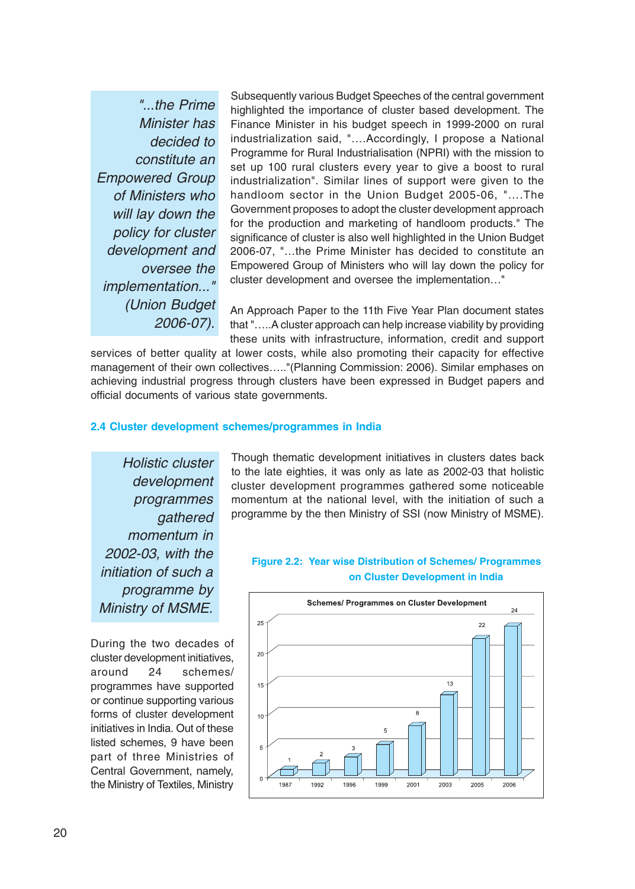*"...the Prime Minister has decided to constitute an Empowered Group of Ministers who will lay down the policy for cluster development and oversee the implementation..." (Union Budget 2006-07).*

Subsequently various Budget Speeches of the central government highlighted the importance of cluster based development. The Finance Minister in his budget speech in 1999-2000 on rural industrialization said, "....Accordingly, I propose a National Programme for Rural Industrialisation (NPRI) with the mission to set up 100 rural clusters every year to give a boost to rural industrialization". Similar lines of support were given to the handloom sector in the Union Budget 2005-06, "....The Government proposes to adopt the cluster development approach for the production and marketing of handloom products." The significance of cluster is also well highlighted in the Union Budget 2006-07, "...the Prime Minister has decided to constitute an Empowered Group of Ministers who will lay down the policy for cluster development and oversee the implementation…"

An Approach Paper to the 11th Five Year Plan document states that "…..A cluster approach can help increase viability by providing these units with infrastructure, information, credit and support services of better quality at lower costs, while also promoting their capacity for effective management of their own collectives….."(Planning Commission: 2006). Similar emphases on achieving industrial progress through clusters have been expressed in Budget papers and official documents of various state governments.

## 2.4 Cluster development schemes/programmes in India

*Holistic cluster development programmes gathered momentum in 2002-03, with the initiation of such a programme by Ministry of MSME.*

Though thematic development initiatives in clusters dates back to the late eighties, it was only as late as 2002-03 that holistic cluster development programmes gathered some noticeable momentum at the national level, with the initiation of such a programme by the then Ministry of SSI (now Ministry of MSME).

**Figure 2.2: Year wise Distribution of Schemes/ Programmes on Cluster Development in India**

Schemes/ Programmes on Cluster Development

| Year | 1987 | 1992 | 1996 | 1999 | 2001 | 2003 | 2005 | 2006 |
|---|---|---|---|---|---|---|---|---|
| Schemes/ Programmes | 1 | 2 | 3 | 5 | 8 | 13 | 22 | 24 |

During the two decades of cluster development initiatives, around 24 schemes/ programmes have supported or continue supporting various forms of cluster development initiatives in India. Out of these listed schemes, 9 have been part of three Ministries of Central Government, namely, the Ministry of Textiles, Ministry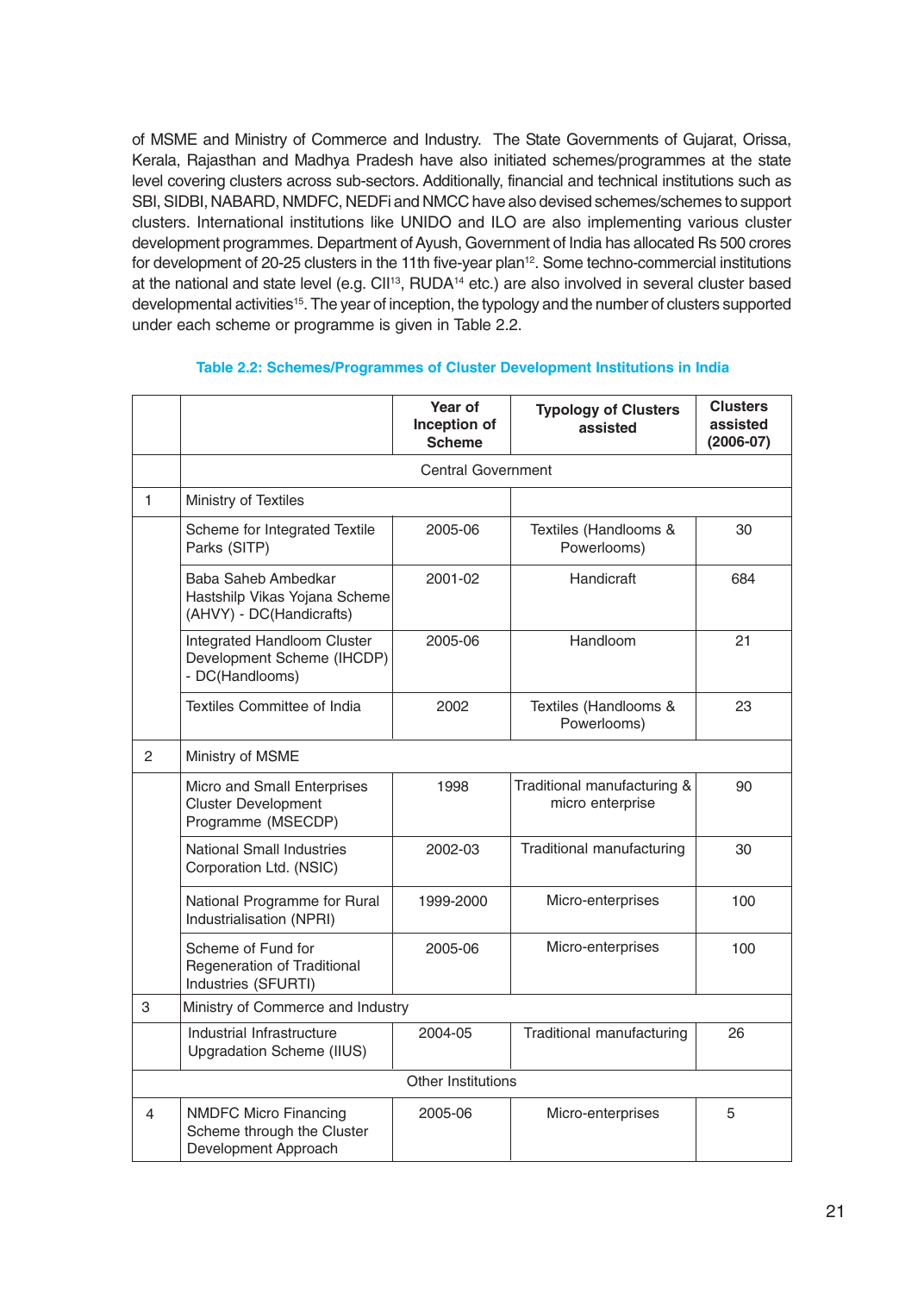of MSME and Ministry of Commerce and Industry. The State Governments of Gujarat, Orissa, Kerala, Rajasthan and Madhya Pradesh have also initiated schemes/programmes at the state level covering clusters across sub-sectors. Additionally, financial and technical institutions such as SBI, SIDBI, NABARD, NMDFC, NEDFi and NMCC have also devised schemes/schemes to support clusters. International institutions like UNIDO and ILO are also implementing various cluster development programmes. Department of Ayush, Government of India has allocated Rs 500 crores for development of 20-25 clusters in the 11th five-year plan[12]. Some techno-commercial institutions at the national and state level (e.g. CII[13], RUDA[14] etc.) are also involved in several cluster based developmental activities[15]. The year of inception, the typology and the number of clusters supported under each scheme or programme is given in Table 2.2.

**Table 2.2: Schemes/Programmes of Cluster Development Institutions in India**

| | | Year of Inception of Scheme | Typology of Clusters assisted | Clusters assisted (2006-07) |
|---|---|---|---|---|
| | Central Government | | | |
| 1 | Ministry of Textiles | | | |
| | Scheme for Integrated Textile Parks (SITP) | 2005-06 | Textiles (Handlooms & Powerlooms) | 30 |
| | Baba Saheb Ambedkar Hastshilp Vikas Yojana Scheme (AHVY) - DC(Handicrafts) | 2001-02 | Handicraft | 684 |
| | Integrated Handloom Cluster Development Scheme (IHCDP) - DC(Handlooms) | 2005-06 | Handloom | 21 |
| | Textiles Committee of India | 2002 | Textiles (Handlooms & Powerlooms) | 23 |
| 2 | Ministry of MSME | | | |
| | Micro and Small Enterprises Cluster Development Programme (MSECDP) | 1998 | Traditional manufacturing & micro enterprise | 90 |
| | National Small Industries Corporation Ltd. (NSIC) | 2002-03 | Traditional manufacturing | 30 |
| | National Programme for Rural Industrialisation (NPRI) | 1999-2000 | Micro-enterprises | 100 |
| | Scheme of Fund for Regeneration of Traditional Industries (SFURTI) | 2005-06 | Micro-enterprises | 100 |
| 3 | Ministry of Commerce and Industry | | | |
| | Industrial Infrastructure Upgradation Scheme (IIUS) | 2004-05 | Traditional manufacturing | 26 |
| | Other Institutions | | | |
| 4 | NMDFC Micro Financing Scheme through the Cluster Development Approach | 2005-06 | Micro-enterprises | 5 |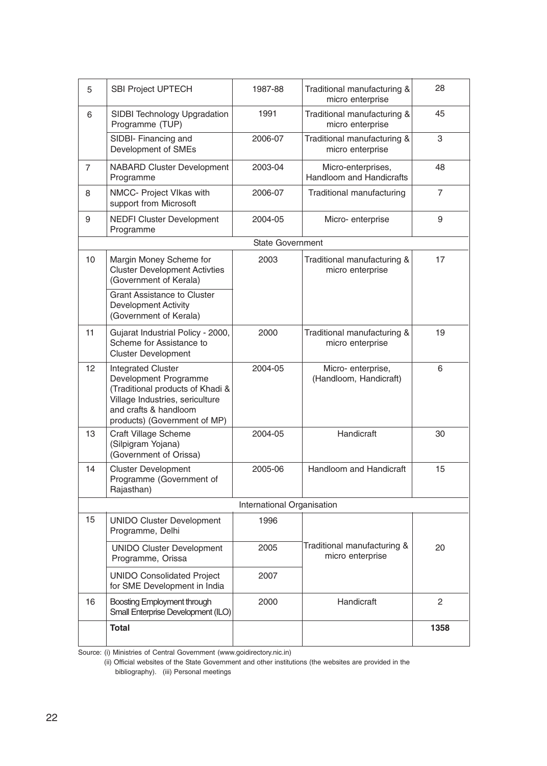| 5 | SBI Project UPTECH | 1987-88 | Traditional manufacturing & micro enterprise | 28 |
|---|---|---|---|---|
| 6 | SIDBI Technology Upgradation Programme (TUP) | 1991 | Traditional manufacturing & micro enterprise | 45 |
| | SIDBI- Financing and Development of SMEs | 2006-07 | Traditional manufacturing & micro enterprise | 3 |
| 7 | NABARD Cluster Development Programme | 2003-04 | Micro-enterprises, Handloom and Handicrafts | 48 |
| 8 | NMCC- Project VIkas with support from Microsoft | 2006-07 | Traditional manufacturing | 7 |
| 9 | NEDFI Cluster Development Programme | 2004-05 | Micro- enterprise | 9 |
| | | State Government | | |
| 10 | Margin Money Scheme for Cluster Development Activties (Government of Kerala)<br>Grant Assistance to Cluster Development Activity (Government of Kerala) | 2003 | Traditional manufacturing & micro enterprise | 17 |
| 11 | Gujarat Industrial Policy - 2000, Scheme for Assistance to Cluster Development | 2000 | Traditional manufacturing & micro enterprise | 19 |
| 12 | Integrated Cluster Development Programme (Traditional products of Khadi & Village Industries, sericulture and crafts & handloom products) (Government of MP) | 2004-05 | Micro- enterprise, (Handloom, Handicraft) | 6 |
| 13 | Craft Village Scheme (Silpigram Yojana) (Government of Orissa) | 2004-05 | Handicraft | 30 |
| 14 | Cluster Development Programme (Government of Rajasthan) | 2005-06 | Handloom and Handicraft | 15 |
| | | International Organisation | | |
| 15 | UNIDO Cluster Development Programme, Delhi | 1996 | Traditional manufacturing & micro enterprise | 20 |
| | UNIDO Cluster Development Programme, Orissa | 2005 | | |
| | UNIDO Consolidated Project for SME Development in India | 2007 | | |
| 16 | Boosting Employment through Small Enterprise Development (ILO) | 2000 | Handicraft | 2 |
| | **Total** | | | **1358** |

Source: (i) Ministries of Central Government (www.goidirectory.nic.in)
(ii) Official websites of the State Government and other institutions (the websites are provided in the bibliography). (iii) Personal meetings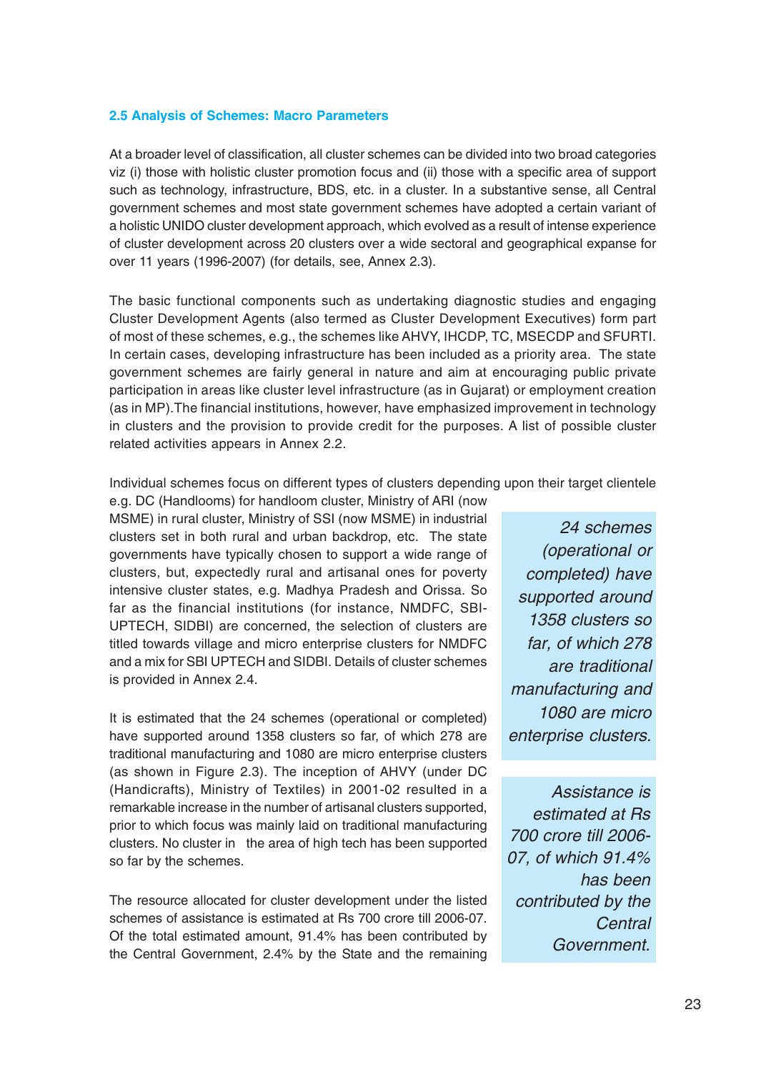## 2.5 Analysis of Schemes: Macro Parameters

At a broader level of classification, all cluster schemes can be divided into two broad categories viz (i) those with holistic cluster promotion focus and (ii) those with a specific area of support such as technology, infrastructure, BDS, etc. in a cluster. In a substantive sense, all Central government schemes and most state government schemes have adopted a certain variant of a holistic UNIDO cluster development approach, which evolved as a result of intense experience of cluster development across 20 clusters over a wide sectoral and geographical expanse for over 11 years (1996-2007) (for details, see, Annex 2.3).

The basic functional components such as undertaking diagnostic studies and engaging Cluster Development Agents (also termed as Cluster Development Executives) form part of most of these schemes, e.g., the schemes like AHVY, IHCDP, TC, MSECDP and SFURTI. In certain cases, developing infrastructure has been included as a priority area. The state government schemes are fairly general in nature and aim at encouraging public private participation in areas like cluster level infrastructure (as in Gujarat) or employment creation (as in MP).The financial institutions, however, have emphasized improvement in technology in clusters and the provision to provide credit for the purposes. A list of possible cluster related activities appears in Annex 2.2.

Individual schemes focus on different types of clusters depending upon their target clientele e.g. DC (Handlooms) for handloom cluster, Ministry of ARI (now MSME) in rural cluster, Ministry of SSI (now MSME) in industrial clusters set in both rural and urban backdrop, etc. The state governments have typically chosen to support a wide range of clusters, but, expectedly rural and artisanal ones for poverty intensive cluster states, e.g. Madhya Pradesh and Orissa. So far as the financial institutions (for instance, NMDFC, SBI-UPTECH, SIDBI) are concerned, the selection of clusters are titled towards village and micro enterprise clusters for NMDFC and a mix for SBI UPTECH and SIDBI. Details of cluster schemes is provided in Annex 2.4.

*24 schemes (operational or completed) have supported around 1358 clusters so far, of which 278 are traditional manufacturing and 1080 are micro enterprise clusters.*

It is estimated that the 24 schemes (operational or completed) have supported around 1358 clusters so far, of which 278 are traditional manufacturing and 1080 are micro enterprise clusters (as shown in Figure 2.3). The inception of AHVY (under DC (Handicrafts), Ministry of Textiles) in 2001-02 resulted in a remarkable increase in the number of artisanal clusters supported, prior to which focus was mainly laid on traditional manufacturing clusters. No cluster in the area of high tech has been supported so far by the schemes.

*Assistance is estimated at Rs 700 crore till 2006-07, of which 91.4% has been contributed by the Central Government.*

The resource allocated for cluster development under the listed schemes of assistance is estimated at Rs 700 crore till 2006-07. Of the total estimated amount, 91.4% has been contributed by the Central Government, 2.4% by the State and the remaining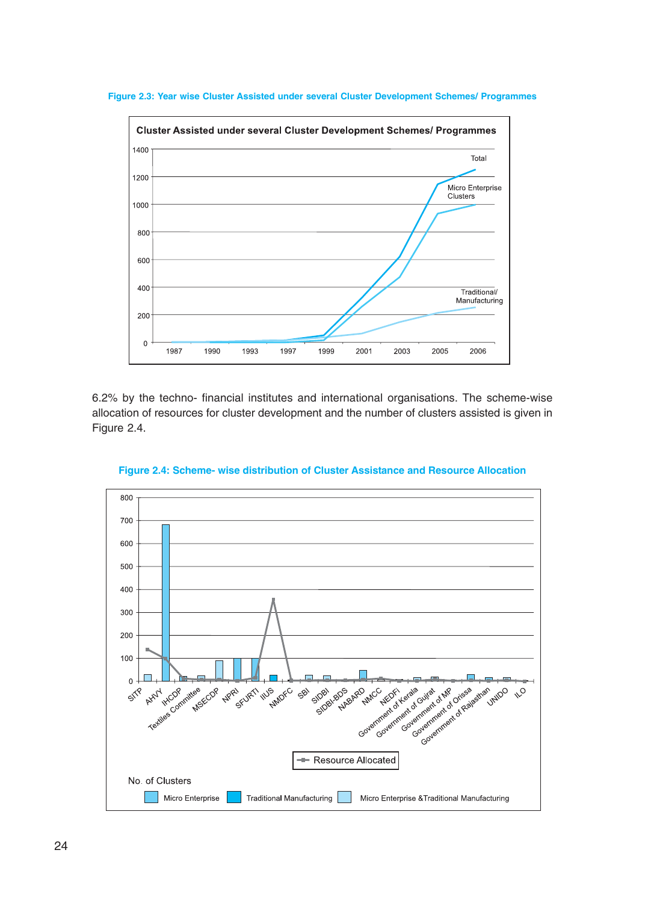**Figure 2.3: Year wise Cluster Assisted under several Cluster Development Schemes/ Programmes**

6.2% by the techno- financial institutes and international organisations. The scheme-wise allocation of resources for cluster development and the number of clusters assisted is given in Figure 2.4.

**Figure 2.4: Scheme- wise distribution of Cluster Assistance and Resource Allocation**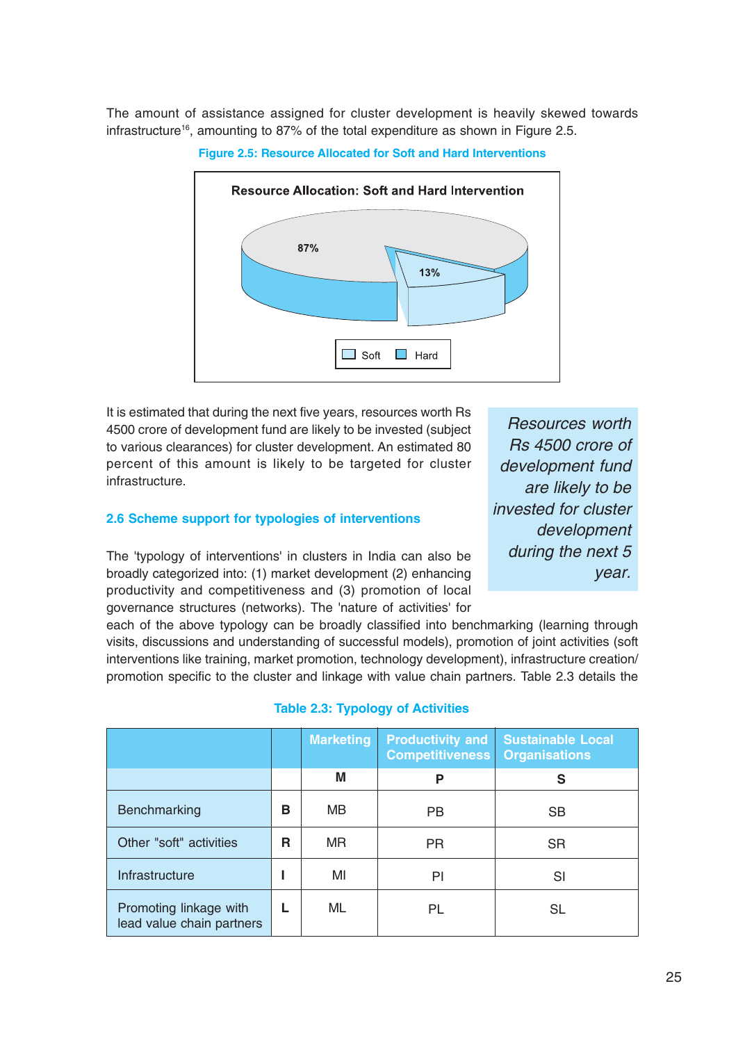The amount of assistance assigned for cluster development is heavily skewed towards infrastructure[16], amounting to 87% of the total expenditure as shown in Figure 2.5.

**Figure 2.5: Resource Allocated for Soft and Hard Interventions**

It is estimated that during the next five years, resources worth Rs 4500 crore of development fund are likely to be invested (subject to various clearances) for cluster development. An estimated 80 percent of this amount is likely to be targeted for cluster infrastructure.

*Resources worth Rs 4500 crore of development fund are likely to be invested for cluster development during the next 5 year.*

### 2.6 Scheme support for typologies of interventions

The 'typology of interventions' in clusters in India can also be broadly categorized into: (1) market development (2) enhancing productivity and competitiveness and (3) promotion of local governance structures (networks). The 'nature of activities' for each of the above typology can be broadly classified into benchmarking (learning through visits, discussions and understanding of successful models), promotion of joint activities (soft interventions like training, market promotion, technology development), infrastructure creation/ promotion specific to the cluster and linkage with value chain partners. Table 2.3 details the

**Table 2.3: Typology of Activities**

| | | Marketing | Productivity and Competitiveness | Sustainable Local Organisations |
|---|---|---|---|---|
| | | M | P | S |
| Benchmarking | B | MB | PB | SB |
| Other "soft" activities | R | MR | PR | SR |
| Infrastructure | I | MI | PI | SI |
| Promoting linkage with lead value chain partners | L | ML | PL | SL |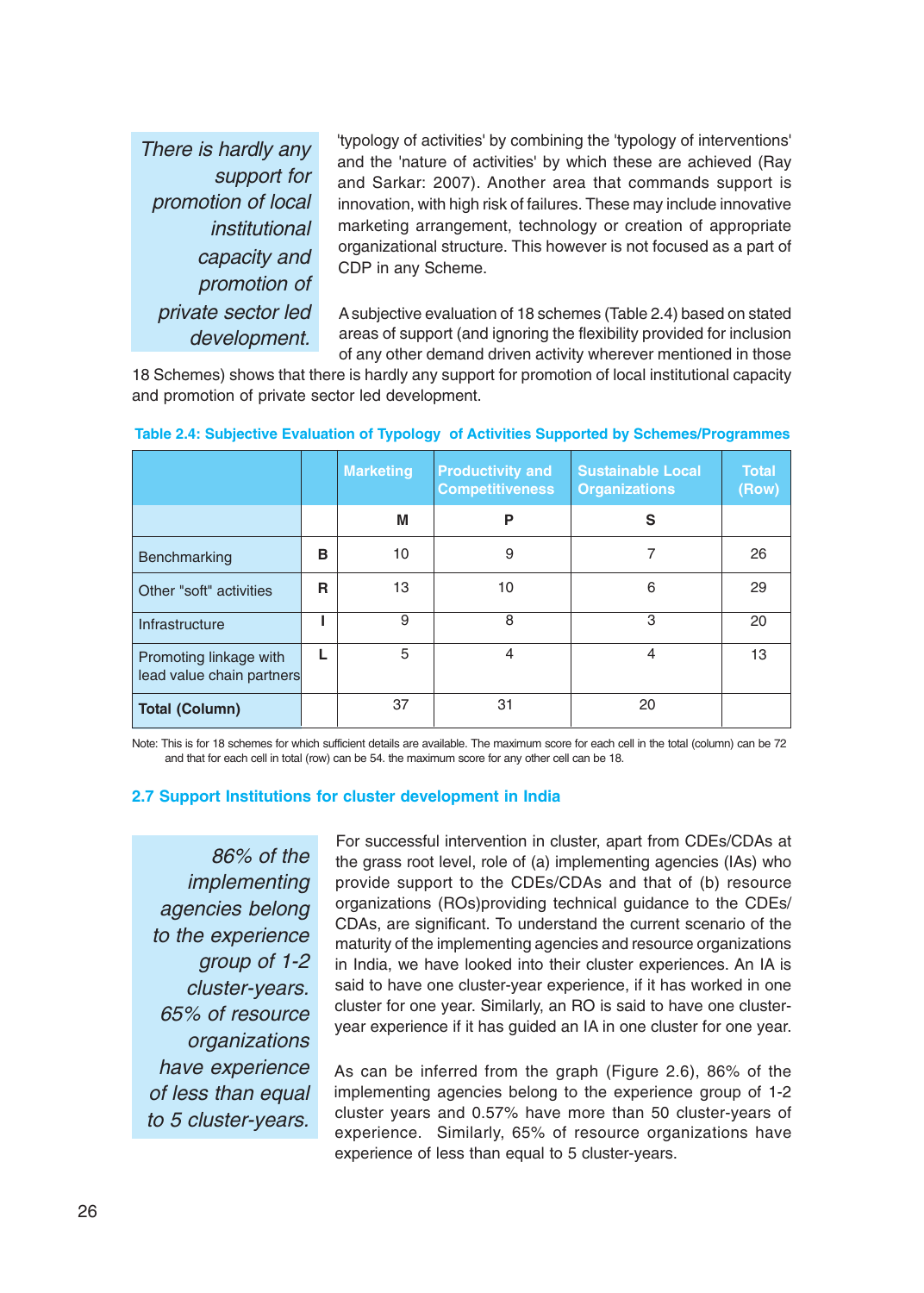*There is hardly any support for promotion of local institutional capacity and promotion of private sector led development.*

'typology of activities' by combining the 'typology of interventions' and the 'nature of activities' by which these are achieved (Ray and Sarkar: 2007). Another area that commands support is innovation, with high risk of failures. These may include innovative marketing arrangement, technology or creation of appropriate organizational structure. This however is not focused as a part of CDP in any Scheme.

A subjective evaluation of 18 schemes (Table 2.4) based on stated areas of support (and ignoring the flexibility provided for inclusion of any other demand driven activity wherever mentioned in those 18 Schemes) shows that there is hardly any support for promotion of local institutional capacity and promotion of private sector led development.

**Table 2.4: Subjective Evaluation of Typology of Activities Supported by Schemes/Programmes**

| | | Marketing | Productivity and Competitiveness | Sustainable Local Organizations | Total (Row) |
|---|---|---|---|---|---|
| | | **M** | **P** | **S** | |
| Benchmarking | **B** | 10 | 9 | 7 | 26 |
| Other "soft" activities | **R** | 13 | 10 | 6 | 29 |
| Infrastructure | **I** | 9 | 8 | 3 | 20 |
| Promoting linkage with lead value chain partners | **L** | 5 | 4 | 4 | 13 |
| **Total (Column)** | | 37 | 31 | 20 | |

Note: This is for 18 schemes for which sufficient details are available. The maximum score for each cell in the total (column) can be 72 and that for each cell in total (row) can be 54. the maximum score for any other cell can be 18.

## 2.7 Support Institutions for cluster development in India

*86% of the implementing agencies belong to the experience group of 1-2 cluster-years. 65% of resource organizations have experience of less than equal to 5 cluster-years.*

For successful intervention in cluster, apart from CDEs/CDAs at the grass root level, role of (a) implementing agencies (IAs) who provide support to the CDEs/CDAs and that of (b) resource organizations (ROs)providing technical guidance to the CDEs/ CDAs, are significant. To understand the current scenario of the maturity of the implementing agencies and resource organizations in India, we have looked into their cluster experiences. An IA is said to have one cluster-year experience, if it has worked in one cluster for one year. Similarly, an RO is said to have one cluster-year experience if it has guided an IA in one cluster for one year.

As can be inferred from the graph (Figure 2.6), 86% of the implementing agencies belong to the experience group of 1-2 cluster years and 0.57% have more than 50 cluster-years of experience. Similarly, 65% of resource organizations have experience of less than equal to 5 cluster-years.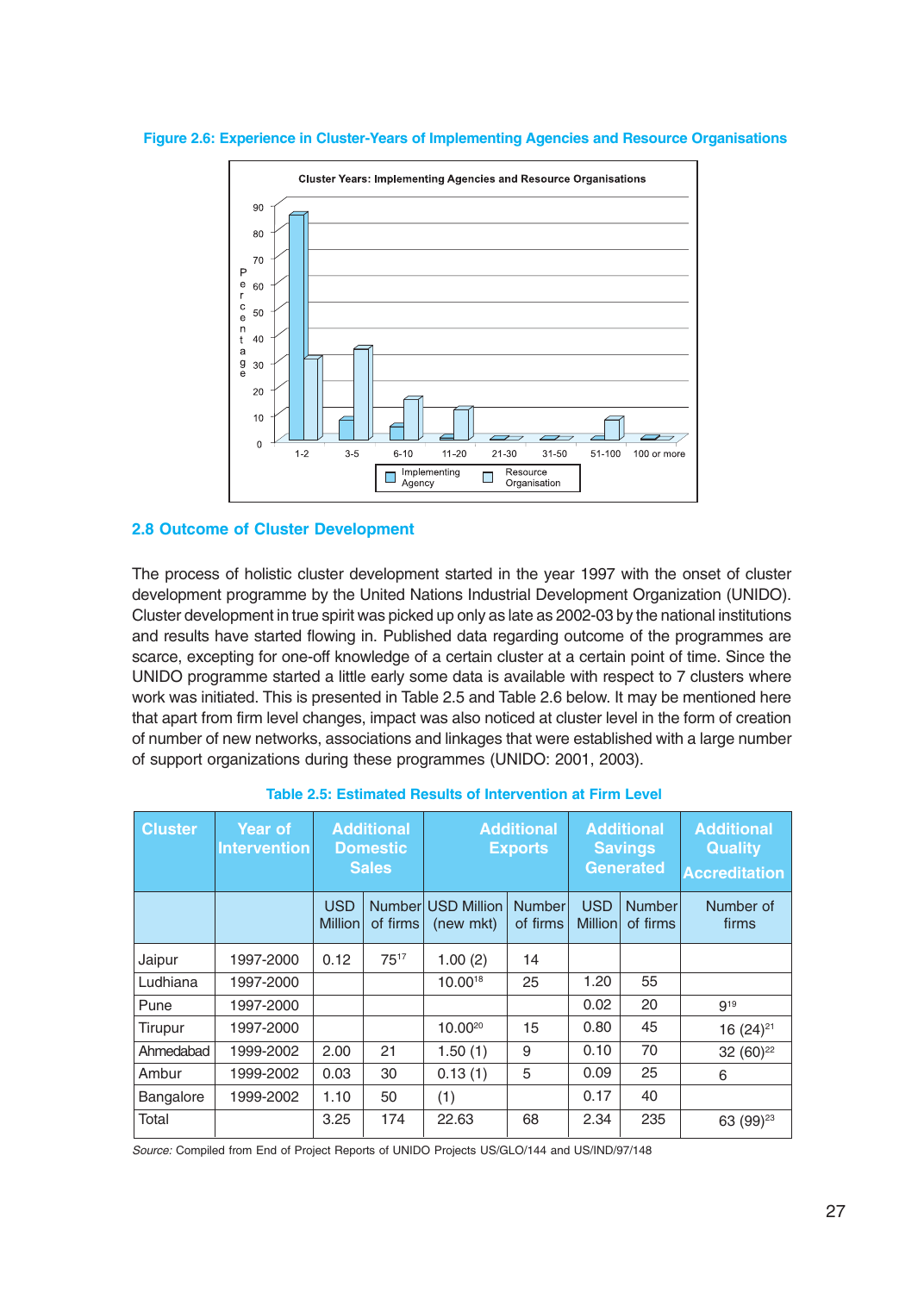**Figure 2.6: Experience in Cluster-Years of Implementing Agencies and Resource Organisations**

## 2.8 Outcome of Cluster Development

The process of holistic cluster development started in the year 1997 with the onset of cluster development programme by the United Nations Industrial Development Organization (UNIDO). Cluster development in true spirit was picked up only as late as 2002-03 by the national institutions and results have started flowing in. Published data regarding outcome of the programmes are scarce, excepting for one-off knowledge of a certain cluster at a certain point of time. Since the UNIDO programme started a little early some data is available with respect to 7 clusters where work was initiated. This is presented in Table 2.5 and Table 2.6 below. It may be mentioned here that apart from firm level changes, impact was also noticed at cluster level in the form of creation of number of new networks, associations and linkages that were established with a large number of support organizations during these programmes (UNIDO: 2001, 2003).

**Table 2.5: Estimated Results of Intervention at Firm Level**

| Cluster | Year of Intervention | Additional Domestic Sales | | Additional Exports | | Additional Savings Generated | | Additional Quality Accreditation |
|---|---|---|---|---|---|---|---|---|
| | | USD Million | Number of firms | USD Million (new mkt) | Number of firms | USD Million | Number of firms | Number of firms |
| Jaipur | 1997-2000 | 0.12 | 75[17] | 1.00 (2) | 14 | | | |
| Ludhiana | 1997-2000 | | | 10.00[18] | 25 | 1.20 | 55 | |
| Pune | 1997-2000 | | | | | 0.02 | 20 | 9[19] |
| Tirupur | 1997-2000 | | | 10.00[20] | 15 | 0.80 | 45 | 16 (24)[21] |
| Ahmedabad | 1999-2002 | 2.00 | 21 | 1.50 (1) | 9 | 0.10 | 70 | 32 (60)[22] |
| Ambur | 1999-2002 | 0.03 | 30 | 0.13 (1) | 5 | 0.09 | 25 | 6 |
| Bangalore | 1999-2002 | 1.10 | 50 | (1) | | 0.17 | 40 | |
| Total | | 3.25 | 174 | 22.63 | 68 | 2.34 | 235 | 63 (99)[23] |

*Source:* Compiled from End of Project Reports of UNIDO Projects US/GLO/144 and US/IND/97/148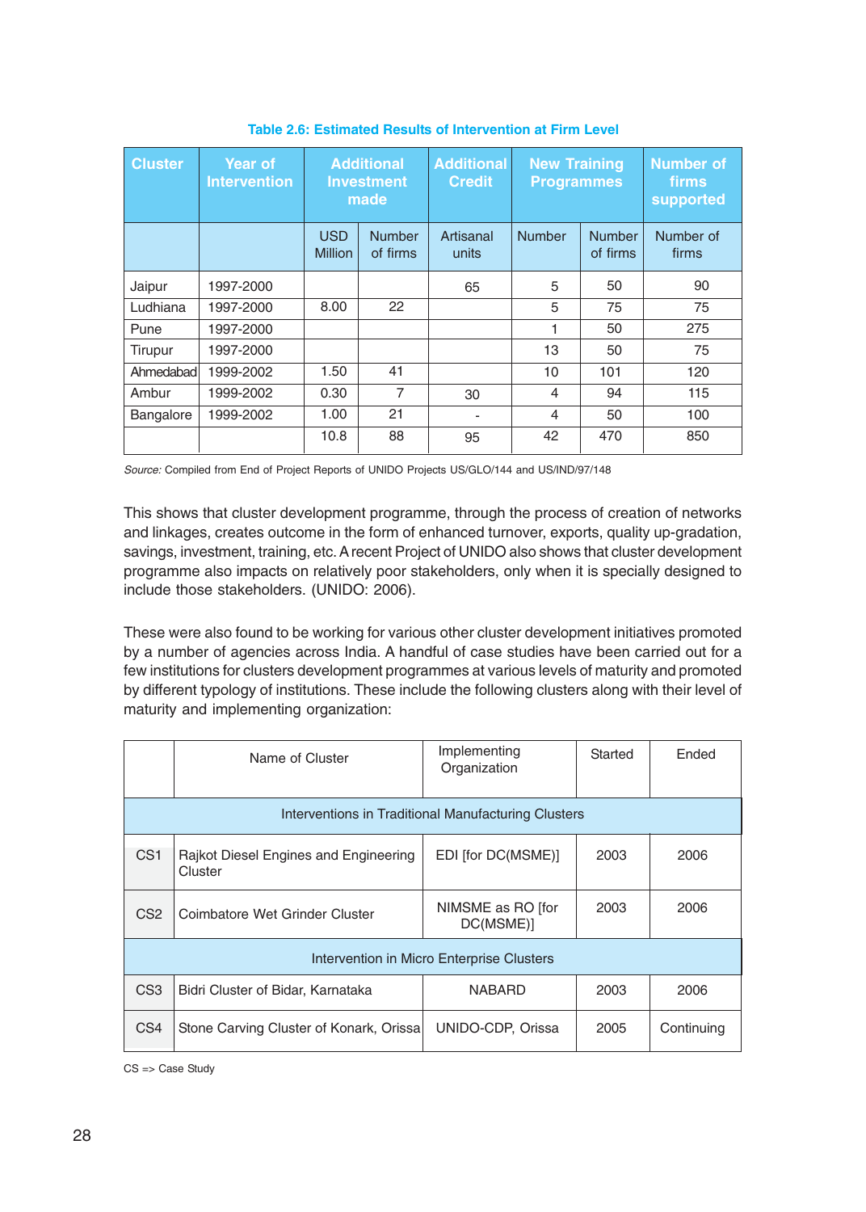**Table 2.6: Estimated Results of Intervention at Firm Level**

| Cluster | Year of Intervention | Additional Investment made | | Additional Credit | New Training Programmes | | Number of firms supported |
|---|---|---|---|---|---|---|---|
| | | USD Million | Number of firms | Artisanal units | Number | Number of firms | Number of firms |
| Jaipur | 1997-2000 | | | 65 | 5 | 50 | 90 |
| Ludhiana | 1997-2000 | 8.00 | 22 | | 5 | 75 | 75 |
| Pune | 1997-2000 | | | | 1 | 50 | 275 |
| Tirupur | 1997-2000 | | | | 13 | 50 | 75 |
| Ahmedabad | 1999-2002 | 1.50 | 41 | | 10 | 101 | 120 |
| Ambur | 1999-2002 | 0.30 | 7 | 30 | 4 | 94 | 115 |
| Bangalore | 1999-2002 | 1.00 | 21 | - | 4 | 50 | 100 |
| | | 10.8 | 88 | 95 | 42 | 470 | 850 |

*Source:* Compiled from End of Project Reports of UNIDO Projects US/GLO/144 and US/IND/97/148

This shows that cluster development programme, through the process of creation of networks and linkages, creates outcome in the form of enhanced turnover, exports, quality up-gradation, savings, investment, training, etc. A recent Project of UNIDO also shows that cluster development programme also impacts on relatively poor stakeholders, only when it is specially designed to include those stakeholders. (UNIDO: 2006).

These were also found to be working for various other cluster development initiatives promoted by a number of agencies across India. A handful of case studies have been carried out for a few institutions for clusters development programmes at various levels of maturity and promoted by different typology of institutions. These include the following clusters along with their level of maturity and implementing organization:

| | Name of Cluster | Implementing Organization | Started | Ended |
|---|---|---|---|---|
| | **Interventions in Traditional Manufacturing Clusters** | | | |
| CS1 | Rajkot Diesel Engines and Engineering Cluster | EDI [for DC(MSME)] | 2003 | 2006 |
| CS2 | Coimbatore Wet Grinder Cluster | NIMSME as RO [for DC(MSME)] | 2003 | 2006 |
| | **Intervention in Micro Enterprise Clusters** | | | |
| CS3 | Bidri Cluster of Bidar, Karnataka | NABARD | 2003 | 2006 |
| CS4 | Stone Carving Cluster of Konark, Orissa | UNIDO-CDP, Orissa | 2005 | Continuing |

CS => Case Study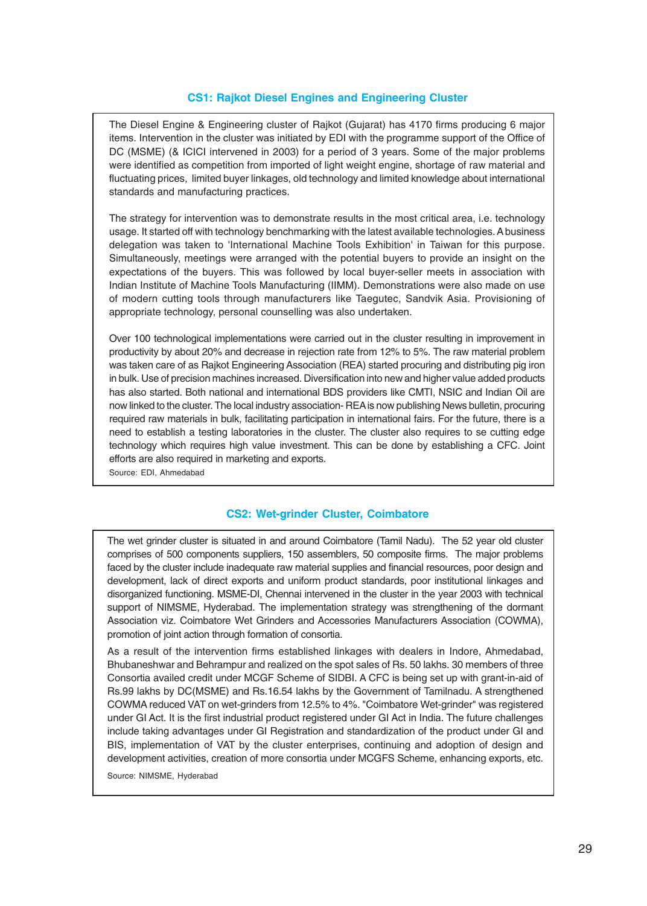### CS1: Rajkot Diesel Engines and Engineering Cluster

The Diesel Engine & Engineering cluster of Rajkot (Gujarat) has 4170 firms producing 6 major items. Intervention in the cluster was initiated by EDI with the programme support of the Office of DC (MSME) (& ICICI intervened in 2003) for a period of 3 years. Some of the major problems were identified as competition from imported of light weight engine, shortage of raw material and fluctuating prices, limited buyer linkages, old technology and limited knowledge about international standards and manufacturing practices.

The strategy for intervention was to demonstrate results in the most critical area, i.e. technology usage. It started off with technology benchmarking with the latest available technologies. A business delegation was taken to 'International Machine Tools Exhibition' in Taiwan for this purpose. Simultaneously, meetings were arranged with the potential buyers to provide an insight on the expectations of the buyers. This was followed by local buyer-seller meets in association with Indian Institute of Machine Tools Manufacturing (IIMM). Demonstrations were also made on use of modern cutting tools through manufacturers like Taegutec, Sandvik Asia. Provisioning of appropriate technology, personal counselling was also undertaken.

Over 100 technological implementations were carried out in the cluster resulting in improvement in productivity by about 20% and decrease in rejection rate from 12% to 5%. The raw material problem was taken care of as Rajkot Engineering Association (REA) started procuring and distributing pig iron in bulk. Use of precision machines increased. Diversification into new and higher value added products has also started. Both national and international BDS providers like CMTI, NSIC and Indian Oil are now linked to the cluster. The local industry association- REA is now publishing News bulletin, procuring required raw materials in bulk, facilitating participation in international fairs. For the future, there is a need to establish a testing laboratories in the cluster. The cluster also requires to se cutting edge technology which requires high value investment. This can be done by establishing a CFC. Joint efforts are also required in marketing and exports.

Source: EDI, Ahmedabad

### CS2: Wet-grinder Cluster, Coimbatore

The wet grinder cluster is situated in and around Coimbatore (Tamil Nadu). The 52 year old cluster comprises of 500 components suppliers, 150 assemblers, 50 composite firms. The major problems faced by the cluster include inadequate raw material supplies and financial resources, poor design and development, lack of direct exports and uniform product standards, poor institutional linkages and disorganized functioning. MSME-DI, Chennai intervened in the cluster in the year 2003 with technical support of NIMSME, Hyderabad. The implementation strategy was strengthening of the dormant Association viz. Coimbatore Wet Grinders and Accessories Manufacturers Association (COWMA), promotion of joint action through formation of consortia.

As a result of the intervention firms established linkages with dealers in Indore, Ahmedabad, Bhubaneshwar and Behrampur and realized on the spot sales of Rs. 50 lakhs. 30 members of three Consortia availed credit under MCGF Scheme of SIDBI. A CFC is being set up with grant-in-aid of Rs.99 lakhs by DC(MSME) and Rs.16.54 lakhs by the Government of Tamilnadu. A strengthened COWMA reduced VAT on wet-grinders from 12.5% to 4%. "Coimbatore Wet-grinder" was registered under GI Act. It is the first industrial product registered under GI Act in India. The future challenges include taking advantages under GI Registration and standardization of the product under GI and BIS, implementation of VAT by the cluster enterprises, continuing and adoption of design and development activities, creation of more consortia under MCGFS Scheme, enhancing exports, etc.

Source: NIMSME, Hyderabad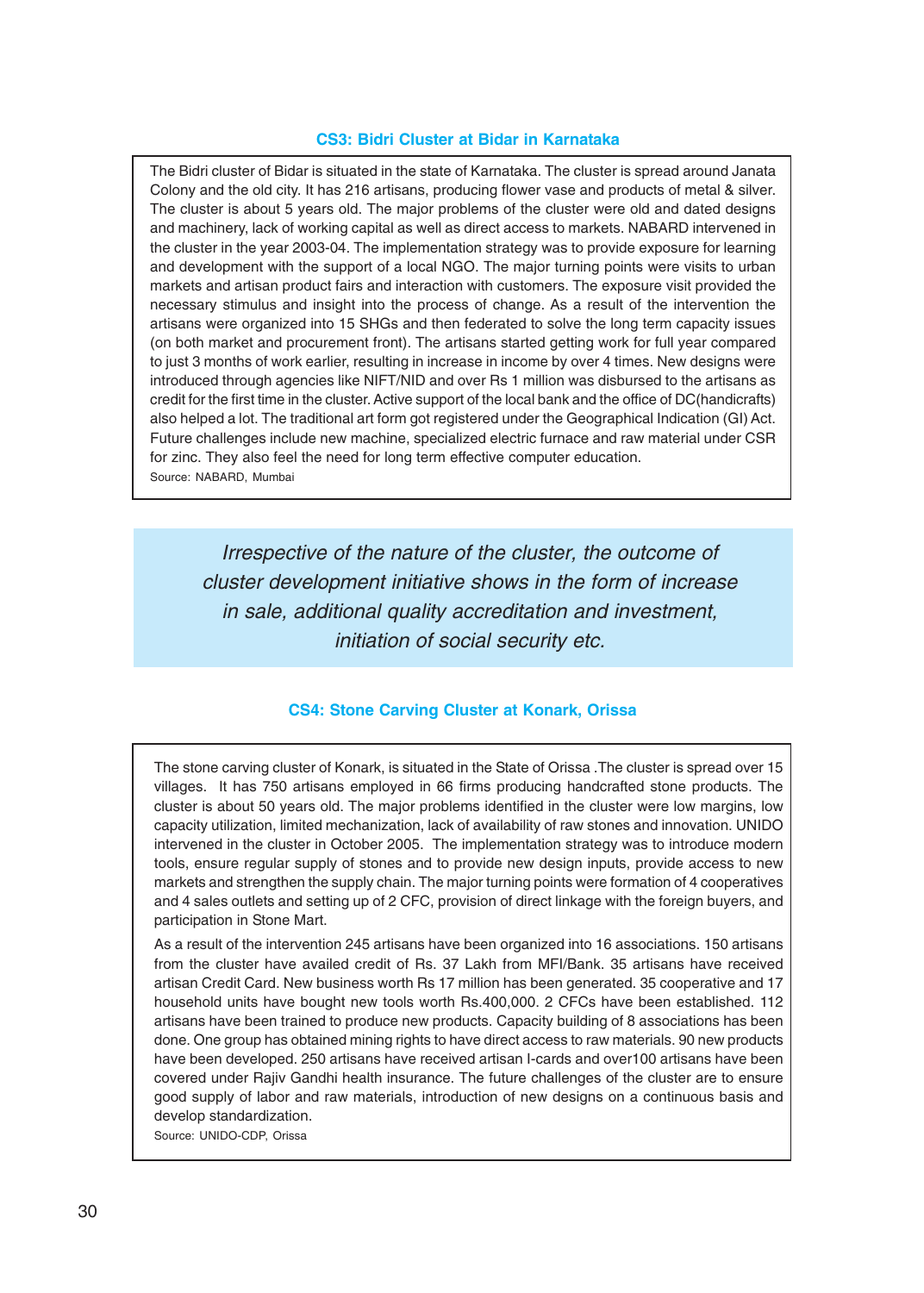### CS3: Bidri Cluster at Bidar in Karnataka

The Bidri cluster of Bidar is situated in the state of Karnataka. The cluster is spread around Janata Colony and the old city. It has 216 artisans, producing flower vase and products of metal & silver. The cluster is about 5 years old. The major problems of the cluster were old and dated designs and machinery, lack of working capital as well as direct access to markets. NABARD intervened in the cluster in the year 2003-04. The implementation strategy was to provide exposure for learning and development with the support of a local NGO. The major turning points were visits to urban markets and artisan product fairs and interaction with customers. The exposure visit provided the necessary stimulus and insight into the process of change. As a result of the intervention the artisans were organized into 15 SHGs and then federated to solve the long term capacity issues (on both market and procurement front). The artisans started getting work for full year compared to just 3 months of work earlier, resulting in increase in income by over 4 times. New designs were introduced through agencies like NIFT/NID and over Rs 1 million was disbursed to the artisans as credit for the first time in the cluster. Active support of the local bank and the office of DC(handicrafts) also helped a lot. The traditional art form got registered under the Geographical Indication (GI) Act. Future challenges include new machine, specialized electric furnace and raw material under CSR for zinc. They also feel the need for long term effective computer education.

Source: NABARD, Mumbai

*Irrespective of the nature of the cluster, the outcome of cluster development initiative shows in the form of increase in sale, additional quality accreditation and investment, initiation of social security etc.*

### CS4: Stone Carving Cluster at Konark, Orissa

The stone carving cluster of Konark, is situated in the State of Orissa .The cluster is spread over 15 villages. It has 750 artisans employed in 66 firms producing handcrafted stone products. The cluster is about 50 years old. The major problems identified in the cluster were low margins, low capacity utilization, limited mechanization, lack of availability of raw stones and innovation. UNIDO intervened in the cluster in October 2005. The implementation strategy was to introduce modern tools, ensure regular supply of stones and to provide new design inputs, provide access to new markets and strengthen the supply chain. The major turning points were formation of 4 cooperatives and 4 sales outlets and setting up of 2 CFC, provision of direct linkage with the foreign buyers, and participation in Stone Mart.

As a result of the intervention 245 artisans have been organized into 16 associations. 150 artisans from the cluster have availed credit of Rs. 37 Lakh from MFI/Bank. 35 artisans have received artisan Credit Card. New business worth Rs 17 million has been generated. 35 cooperative and 17 household units have bought new tools worth Rs.400,000. 2 CFCs have been established. 112 artisans have been trained to produce new products. Capacity building of 8 associations has been done. One group has obtained mining rights to have direct access to raw materials. 90 new products have been developed. 250 artisans have received artisan I-cards and over100 artisans have been covered under Rajiv Gandhi health insurance. The future challenges of the cluster are to ensure good supply of labor and raw materials, introduction of new designs on a continuous basis and develop standardization.

Source: UNIDO-CDP, Orissa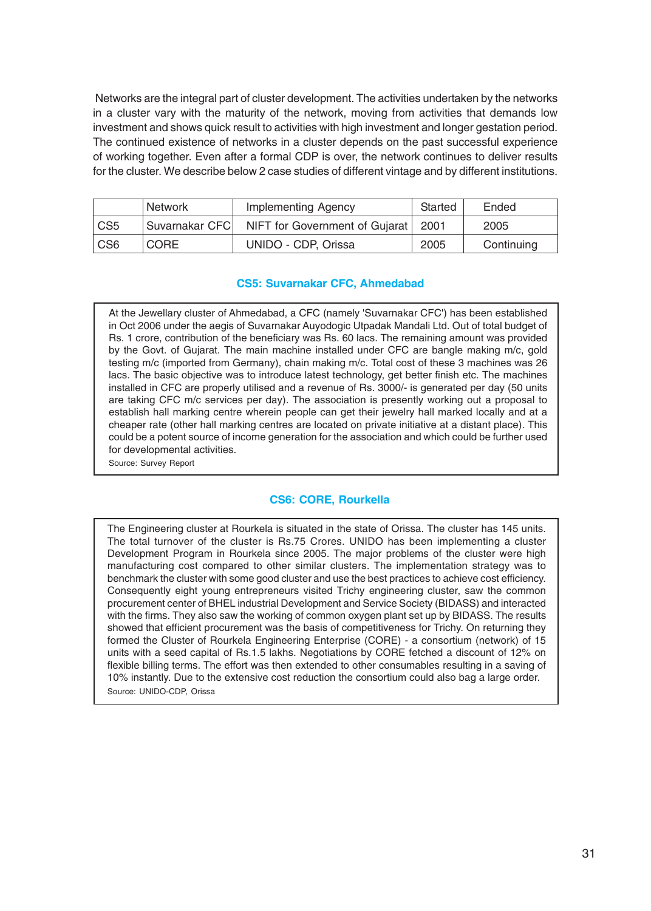Networks are the integral part of cluster development. The activities undertaken by the networks in a cluster vary with the maturity of the network, moving from activities that demands low investment and shows quick result to activities with high investment and longer gestation period. The continued existence of networks in a cluster depends on the past successful experience of working together. Even after a formal CDP is over, the network continues to deliver results for the cluster. We describe below 2 case studies of different vintage and by different institutions.

| | Network | Implementing Agency | Started | Ended |
|---|---|---|---|---|
| CS5 | Suvarnakar CFC | NIFT for Government of Gujarat | 2001 | 2005 |
| CS6 | CORE | UNIDO - CDP, Orissa | 2005 | Continuing |

### CS5: Suvarnakar CFC, Ahmedabad

At the Jewellary cluster of Ahmedabad, a CFC (namely 'Suvarnakar CFC') has been established in Oct 2006 under the aegis of Suvarnakar Auyodogic Utpadak Mandali Ltd. Out of total budget of Rs. 1 crore, contribution of the beneficiary was Rs. 60 lacs. The remaining amount was provided by the Govt. of Gujarat. The main machine installed under CFC are bangle making m/c, gold testing m/c (imported from Germany), chain making m/c. Total cost of these 3 machines was 26 lacs. The basic objective was to introduce latest technology, get better finish etc. The machines installed in CFC are properly utilised and a revenue of Rs. 3000/- is generated per day (50 units are taking CFC m/c services per day). The association is presently working out a proposal to establish hall marking centre wherein people can get their jewelry hall marked locally and at a cheaper rate (other hall marking centres are located on private initiative at a distant place). This could be a potent source of income generation for the association and which could be further used for developmental activities.

Source: Survey Report

### CS6: CORE, Rourkella

The Engineering cluster at Rourkela is situated in the state of Orissa. The cluster has 145 units. The total turnover of the cluster is Rs.75 Crores. UNIDO has been implementing a cluster Development Program in Rourkela since 2005. The major problems of the cluster were high manufacturing cost compared to other similar clusters. The implementation strategy was to benchmark the cluster with some good cluster and use the best practices to achieve cost efficiency. Consequently eight young entrepreneurs visited Trichy engineering cluster, saw the common procurement center of BHEL industrial Development and Service Society (BIDASS) and interacted with the firms. They also saw the working of common oxygen plant set up by BIDASS. The results showed that efficient procurement was the basis of competitiveness for Trichy. On returning they formed the Cluster of Rourkela Engineering Enterprise (CORE) - a consortium (network) of 15 units with a seed capital of Rs.1.5 lakhs. Negotiations by CORE fetched a discount of 12% on flexible billing terms. The effort was then extended to other consumables resulting in a saving of 10% instantly. Due to the extensive cost reduction the consortium could also bag a large order.

Source: UNIDO-CDP, Orissa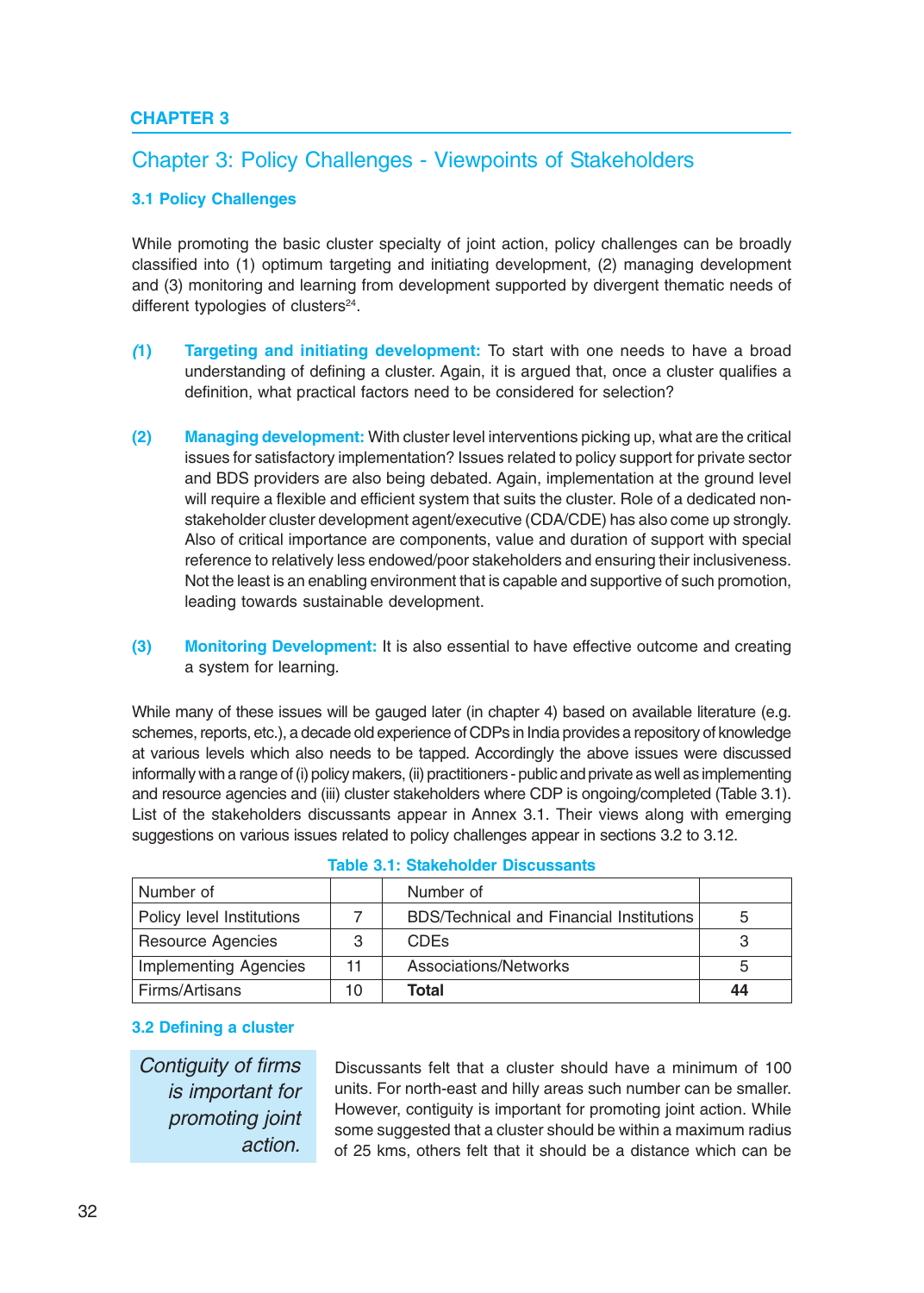CHAPTER 3

# Chapter 3: Policy Challenges - Viewpoints of Stakeholders

## 3.1 Policy Challenges

While promoting the basic cluster specialty of joint action, policy challenges can be broadly classified into (1) optimum targeting and initiating development, (2) managing development and (3) monitoring and learning from development supported by divergent thematic needs of different typologies of clusters[24].

**(1)** **Targeting and initiating development:** To start with one needs to have a broad understanding of defining a cluster. Again, it is argued that, once a cluster qualifies a definition, what practical factors need to be considered for selection?

**(2)** **Managing development:** With cluster level interventions picking up, what are the critical issues for satisfactory implementation? Issues related to policy support for private sector and BDS providers are also being debated. Again, implementation at the ground level will require a flexible and efficient system that suits the cluster. Role of a dedicated non-stakeholder cluster development agent/executive (CDA/CDE) has also come up strongly. Also of critical importance are components, value and duration of support with special reference to relatively less endowed/poor stakeholders and ensuring their inclusiveness. Not the least is an enabling environment that is capable and supportive of such promotion, leading towards sustainable development.

**(3)** **Monitoring Development:** It is also essential to have effective outcome and creating a system for learning.

While many of these issues will be gauged later (in chapter 4) based on available literature (e.g. schemes, reports, etc.), a decade old experience of CDPs in India provides a repository of knowledge at various levels which also needs to be tapped. Accordingly the above issues were discussed informally with a range of (i) policy makers, (ii) practitioners - public and private as well as implementing and resource agencies and (iii) cluster stakeholders where CDP is ongoing/completed (Table 3.1). List of the stakeholders discussants appear in Annex 3.1. Their views along with emerging suggestions on various issues related to policy challenges appear in sections 3.2 to 3.12.

**Table 3.1: Stakeholder Discussants**

| Number of | | Number of | |
|---|---|---|---|
| Policy level Institutions | 7 | BDS/Technical and Financial Institutions | 5 |
| Resource Agencies | 3 | CDEs | 3 |
| Implementing Agencies | 11 | Associations/Networks | 5 |
| Firms/Artisans | 10 | **Total** | **44** |

## 3.2 Defining a cluster

*Contiguity of firms is important for promoting joint action.*

Discussants felt that a cluster should have a minimum of 100 units. For north-east and hilly areas such number can be smaller. However, contiguity is important for promoting joint action. While some suggested that a cluster should be within a maximum radius of 25 kms, others felt that it should be a distance which can be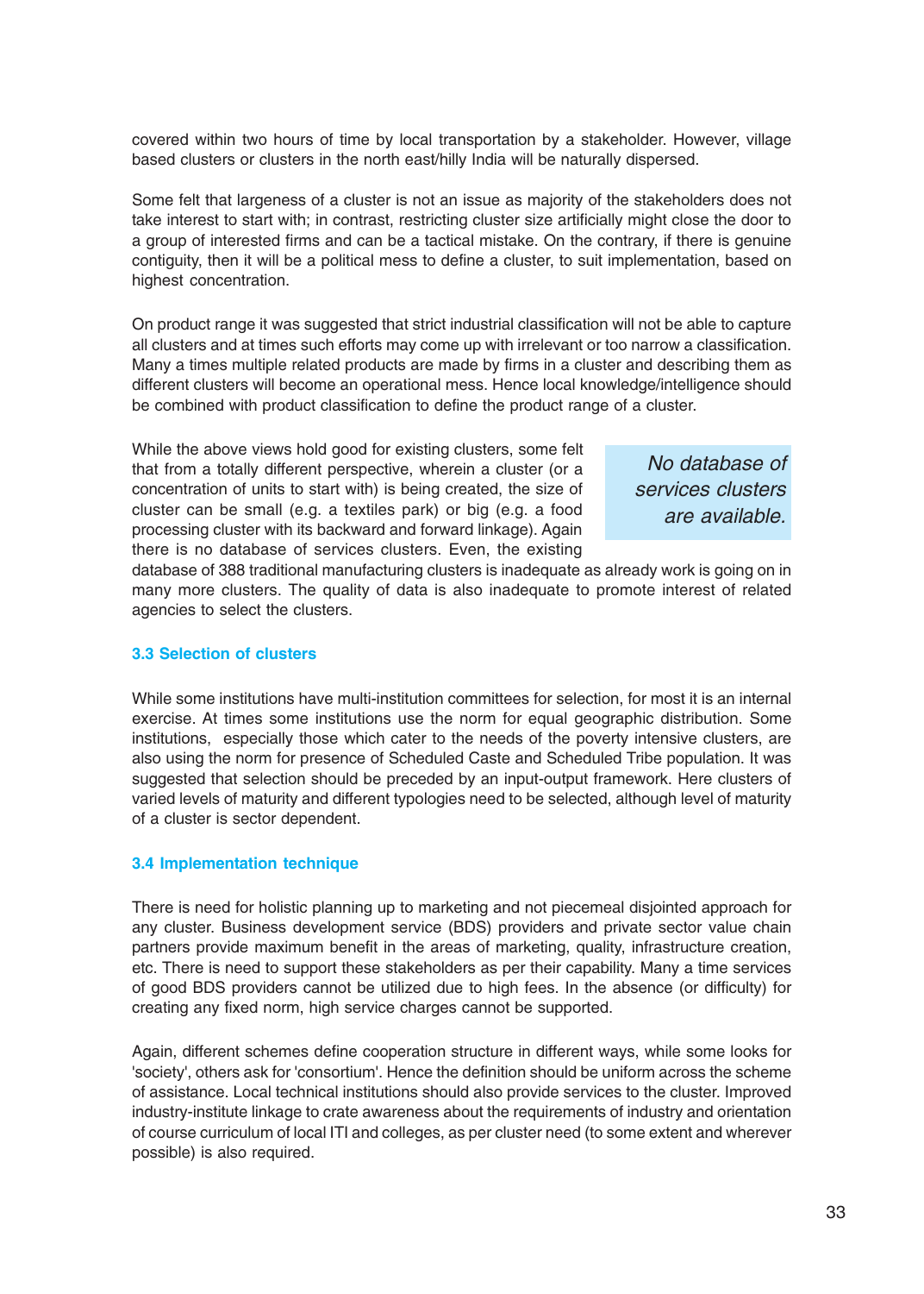covered within two hours of time by local transportation by a stakeholder. However, village based clusters or clusters in the north east/hilly India will be naturally dispersed.

Some felt that largeness of a cluster is not an issue as majority of the stakeholders does not take interest to start with; in contrast, restricting cluster size artificially might close the door to a group of interested firms and can be a tactical mistake. On the contrary, if there is genuine contiguity, then it will be a political mess to define a cluster, to suit implementation, based on highest concentration.

On product range it was suggested that strict industrial classification will not be able to capture all clusters and at times such efforts may come up with irrelevant or too narrow a classification. Many a times multiple related products are made by firms in a cluster and describing them as different clusters will become an operational mess. Hence local knowledge/intelligence should be combined with product classification to define the product range of a cluster.

While the above views hold good for existing clusters, some felt that from a totally different perspective, wherein a cluster (or a concentration of units to start with) is being created, the size of cluster can be small (e.g. a textiles park) or big (e.g. a food processing cluster with its backward and forward linkage). Again there is no database of services clusters. Even, the existing database of 388 traditional manufacturing clusters is inadequate as already work is going on in many more clusters. The quality of data is also inadequate to promote interest of related agencies to select the clusters.

*No database of services clusters are available.*

### 3.3 Selection of clusters

While some institutions have multi-institution committees for selection, for most it is an internal exercise. At times some institutions use the norm for equal geographic distribution. Some institutions, especially those which cater to the needs of the poverty intensive clusters, are also using the norm for presence of Scheduled Caste and Scheduled Tribe population. It was suggested that selection should be preceded by an input-output framework. Here clusters of varied levels of maturity and different typologies need to be selected, although level of maturity of a cluster is sector dependent.

### 3.4 Implementation technique

There is need for holistic planning up to marketing and not piecemeal disjointed approach for any cluster. Business development service (BDS) providers and private sector value chain partners provide maximum benefit in the areas of marketing, quality, infrastructure creation, etc. There is need to support these stakeholders as per their capability. Many a time services of good BDS providers cannot be utilized due to high fees. In the absence (or difficulty) for creating any fixed norm, high service charges cannot be supported.

Again, different schemes define cooperation structure in different ways, while some looks for 'society', others ask for 'consortium'. Hence the definition should be uniform across the scheme of assistance. Local technical institutions should also provide services to the cluster. Improved industry-institute linkage to crate awareness about the requirements of industry and orientation of course curriculum of local ITI and colleges, as per cluster need (to some extent and wherever possible) is also required.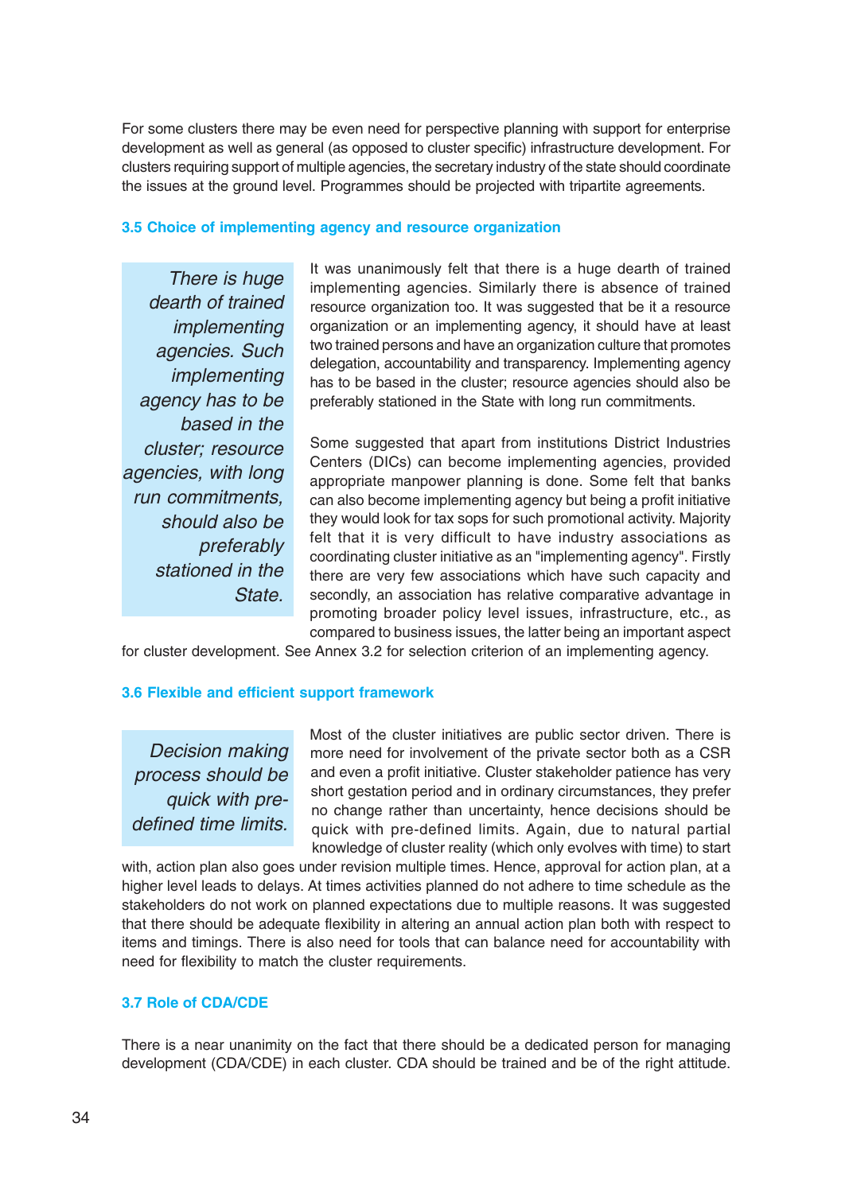For some clusters there may be even need for perspective planning with support for enterprise development as well as general (as opposed to cluster specific) infrastructure development. For clusters requiring support of multiple agencies, the secretary industry of the state should coordinate the issues at the ground level. Programmes should be projected with tripartite agreements.

### 3.5 Choice of implementing agency and resource organization

*There is huge dearth of trained implementing agencies. Such implementing agency has to be based in the cluster; resource agencies, with long run commitments, should also be preferably stationed in the State.*

It was unanimously felt that there is a huge dearth of trained implementing agencies. Similarly there is absence of trained resource organization too. It was suggested that be it a resource organization or an implementing agency, it should have at least two trained persons and have an organization culture that promotes delegation, accountability and transparency. Implementing agency has to be based in the cluster; resource agencies should also be preferably stationed in the State with long run commitments.

Some suggested that apart from institutions District Industries Centers (DICs) can become implementing agencies, provided appropriate manpower planning is done. Some felt that banks can also become implementing agency but being a profit initiative they would look for tax sops for such promotional activity. Majority felt that it is very difficult to have industry associations as coordinating cluster initiative as an "implementing agency". Firstly there are very few associations which have such capacity and secondly, an association has relative comparative advantage in promoting broader policy level issues, infrastructure, etc., as compared to business issues, the latter being an important aspect for cluster development. See Annex 3.2 for selection criterion of an implementing agency.

### 3.6 Flexible and efficient support framework

*Decision making process should be quick with pre-defined time limits.*

Most of the cluster initiatives are public sector driven. There is more need for involvement of the private sector both as a CSR and even a profit initiative. Cluster stakeholder patience has very short gestation period and in ordinary circumstances, they prefer no change rather than uncertainty, hence decisions should be quick with pre-defined limits. Again, due to natural partial knowledge of cluster reality (which only evolves with time) to start with, action plan also goes under revision multiple times. Hence, approval for action plan, at a higher level leads to delays. At times activities planned do not adhere to time schedule as the stakeholders do not work on planned expectations due to multiple reasons. It was suggested that there should be adequate flexibility in altering an annual action plan both with respect to items and timings. There is also need for tools that can balance need for accountability with need for flexibility to match the cluster requirements.

### 3.7 Role of CDA/CDE

There is a near unanimity on the fact that there should be a dedicated person for managing development (CDA/CDE) in each cluster. CDA should be trained and be of the right attitude.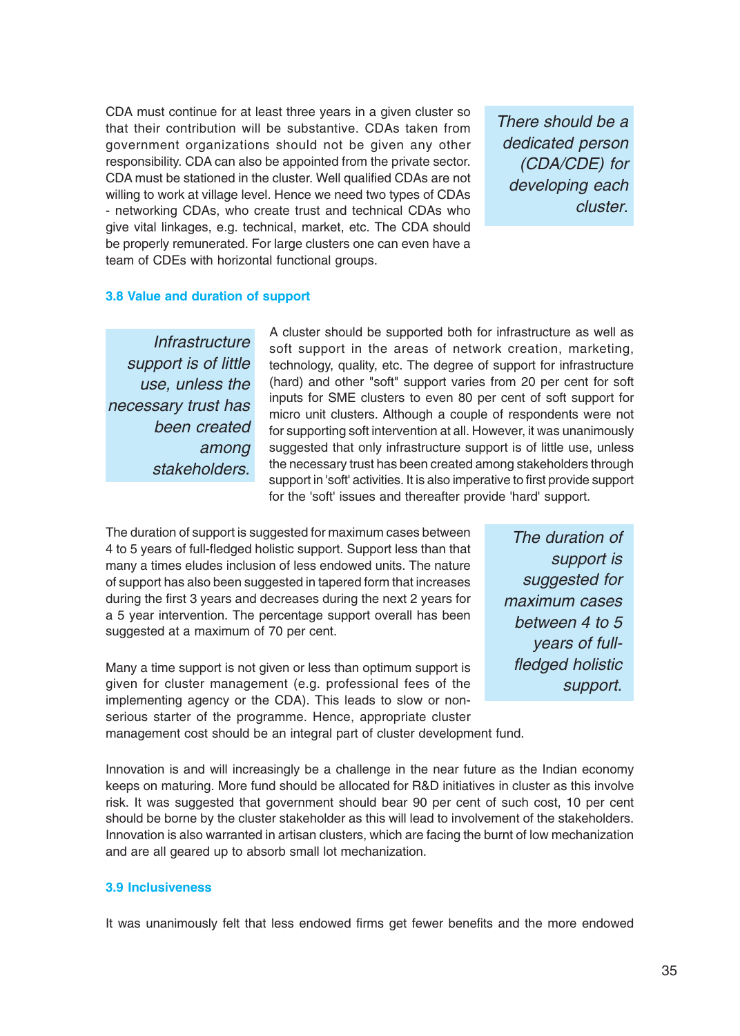CDA must continue for at least three years in a given cluster so that their contribution will be substantive. CDAs taken from government organizations should not be given any other responsibility. CDA can also be appointed from the private sector. CDA must be stationed in the cluster. Well qualified CDAs are not willing to work at village level. Hence we need two types of CDAs - networking CDAs, who create trust and technical CDAs who give vital linkages, e.g. technical, market, etc. The CDA should be properly remunerated. For large clusters one can even have a team of CDEs with horizontal functional groups.

*There should be a dedicated person (CDA/CDE) for developing each cluster.*

### 3.8 Value and duration of support

*Infrastructure support is of little use, unless the necessary trust has been created among stakeholders.*

A cluster should be supported both for infrastructure as well as soft support in the areas of network creation, marketing, technology, quality, etc. The degree of support for infrastructure (hard) and other "soft" support varies from 20 per cent for soft inputs for SME clusters to even 80 per cent of soft support for micro unit clusters. Although a couple of respondents were not for supporting soft intervention at all. However, it was unanimously suggested that only infrastructure support is of little use, unless the necessary trust has been created among stakeholders through support in 'soft' activities. It is also imperative to first provide support for the 'soft' issues and thereafter provide 'hard' support.

The duration of support is suggested for maximum cases between 4 to 5 years of full-fledged holistic support. Support less than that many a times eludes inclusion of less endowed units. The nature of support has also been suggested in tapered form that increases during the first 3 years and decreases during the next 2 years for a 5 year intervention. The percentage support overall has been suggested at a maximum of 70 per cent.

*The duration of support is suggested for maximum cases between 4 to 5 years of full-fledged holistic support.*

Many a time support is not given or less than optimum support is given for cluster management (e.g. professional fees of the implementing agency or the CDA). This leads to slow or non-serious starter of the programme. Hence, appropriate cluster management cost should be an integral part of cluster development fund.

Innovation is and will increasingly be a challenge in the near future as the Indian economy keeps on maturing. More fund should be allocated for R&D initiatives in cluster as this involve risk. It was suggested that government should bear 90 per cent of such cost, 10 per cent should be borne by the cluster stakeholder as this will lead to involvement of the stakeholders. Innovation is also warranted in artisan clusters, which are facing the burnt of low mechanization and are all geared up to absorb small lot mechanization.

### 3.9 Inclusiveness

It was unanimously felt that less endowed firms get fewer benefits and the more endowed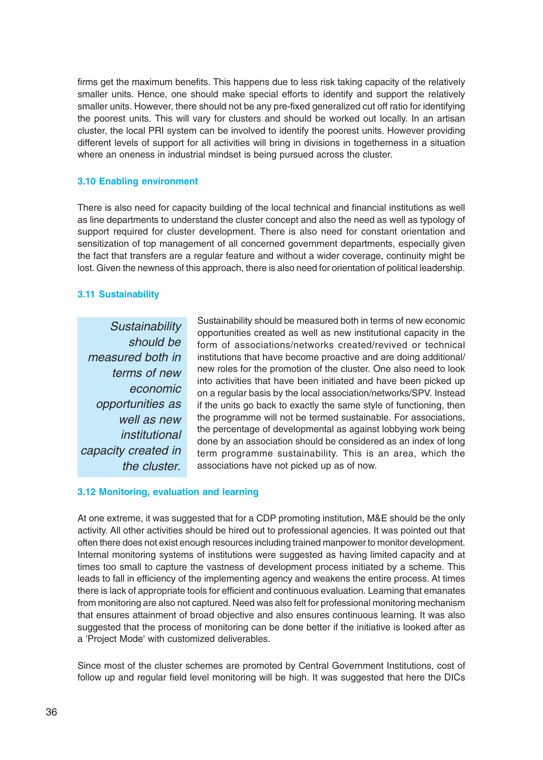firms get the maximum benefits. This happens due to less risk taking capacity of the relatively smaller units. Hence, one should make special efforts to identify and support the relatively smaller units. However, there should not be any pre-fixed generalized cut off ratio for identifying the poorest units. This will vary for clusters and should be worked out locally. In an artisan cluster, the local PRI system can be involved to identify the poorest units. However providing different levels of support for all activities will bring in divisions in togetherness in a situation where an oneness in industrial mindset is being pursued across the cluster.

### 3.10 Enabling environment

There is also need for capacity building of the local technical and financial institutions as well as line departments to understand the cluster concept and also the need as well as typology of support required for cluster development. There is also need for constant orientation and sensitization of top management of all concerned government departments, especially given the fact that transfers are a regular feature and without a wider coverage, continuity might be lost. Given the newness of this approach, there is also need for orientation of political leadership.

### 3.11 Sustainability

*Sustainability should be measured both in terms of new economic opportunities as well as new institutional capacity created in the cluster.*

Sustainability should be measured both in terms of new economic opportunities created as well as new institutional capacity in the form of associations/networks created/revived or technical institutions that have become proactive and are doing additional/new roles for the promotion of the cluster. One also need to look into activities that have been initiated and have been picked up on a regular basis by the local association/networks/SPV. Instead if the units go back to exactly the same style of functioning, then the programme will not be termed sustainable. For associations, the percentage of developmental as against lobbying work being done by an association should be considered as an index of long term programme sustainability. This is an area, which the associations have not picked up as of now.

### 3.12 Monitoring, evaluation and learning

At one extreme, it was suggested that for a CDP promoting institution, M&E should be the only activity. All other activities should be hired out to professional agencies. It was pointed out that often there does not exist enough resources including trained manpower to monitor development. Internal monitoring systems of institutions were suggested as having limited capacity and at times too small to capture the vastness of development process initiated by a scheme. This leads to fall in efficiency of the implementing agency and weakens the entire process. At times there is lack of appropriate tools for efficient and continuous evaluation. Learning that emanates from monitoring are also not captured. Need was also felt for professional monitoring mechanism that ensures attainment of broad objective and also ensures continuous learning. It was also suggested that the process of monitoring can be done better if the initiative is looked after as a 'Project Mode' with customized deliverables.

Since most of the cluster schemes are promoted by Central Government Institutions, cost of follow up and regular field level monitoring will be high. It was suggested that here the DICs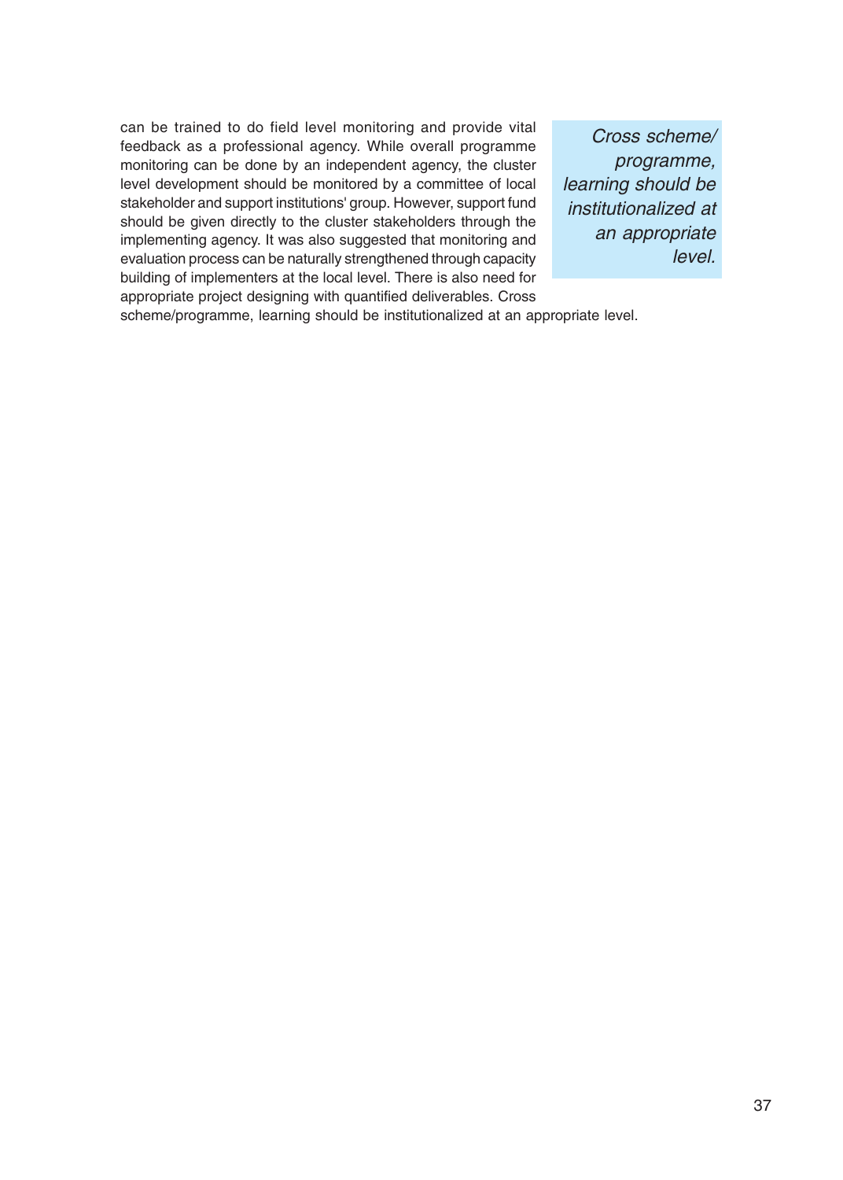can be trained to do field level monitoring and provide vital feedback as a professional agency. While overall programme monitoring can be done by an independent agency, the cluster level development should be monitored by a committee of local stakeholder and support institutions' group. However, support fund should be given directly to the cluster stakeholders through the implementing agency. It was also suggested that monitoring and evaluation process can be naturally strengthened through capacity building of implementers at the local level. There is also need for appropriate project designing with quantified deliverables. Cross scheme/programme, learning should be institutionalized at an appropriate level.

*Cross scheme/ programme, learning should be institutionalized at an appropriate level.*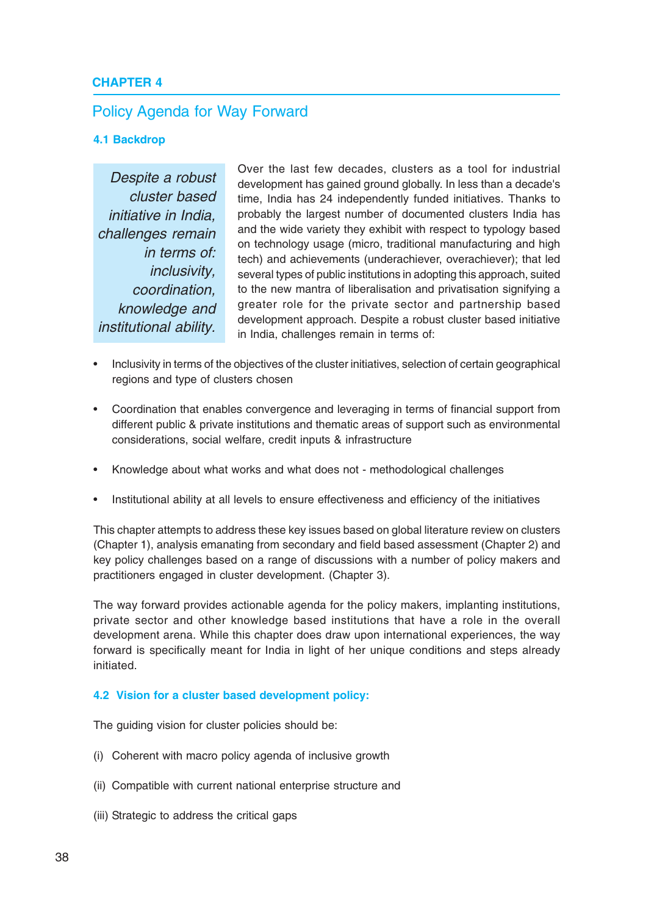# CHAPTER 4

## Policy Agenda for Way Forward

### 4.1 Backdrop

*Despite a robust cluster based initiative in India, challenges remain in terms of: inclusivity, coordination, knowledge and institutional ability.*

Over the last few decades, clusters as a tool for industrial development has gained ground globally. In less than a decade's time, India has 24 independently funded initiatives. Thanks to probably the largest number of documented clusters India has and the wide variety they exhibit with respect to typology based on technology usage (micro, traditional manufacturing and high tech) and achievements (underachiever, overachiever); that led several types of public institutions in adopting this approach, suited to the new mantra of liberalisation and privatisation signifying a greater role for the private sector and partnership based development approach. Despite a robust cluster based initiative in India, challenges remain in terms of:

- Inclusivity in terms of the objectives of the cluster initiatives, selection of certain geographical regions and type of clusters chosen
- Coordination that enables convergence and leveraging in terms of financial support from different public & private institutions and thematic areas of support such as environmental considerations, social welfare, credit inputs & infrastructure
- Knowledge about what works and what does not - methodological challenges
- Institutional ability at all levels to ensure effectiveness and efficiency of the initiatives

This chapter attempts to address these key issues based on global literature review on clusters (Chapter 1), analysis emanating from secondary and field based assessment (Chapter 2) and key policy challenges based on a range of discussions with a number of policy makers and practitioners engaged in cluster development. (Chapter 3).

The way forward provides actionable agenda for the policy makers, implanting institutions, private sector and other knowledge based institutions that have a role in the overall development arena. While this chapter does draw upon international experiences, the way forward is specifically meant for India in light of her unique conditions and steps already initiated.

### 4.2 Vision for a cluster based development policy:

The guiding vision for cluster policies should be:

(i) Coherent with macro policy agenda of inclusive growth

(ii) Compatible with current national enterprise structure and

(iii) Strategic to address the critical gaps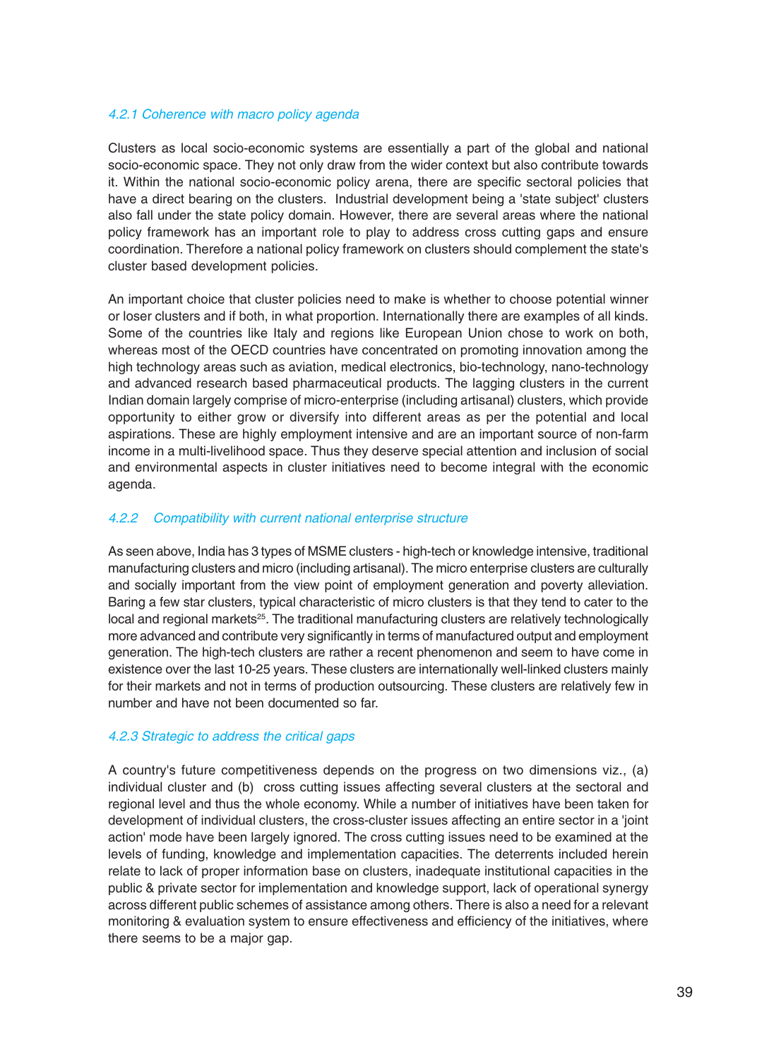#### *4.2.1 Coherence with macro policy agenda*

Clusters as local socio-economic systems are essentially a part of the global and national socio-economic space. They not only draw from the wider context but also contribute towards it. Within the national socio-economic policy arena, there are specific sectoral policies that have a direct bearing on the clusters. Industrial development being a 'state subject' clusters also fall under the state policy domain. However, there are several areas where the national policy framework has an important role to play to address cross cutting gaps and ensure coordination. Therefore a national policy framework on clusters should complement the state's cluster based development policies.

An important choice that cluster policies need to make is whether to choose potential winner or loser clusters and if both, in what proportion. Internationally there are examples of all kinds. Some of the countries like Italy and regions like European Union chose to work on both, whereas most of the OECD countries have concentrated on promoting innovation among the high technology areas such as aviation, medical electronics, bio-technology, nano-technology and advanced research based pharmaceutical products. The lagging clusters in the current Indian domain largely comprise of micro-enterprise (including artisanal) clusters, which provide opportunity to either grow or diversify into different areas as per the potential and local aspirations. These are highly employment intensive and are an important source of non-farm income in a multi-livelihood space. Thus they deserve special attention and inclusion of social and environmental aspects in cluster initiatives need to become integral with the economic agenda.

#### *4.2.2 Compatibility with current national enterprise structure*

As seen above, India has 3 types of MSME clusters - high-tech or knowledge intensive, traditional manufacturing clusters and micro (including artisanal). The micro enterprise clusters are culturally and socially important from the view point of employment generation and poverty alleviation. Baring a few star clusters, typical characteristic of micro clusters is that they tend to cater to the local and regional markets[25]. The traditional manufacturing clusters are relatively technologically more advanced and contribute very significantly in terms of manufactured output and employment generation. The high-tech clusters are rather a recent phenomenon and seem to have come in existence over the last 10-25 years. These clusters are internationally well-linked clusters mainly for their markets and not in terms of production outsourcing. These clusters are relatively few in number and have not been documented so far.

#### *4.2.3 Strategic to address the critical gaps*

A country's future competitiveness depends on the progress on two dimensions viz., (a) individual cluster and (b) cross cutting issues affecting several clusters at the sectoral and regional level and thus the whole economy. While a number of initiatives have been taken for development of individual clusters, the cross-cluster issues affecting an entire sector in a 'joint action' mode have been largely ignored. The cross cutting issues need to be examined at the levels of funding, knowledge and implementation capacities. The deterrents included herein relate to lack of proper information base on clusters, inadequate institutional capacities in the public & private sector for implementation and knowledge support, lack of operational synergy across different public schemes of assistance among others. There is also a need for a relevant monitoring & evaluation system to ensure effectiveness and efficiency of the initiatives, where there seems to be a major gap.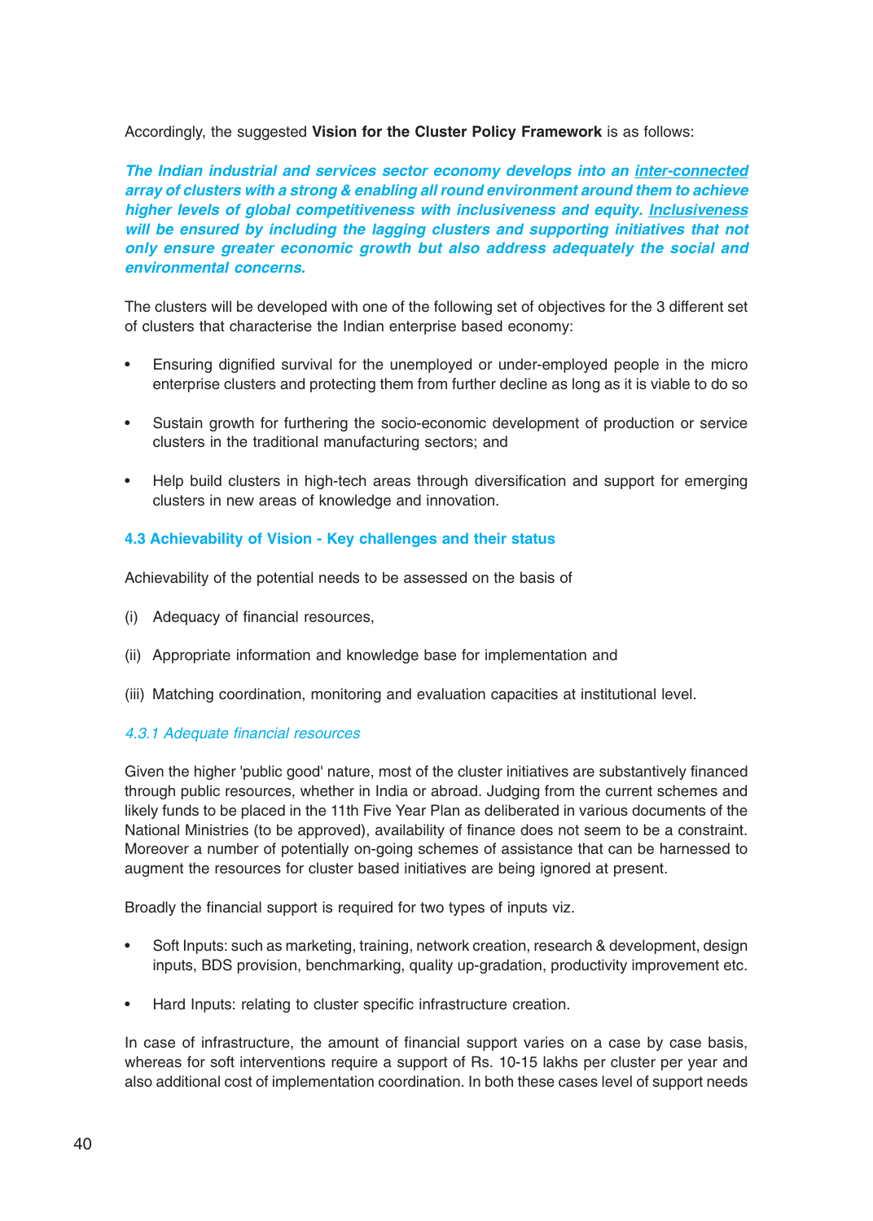Accordingly, the suggested **Vision for the Cluster Policy Framework** is as follows:

***The Indian industrial and services sector economy develops into an <u>inter-connected</u> array of clusters with a strong & enabling all round environment around them to achieve higher levels of global competitiveness with inclusiveness and equity. <u>Inclusiveness</u> will be ensured by including the lagging clusters and supporting initiatives that not only ensure greater economic growth but also address adequately the social and environmental concerns.***

The clusters will be developed with one of the following set of objectives for the 3 different set of clusters that characterise the Indian enterprise based economy:

- Ensuring dignified survival for the unemployed or under-employed people in the micro enterprise clusters and protecting them from further decline as long as it is viable to do so
- Sustain growth for furthering the socio-economic development of production or service clusters in the traditional manufacturing sectors; and
- Help build clusters in high-tech areas through diversification and support for emerging clusters in new areas of knowledge and innovation.

### 4.3 Achievability of Vision - Key challenges and their status

Achievability of the potential needs to be assessed on the basis of

(i) Adequacy of financial resources,

(ii) Appropriate information and knowledge base for implementation and

(iii) Matching coordination, monitoring and evaluation capacities at institutional level.

#### *4.3.1 Adequate financial resources*

Given the higher 'public good' nature, most of the cluster initiatives are substantively financed through public resources, whether in India or abroad. Judging from the current schemes and likely funds to be placed in the 11th Five Year Plan as deliberated in various documents of the National Ministries (to be approved), availability of finance does not seem to be a constraint. Moreover a number of potentially on-going schemes of assistance that can be harnessed to augment the resources for cluster based initiatives are being ignored at present.

Broadly the financial support is required for two types of inputs viz.

- Soft Inputs: such as marketing, training, network creation, research & development, design inputs, BDS provision, benchmarking, quality up-gradation, productivity improvement etc.
- Hard Inputs: relating to cluster specific infrastructure creation.

In case of infrastructure, the amount of financial support varies on a case by case basis, whereas for soft interventions require a support of Rs. 10-15 lakhs per cluster per year and also additional cost of implementation coordination. In both these cases level of support needs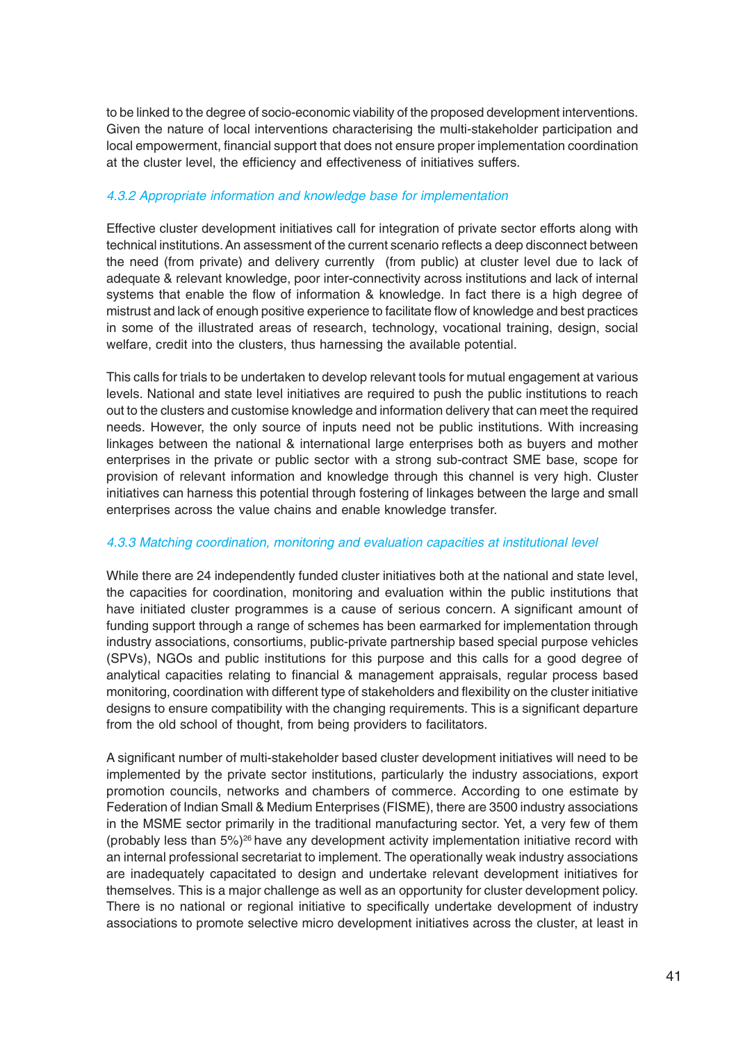to be linked to the degree of socio-economic viability of the proposed development interventions. Given the nature of local interventions characterising the multi-stakeholder participation and local empowerment, financial support that does not ensure proper implementation coordination at the cluster level, the efficiency and effectiveness of initiatives suffers.

### *4.3.2 Appropriate information and knowledge base for implementation*

Effective cluster development initiatives call for integration of private sector efforts along with technical institutions. An assessment of the current scenario reflects a deep disconnect between the need (from private) and delivery currently (from public) at cluster level due to lack of adequate & relevant knowledge, poor inter-connectivity across institutions and lack of internal systems that enable the flow of information & knowledge. In fact there is a high degree of mistrust and lack of enough positive experience to facilitate flow of knowledge and best practices in some of the illustrated areas of research, technology, vocational training, design, social welfare, credit into the clusters, thus harnessing the available potential.

This calls for trials to be undertaken to develop relevant tools for mutual engagement at various levels. National and state level initiatives are required to push the public institutions to reach out to the clusters and customise knowledge and information delivery that can meet the required needs. However, the only source of inputs need not be public institutions. With increasing linkages between the national & international large enterprises both as buyers and mother enterprises in the private or public sector with a strong sub-contract SME base, scope for provision of relevant information and knowledge through this channel is very high. Cluster initiatives can harness this potential through fostering of linkages between the large and small enterprises across the value chains and enable knowledge transfer.

### *4.3.3 Matching coordination, monitoring and evaluation capacities at institutional level*

While there are 24 independently funded cluster initiatives both at the national and state level, the capacities for coordination, monitoring and evaluation within the public institutions that have initiated cluster programmes is a cause of serious concern. A significant amount of funding support through a range of schemes has been earmarked for implementation through industry associations, consortiums, public-private partnership based special purpose vehicles (SPVs), NGOs and public institutions for this purpose and this calls for a good degree of analytical capacities relating to financial & management appraisals, regular process based monitoring, coordination with different type of stakeholders and flexibility on the cluster initiative designs to ensure compatibility with the changing requirements. This is a significant departure from the old school of thought, from being providers to facilitators.

A significant number of multi-stakeholder based cluster development initiatives will need to be implemented by the private sector institutions, particularly the industry associations, export promotion councils, networks and chambers of commerce. According to one estimate by Federation of Indian Small & Medium Enterprises (FISME), there are 3500 industry associations in the MSME sector primarily in the traditional manufacturing sector. Yet, a very few of them (probably less than 5%)[26] have any development activity implementation initiative record with an internal professional secretariat to implement. The operationally weak industry associations are inadequately capacitated to design and undertake relevant development initiatives for themselves. This is a major challenge as well as an opportunity for cluster development policy. There is no national or regional initiative to specifically undertake development of industry associations to promote selective micro development initiatives across the cluster, at least in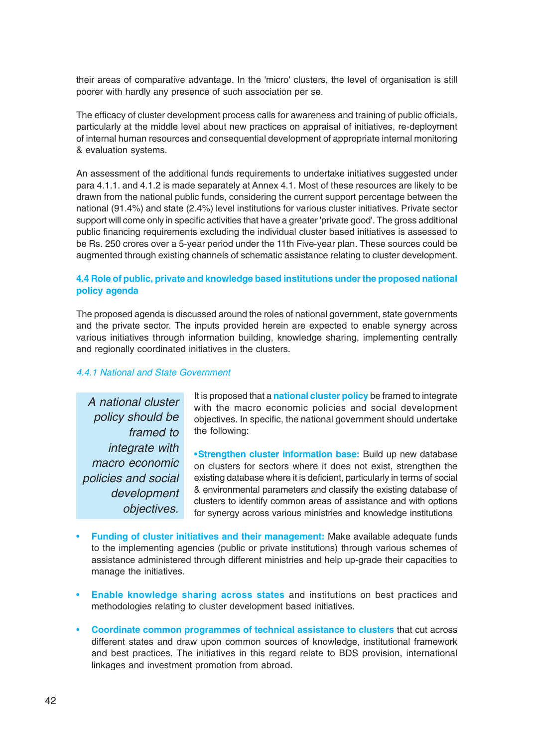their areas of comparative advantage. In the 'micro' clusters, the level of organisation is still poorer with hardly any presence of such association per se.

The efficacy of cluster development process calls for awareness and training of public officials, particularly at the middle level about new practices on appraisal of initiatives, re-deployment of internal human resources and consequential development of appropriate internal monitoring & evaluation systems.

An assessment of the additional funds requirements to undertake initiatives suggested under para 4.1.1. and 4.1.2 is made separately at Annex 4.1. Most of these resources are likely to be drawn from the national public funds, considering the current support percentage between the national (91.4%) and state (2.4%) level institutions for various cluster initiatives. Private sector support will come only in specific activities that have a greater 'private good'. The gross additional public financing requirements excluding the individual cluster based initiatives is assessed to be Rs. 250 crores over a 5-year period under the 11th Five-year plan. These sources could be augmented through existing channels of schematic assistance relating to cluster development.

## 4.4 Role of public, private and knowledge based institutions under the proposed national policy agenda

The proposed agenda is discussed around the roles of national government, state governments and the private sector. The inputs provided herein are expected to enable synergy across various initiatives through information building, knowledge sharing, implementing centrally and regionally coordinated initiatives in the clusters.

### *4.4.1 National and State Government*

*A national cluster policy should be framed to integrate with macro economic policies and social development objectives.*

It is proposed that a **national cluster policy** be framed to integrate with the macro economic policies and social development objectives. In specific, the national government should undertake the following:

- **Strengthen cluster information base:** Build up new database on clusters for sectors where it does not exist, strengthen the existing database where it is deficient, particularly in terms of social & environmental parameters and classify the existing database of clusters to identify common areas of assistance and with options for synergy across various ministries and knowledge institutions

- **Funding of cluster initiatives and their management:** Make available adequate funds to the implementing agencies (public or private institutions) through various schemes of assistance administered through different ministries and help up-grade their capacities to manage the initiatives.

- **Enable knowledge sharing across states** and institutions on best practices and methodologies relating to cluster development based initiatives.

- **Coordinate common programmes of technical assistance to clusters** that cut across different states and draw upon common sources of knowledge, institutional framework and best practices. The initiatives in this regard relate to BDS provision, international linkages and investment promotion from abroad.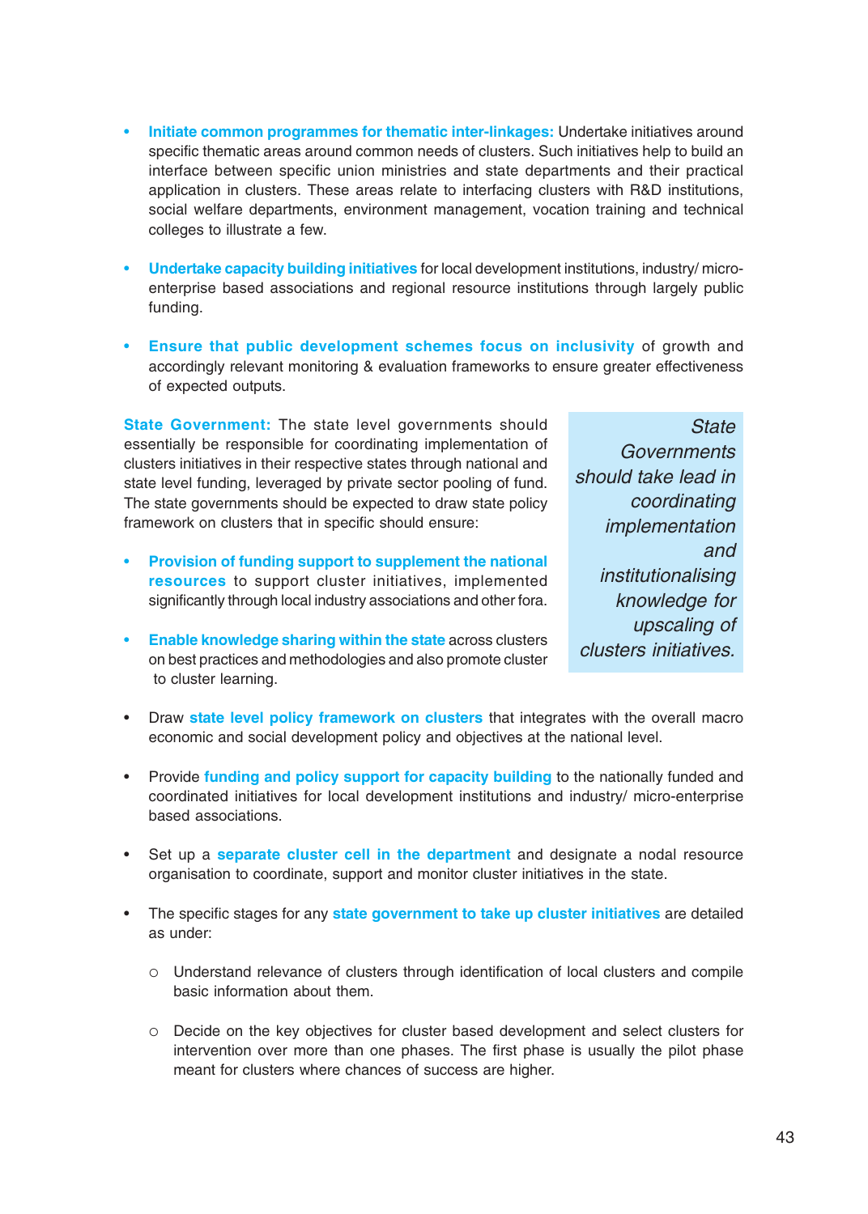- **Initiate common programmes for thematic inter-linkages:** Undertake initiatives around specific thematic areas around common needs of clusters. Such initiatives help to build an interface between specific union ministries and state departments and their practical application in clusters. These areas relate to interfacing clusters with R&D institutions, social welfare departments, environment management, vocation training and technical colleges to illustrate a few.

- **Undertake capacity building initiatives** for local development institutions, industry/ micro-enterprise based associations and regional resource institutions through largely public funding.

- **Ensure that public development schemes focus on inclusivity** of growth and accordingly relevant monitoring & evaluation frameworks to ensure greater effectiveness of expected outputs.

**State Government:** The state level governments should essentially be responsible for coordinating implementation of clusters initiatives in their respective states through national and state level funding, leveraged by private sector pooling of fund. The state governments should be expected to draw state policy framework on clusters that in specific should ensure:

> *State Governments should take lead in coordinating implementation and institutionalising knowledge for upscaling of clusters initiatives.*

- **Provision of funding support to supplement the national resources** to support cluster initiatives, implemented significantly through local industry associations and other fora.

- **Enable knowledge sharing within the state** across clusters on best practices and methodologies and also promote cluster to cluster learning.

- Draw **state level policy framework on clusters** that integrates with the overall macro economic and social development policy and objectives at the national level.

- Provide **funding and policy support for capacity building** to the nationally funded and coordinated initiatives for local development institutions and industry/ micro-enterprise based associations.

- Set up a **separate cluster cell in the department** and designate a nodal resource organisation to coordinate, support and monitor cluster initiatives in the state.

- The specific stages for any **state government to take up cluster initiatives** are detailed as under:

  - Understand relevance of clusters through identification of local clusters and compile basic information about them.

  - Decide on the key objectives for cluster based development and select clusters for intervention over more than one phases. The first phase is usually the pilot phase meant for clusters where chances of success are higher.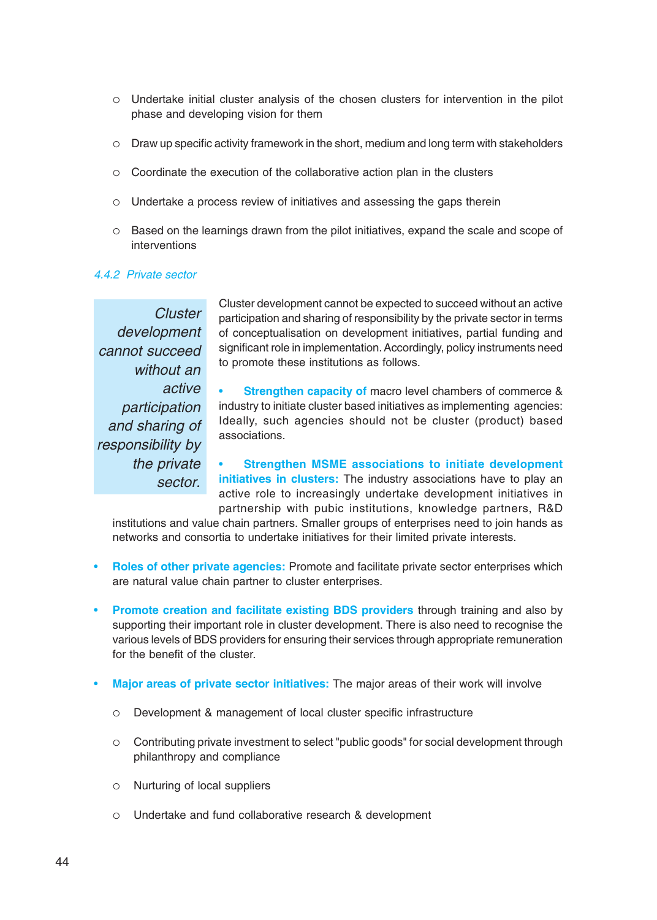- Undertake initial cluster analysis of the chosen clusters for intervention in the pilot phase and developing vision for them
- Draw up specific activity framework in the short, medium and long term with stakeholders
- Coordinate the execution of the collaborative action plan in the clusters
- Undertake a process review of initiatives and assessing the gaps therein
- Based on the learnings drawn from the pilot initiatives, expand the scale and scope of interventions

### *4.4.2 Private sector*

> *Cluster development cannot succeed without an active participation and sharing of responsibility by the private sector.*

Cluster development cannot be expected to succeed without an active participation and sharing of responsibility by the private sector in terms of conceptualisation on development initiatives, partial funding and significant role in implementation. Accordingly, policy instruments need to promote these institutions as follows.

- **Strengthen capacity of** macro level chambers of commerce & industry to initiate cluster based initiatives as implementing agencies: Ideally, such agencies should not be cluster (product) based associations.

- **Strengthen MSME associations to initiate development initiatives in clusters:** The industry associations have to play an active role to increasingly undertake development initiatives in partnership with pubic institutions, knowledge partners, R&D institutions and value chain partners. Smaller groups of enterprises need to join hands as networks and consortia to undertake initiatives for their limited private interests.

- **Roles of other private agencies:** Promote and facilitate private sector enterprises which are natural value chain partner to cluster enterprises.

- **Promote creation and facilitate existing BDS providers** through training and also by supporting their important role in cluster development. There is also need to recognise the various levels of BDS providers for ensuring their services through appropriate remuneration for the benefit of the cluster.

- **Major areas of private sector initiatives:** The major areas of their work will involve
  - Development & management of local cluster specific infrastructure
  - Contributing private investment to select "public goods" for social development through philanthropy and compliance
  - Nurturing of local suppliers
  - Undertake and fund collaborative research & development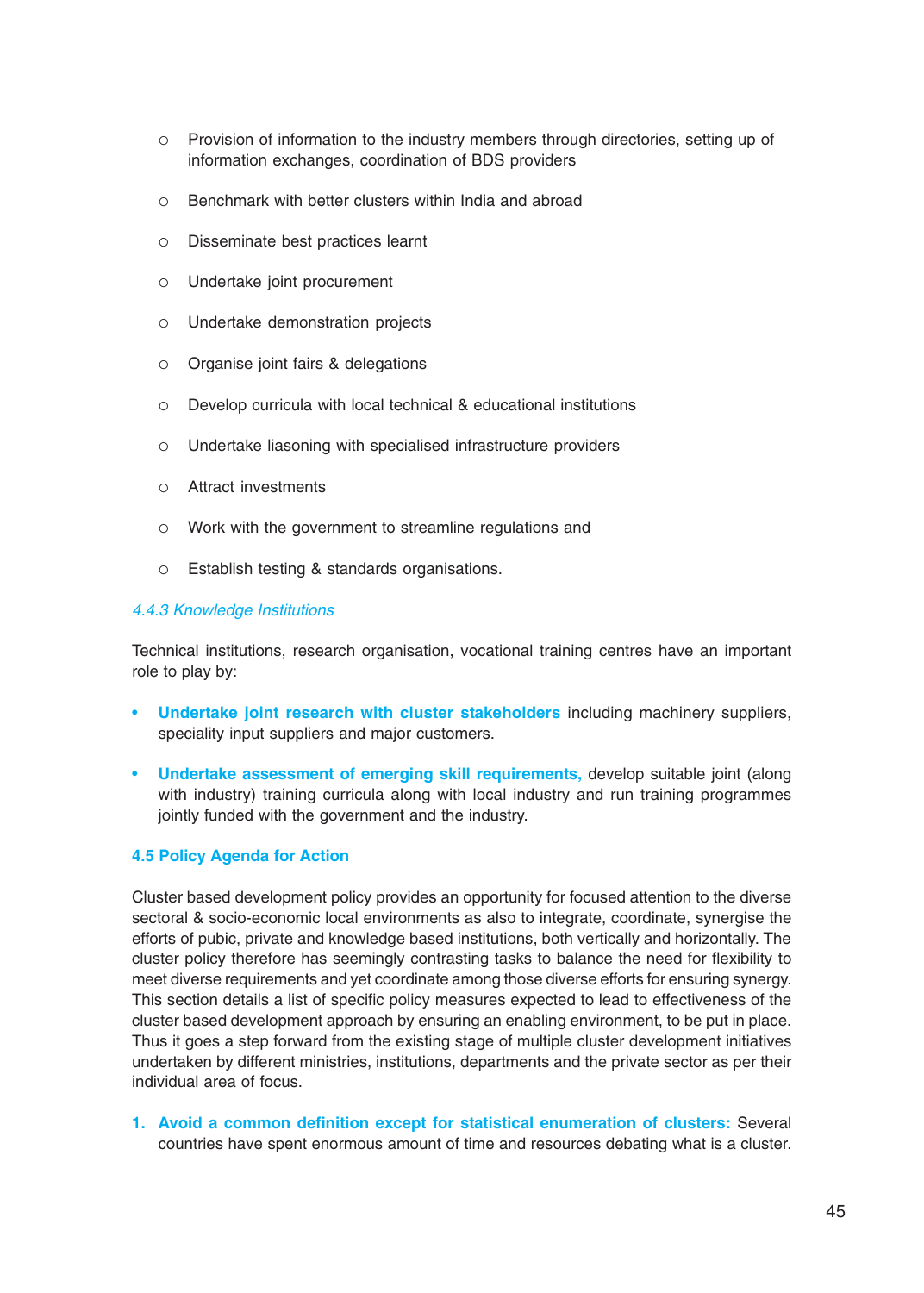- Provision of information to the industry members through directories, setting up of information exchanges, coordination of BDS providers
- Benchmark with better clusters within India and abroad
- Disseminate best practices learnt
- Undertake joint procurement
- Undertake demonstration projects
- Organise joint fairs & delegations
- Develop curricula with local technical & educational institutions
- Undertake liasoning with specialised infrastructure providers
- Attract investments
- Work with the government to streamline regulations and
- Establish testing & standards organisations.

### *4.4.3 Knowledge Institutions*

Technical institutions, research organisation, vocational training centres have an important role to play by:

- **Undertake joint research with cluster stakeholders** including machinery suppliers, speciality input suppliers and major customers.
- **Undertake assessment of emerging skill requirements,** develop suitable joint (along with industry) training curricula along with local industry and run training programmes jointly funded with the government and the industry.

## 4.5 Policy Agenda for Action

Cluster based development policy provides an opportunity for focused attention to the diverse sectoral & socio-economic local environments as also to integrate, coordinate, synergise the efforts of pubic, private and knowledge based institutions, both vertically and horizontally. The cluster policy therefore has seemingly contrasting tasks to balance the need for flexibility to meet diverse requirements and yet coordinate among those diverse efforts for ensuring synergy. This section details a list of specific policy measures expected to lead to effectiveness of the cluster based development approach by ensuring an enabling environment, to be put in place. Thus it goes a step forward from the existing stage of multiple cluster development initiatives undertaken by different ministries, institutions, departments and the private sector as per their individual area of focus.

1. **Avoid a common definition except for statistical enumeration of clusters:** Several countries have spent enormous amount of time and resources debating what is a cluster.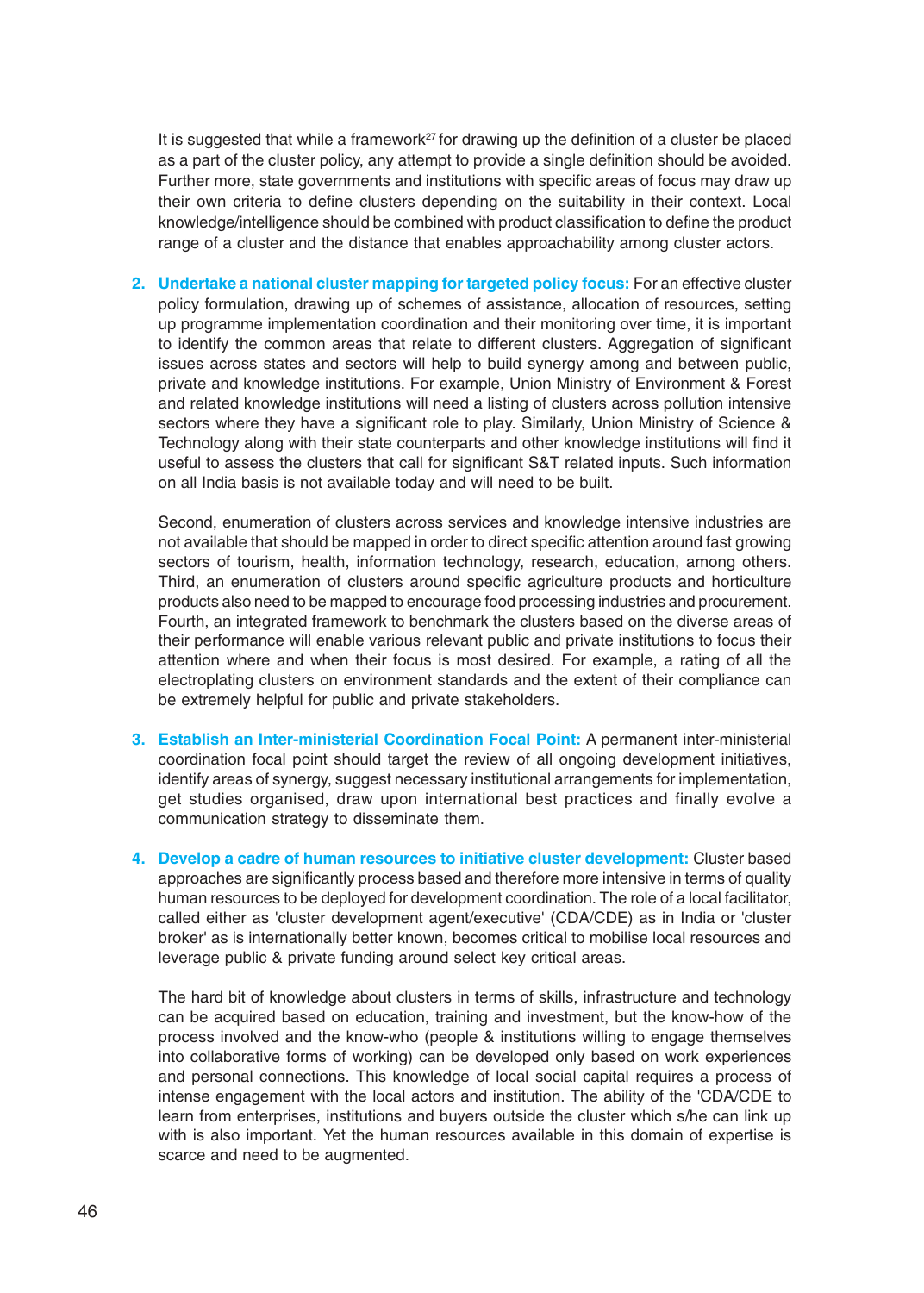It is suggested that while a framework[27] for drawing up the definition of a cluster be placed as a part of the cluster policy, any attempt to provide a single definition should be avoided. Further more, state governments and institutions with specific areas of focus may draw up their own criteria to define clusters depending on the suitability in their context. Local knowledge/intelligence should be combined with product classification to define the product range of a cluster and the distance that enables approachability among cluster actors.

2. **Undertake a national cluster mapping for targeted policy focus:** For an effective cluster policy formulation, drawing up of schemes of assistance, allocation of resources, setting up programme implementation coordination and their monitoring over time, it is important to identify the common areas that relate to different clusters. Aggregation of significant issues across states and sectors will help to build synergy among and between public, private and knowledge institutions. For example, Union Ministry of Environment & Forest and related knowledge institutions will need a listing of clusters across pollution intensive sectors where they have a significant role to play. Similarly, Union Ministry of Science & Technology along with their state counterparts and other knowledge institutions will find it useful to assess the clusters that call for significant S&T related inputs. Such information on all India basis is not available today and will need to be built.

   Second, enumeration of clusters across services and knowledge intensive industries are not available that should be mapped in order to direct specific attention around fast growing sectors of tourism, health, information technology, research, education, among others. Third, an enumeration of clusters around specific agriculture products and horticulture products also need to be mapped to encourage food processing industries and procurement. Fourth, an integrated framework to benchmark the clusters based on the diverse areas of their performance will enable various relevant public and private institutions to focus their attention where and when their focus is most desired. For example, a rating of all the electroplating clusters on environment standards and the extent of their compliance can be extremely helpful for public and private stakeholders.

3. **Establish an Inter-ministerial Coordination Focal Point:** A permanent inter-ministerial coordination focal point should target the review of all ongoing development initiatives, identify areas of synergy, suggest necessary institutional arrangements for implementation, get studies organised, draw upon international best practices and finally evolve a communication strategy to disseminate them.

4. **Develop a cadre of human resources to initiative cluster development:** Cluster based approaches are significantly process based and therefore more intensive in terms of quality human resources to be deployed for development coordination. The role of a local facilitator, called either as 'cluster development agent/executive' (CDA/CDE) as in India or 'cluster broker' as is internationally better known, becomes critical to mobilise local resources and leverage public & private funding around select key critical areas.

   The hard bit of knowledge about clusters in terms of skills, infrastructure and technology can be acquired based on education, training and investment, but the know-how of the process involved and the know-who (people & institutions willing to engage themselves into collaborative forms of working) can be developed only based on work experiences and personal connections. This knowledge of local social capital requires a process of intense engagement with the local actors and institution. The ability of the 'CDA/CDE to learn from enterprises, institutions and buyers outside the cluster which s/he can link up with is also important. Yet the human resources available in this domain of expertise is scarce and need to be augmented.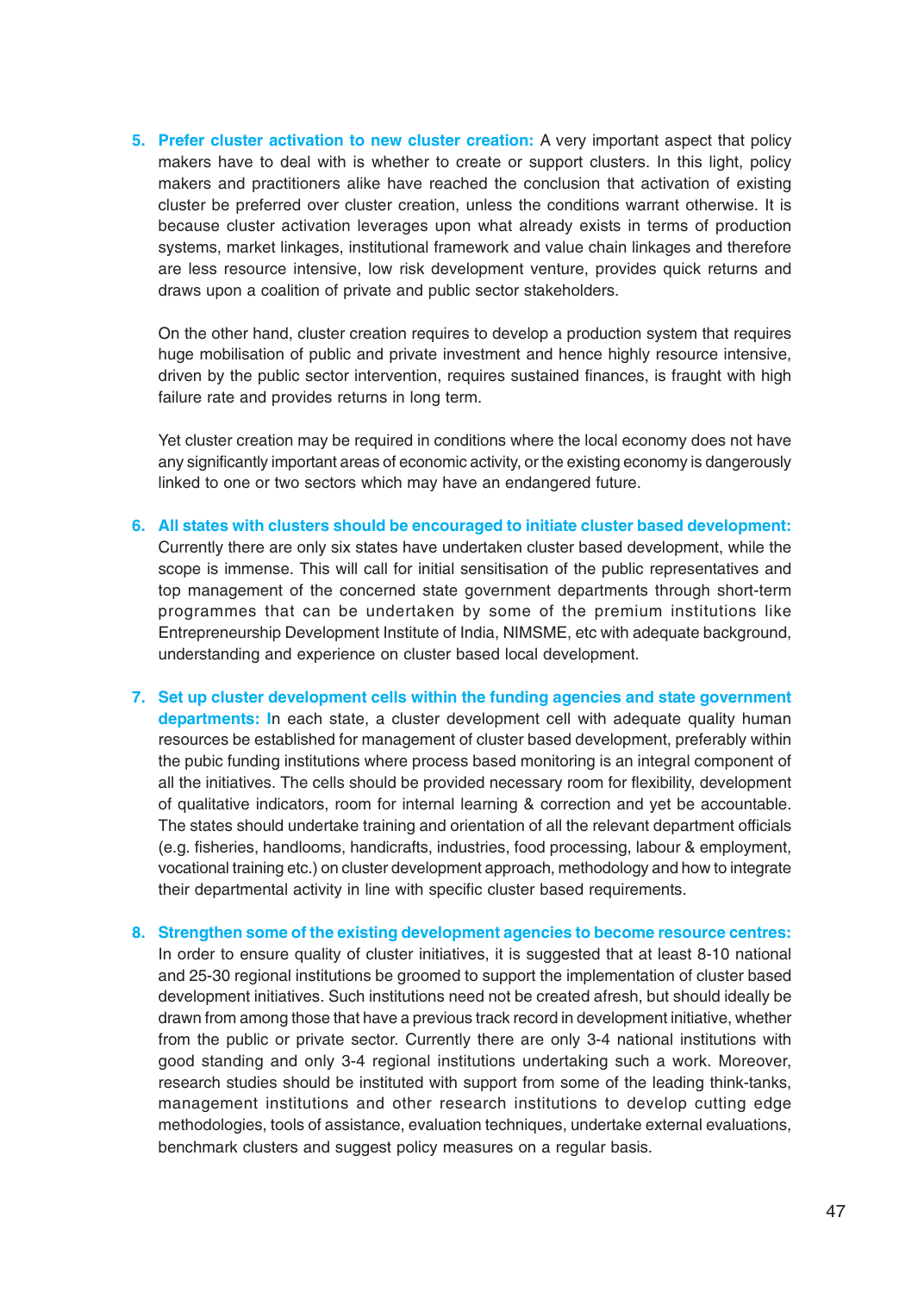5. **Prefer cluster activation to new cluster creation:** A very important aspect that policy makers have to deal with is whether to create or support clusters. In this light, policy makers and practitioners alike have reached the conclusion that activation of existing cluster be preferred over cluster creation, unless the conditions warrant otherwise. It is because cluster activation leverages upon what already exists in terms of production systems, market linkages, institutional framework and value chain linkages and therefore are less resource intensive, low risk development venture, provides quick returns and draws upon a coalition of private and public sector stakeholders.

   On the other hand, cluster creation requires to develop a production system that requires huge mobilisation of public and private investment and hence highly resource intensive, driven by the public sector intervention, requires sustained finances, is fraught with high failure rate and provides returns in long term.

   Yet cluster creation may be required in conditions where the local economy does not have any significantly important areas of economic activity, or the existing economy is dangerously linked to one or two sectors which may have an endangered future.

6. **All states with clusters should be encouraged to initiate cluster based development:** Currently there are only six states have undertaken cluster based development, while the scope is immense. This will call for initial sensitisation of the public representatives and top management of the concerned state government departments through short-term programmes that can be undertaken by some of the premium institutions like Entrepreneurship Development Institute of India, NIMSME, etc with adequate background, understanding and experience on cluster based local development.

7. **Set up cluster development cells within the funding agencies and state government departments:** In each state, a cluster development cell with adequate quality human resources be established for management of cluster based development, preferably within the pubic funding institutions where process based monitoring is an integral component of all the initiatives. The cells should be provided necessary room for flexibility, development of qualitative indicators, room for internal learning & correction and yet be accountable. The states should undertake training and orientation of all the relevant department officials (e.g. fisheries, handlooms, handicrafts, industries, food processing, labour & employment, vocational training etc.) on cluster development approach, methodology and how to integrate their departmental activity in line with specific cluster based requirements.

8. **Strengthen some of the existing development agencies to become resource centres:** In order to ensure quality of cluster initiatives, it is suggested that at least 8-10 national and 25-30 regional institutions be groomed to support the implementation of cluster based development initiatives. Such institutions need not be created afresh, but should ideally be drawn from among those that have a previous track record in development initiative, whether from the public or private sector. Currently there are only 3-4 national institutions with good standing and only 3-4 regional institutions undertaking such a work. Moreover, research studies should be instituted with support from some of the leading think-tanks, management institutions and other research institutions to develop cutting edge methodologies, tools of assistance, evaluation techniques, undertake external evaluations, benchmark clusters and suggest policy measures on a regular basis.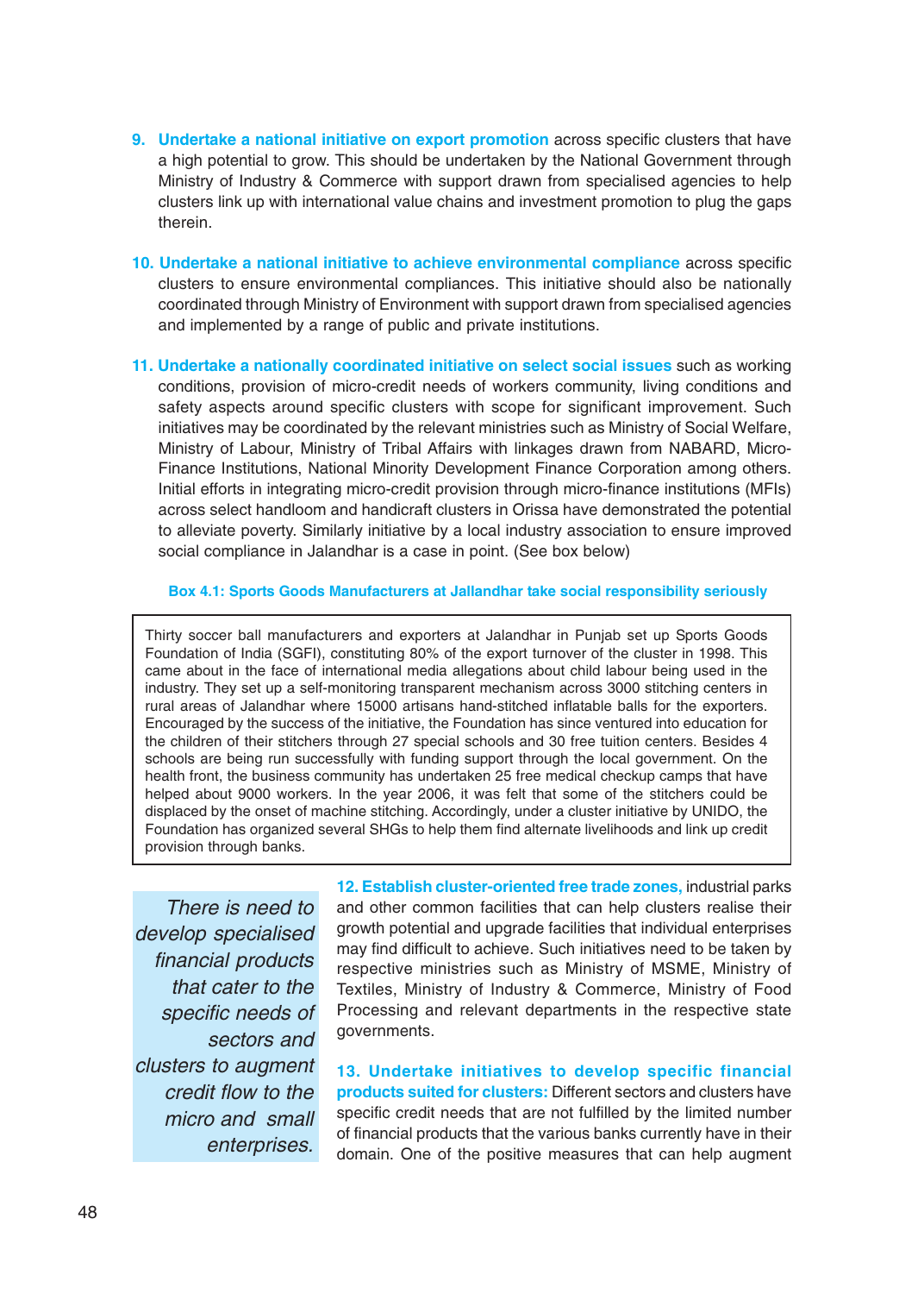9. **Undertake a national initiative on export promotion** across specific clusters that have a high potential to grow. This should be undertaken by the National Government through Ministry of Industry & Commerce with support drawn from specialised agencies to help clusters link up with international value chains and investment promotion to plug the gaps therein.

10. **Undertake a national initiative to achieve environmental compliance** across specific clusters to ensure environmental compliances. This initiative should also be nationally coordinated through Ministry of Environment with support drawn from specialised agencies and implemented by a range of public and private institutions.

11. **Undertake a nationally coordinated initiative on select social issues** such as working conditions, provision of micro-credit needs of workers community, living conditions and safety aspects around specific clusters with scope for significant improvement. Such initiatives may be coordinated by the relevant ministries such as Ministry of Social Welfare, Ministry of Labour, Ministry of Tribal Affairs with linkages drawn from NABARD, Micro-Finance Institutions, National Minority Development Finance Corporation among others. Initial efforts in integrating micro-credit provision through micro-finance institutions (MFIs) across select handloom and handicraft clusters in Orissa have demonstrated the potential to alleviate poverty. Similarly initiative by a local industry association to ensure improved social compliance in Jalandhar is a case in point. (See box below)

**Box 4.1: Sports Goods Manufacturers at Jallandhar take social responsibility seriously**

> Thirty soccer ball manufacturers and exporters at Jalandhar in Punjab set up Sports Goods Foundation of India (SGFI), constituting 80% of the export turnover of the cluster in 1998. This came about in the face of international media allegations about child labour being used in the industry. They set up a self-monitoring transparent mechanism across 3000 stitching centers in rural areas of Jalandhar where 15000 artisans hand-stitched inflatable balls for the exporters. Encouraged by the success of the initiative, the Foundation has since ventured into education for the children of their stitchers through 27 special schools and 30 free tuition centers. Besides 4 schools are being run successfully with funding support through the local government. On the health front, the business community has undertaken 25 free medical checkup camps that have helped about 9000 workers. In the year 2006, it was felt that some of the stitchers could be displaced by the onset of machine stitching. Accordingly, under a cluster initiative by UNIDO, the Foundation has organized several SHGs to help them find alternate livelihoods and link up credit provision through banks.

*There is need to develop specialised financial products that cater to the specific needs of sectors and clusters to augment credit flow to the micro and small enterprises.*

12. **Establish cluster-oriented free trade zones,** industrial parks and other common facilities that can help clusters realise their growth potential and upgrade facilities that individual enterprises may find difficult to achieve. Such initiatives need to be taken by respective ministries such as Ministry of MSME, Ministry of Textiles, Ministry of Industry & Commerce, Ministry of Food Processing and relevant departments in the respective state governments.

13. **Undertake initiatives to develop specific financial products suited for clusters:** Different sectors and clusters have specific credit needs that are not fulfilled by the limited number of financial products that the various banks currently have in their domain. One of the positive measures that can help augment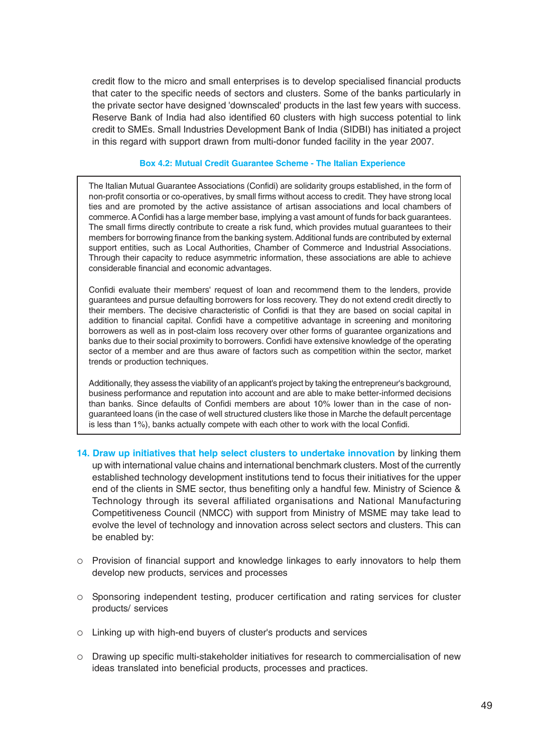credit flow to the micro and small enterprises is to develop specialised financial products that cater to the specific needs of sectors and clusters. Some of the banks particularly in the private sector have designed 'downscaled' products in the last few years with success. Reserve Bank of India had also identified 60 clusters with high success potential to link credit to SMEs. Small Industries Development Bank of India (SIDBI) has initiated a project in this regard with support drawn from multi-donor funded facility in the year 2007.

**Box 4.2: Mutual Credit Guarantee Scheme - The Italian Experience**

> The Italian Mutual Guarantee Associations (Confidi) are solidarity groups established, in the form of non-profit consortia or co-operatives, by small firms without access to credit. They have strong local ties and are promoted by the active assistance of artisan associations and local chambers of commerce. A Confidi has a large member base, implying a vast amount of funds for back guarantees. The small firms directly contribute to create a risk fund, which provides mutual guarantees to their members for borrowing finance from the banking system. Additional funds are contributed by external support entities, such as Local Authorities, Chamber of Commerce and Industrial Associations. Through their capacity to reduce asymmetric information, these associations are able to achieve considerable financial and economic advantages.
>
> Confidi evaluate their members' request of loan and recommend them to the lenders, provide guarantees and pursue defaulting borrowers for loss recovery. They do not extend credit directly to their members. The decisive characteristic of Confidi is that they are based on social capital in addition to financial capital. Confidi have a competitive advantage in screening and monitoring borrowers as well as in post-claim loss recovery over other forms of guarantee organizations and banks due to their social proximity to borrowers. Confidi have extensive knowledge of the operating sector of a member and are thus aware of factors such as competition within the sector, market trends or production techniques.
>
> Additionally, they assess the viability of an applicant's project by taking the entrepreneur's background, business performance and reputation into account and are able to make better-informed decisions than banks. Since defaults of Confidi members are about 10% lower than in the case of non-guaranteed loans (in the case of well structured clusters like those in Marche the default percentage is less than 1%), banks actually compete with each other to work with the local Confidi.

14. **Draw up initiatives that help select clusters to undertake innovation** by linking them up with international value chains and international benchmark clusters. Most of the currently established technology development institutions tend to focus their initiatives for the upper end of the clients in SME sector, thus benefiting only a handful few. Ministry of Science & Technology through its several affiliated organisations and National Manufacturing Competitiveness Council (NMCC) with support from Ministry of MSME may take lead to evolve the level of technology and innovation across select sectors and clusters. This can be enabled by:

- Provision of financial support and knowledge linkages to early innovators to help them develop new products, services and processes
- Sponsoring independent testing, producer certification and rating services for cluster products/ services
- Linking up with high-end buyers of cluster's products and services
- Drawing up specific multi-stakeholder initiatives for research to commercialisation of new ideas translated into beneficial products, processes and practices.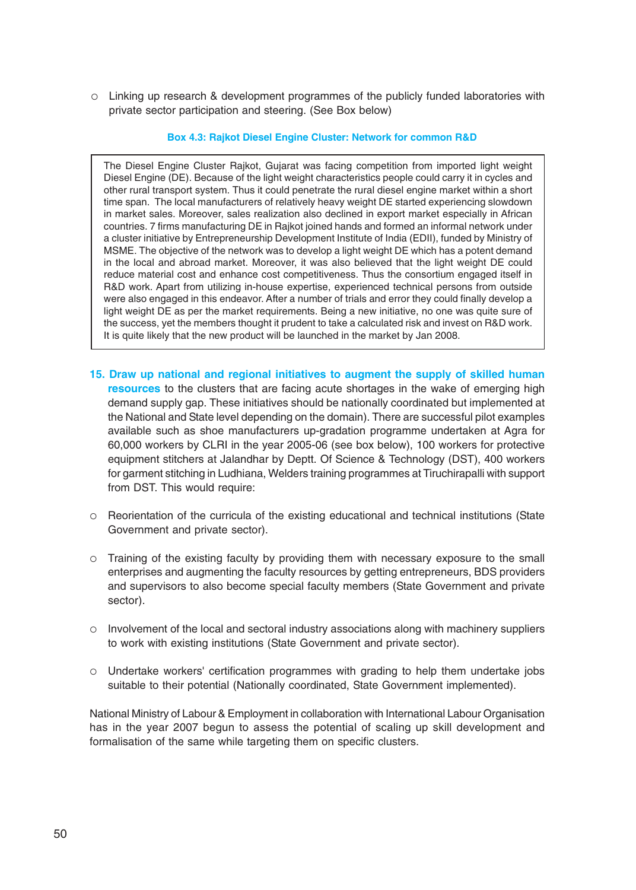- Linking up research & development programmes of the publicly funded laboratories with private sector participation and steering. (See Box below)

**Box 4.3: Rajkot Diesel Engine Cluster: Network for common R&D**

> The Diesel Engine Cluster Rajkot, Gujarat was facing competition from imported light weight Diesel Engine (DE). Because of the light weight characteristics people could carry it in cycles and other rural transport system. Thus it could penetrate the rural diesel engine market within a short time span. The local manufacturers of relatively heavy weight DE started experiencing slowdown in market sales. Moreover, sales realization also declined in export market especially in African countries. 7 firms manufacturing DE in Rajkot joined hands and formed an informal network under a cluster initiative by Entrepreneurship Development Institute of India (EDII), funded by Ministry of MSME. The objective of the network was to develop a light weight DE which has a potent demand in the local and abroad market. Moreover, it was also believed that the light weight DE could reduce material cost and enhance cost competitiveness. Thus the consortium engaged itself in R&D work. Apart from utilizing in-house expertise, experienced technical persons from outside were also engaged in this endeavor. After a number of trials and error they could finally develop a light weight DE as per the market requirements. Being a new initiative, no one was quite sure of the success, yet the members thought it prudent to take a calculated risk and invest on R&D work. It is quite likely that the new product will be launched in the market by Jan 2008.

15. **Draw up national and regional initiatives to augment the supply of skilled human resources** to the clusters that are facing acute shortages in the wake of emerging high demand supply gap. These initiatives should be nationally coordinated but implemented at the National and State level depending on the domain). There are successful pilot examples available such as shoe manufacturers up-gradation programme undertaken at Agra for 60,000 workers by CLRI in the year 2005-06 (see box below), 100 workers for protective equipment stitchers at Jalandhar by Deptt. Of Science & Technology (DST), 400 workers for garment stitching in Ludhiana, Welders training programmes at Tiruchirapalli with support from DST. This would require:

- Reorientation of the curricula of the existing educational and technical institutions (State Government and private sector).

- Training of the existing faculty by providing them with necessary exposure to the small enterprises and augmenting the faculty resources by getting entrepreneurs, BDS providers and supervisors to also become special faculty members (State Government and private sector).

- Involvement of the local and sectoral industry associations along with machinery suppliers to work with existing institutions (State Government and private sector).

- Undertake workers' certification programmes with grading to help them undertake jobs suitable to their potential (Nationally coordinated, State Government implemented).

National Ministry of Labour & Employment in collaboration with International Labour Organisation has in the year 2007 begun to assess the potential of scaling up skill development and formalisation of the same while targeting them on specific clusters.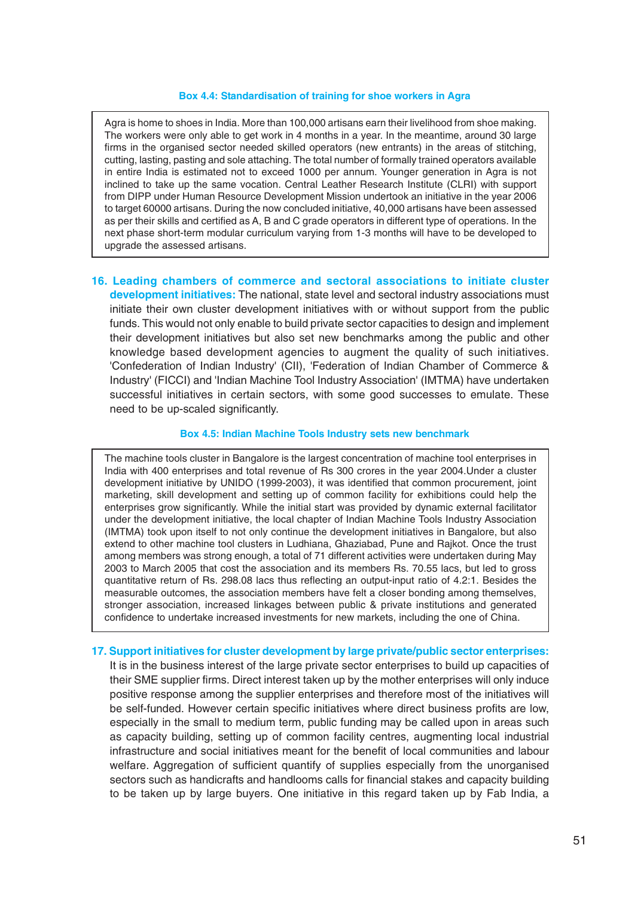**Box 4.4: Standardisation of training for shoe workers in Agra**

> Agra is home to shoes in India. More than 100,000 artisans earn their livelihood from shoe making. The workers were only able to get work in 4 months in a year. In the meantime, around 30 large firms in the organised sector needed skilled operators (new entrants) in the areas of stitching, cutting, lasting, pasting and sole attaching. The total number of formally trained operators available in entire India is estimated not to exceed 1000 per annum. Younger generation in Agra is not inclined to take up the same vocation. Central Leather Research Institute (CLRI) with support from DIPP under Human Resource Development Mission undertook an initiative in the year 2006 to target 60000 artisans. During the now concluded initiative, 40,000 artisans have been assessed as per their skills and certified as A, B and C grade operators in different type of operations. In the next phase short-term modular curriculum varying from 1-3 months will have to be developed to upgrade the assessed artisans.

16. **Leading chambers of commerce and sectoral associations to initiate cluster development initiatives:** The national, state level and sectoral industry associations must initiate their own cluster development initiatives with or without support from the public funds. This would not only enable to build private sector capacities to design and implement their development initiatives but also set new benchmarks among the public and other knowledge based development agencies to augment the quality of such initiatives. 'Confederation of Indian Industry' (CII), 'Federation of Indian Chamber of Commerce & Industry' (FICCI) and 'Indian Machine Tool Industry Association' (IMTMA) have undertaken successful initiatives in certain sectors, with some good successes to emulate. These need to be up-scaled significantly.

**Box 4.5: Indian Machine Tools Industry sets new benchmark**

> The machine tools cluster in Bangalore is the largest concentration of machine tool enterprises in India with 400 enterprises and total revenue of Rs 300 crores in the year 2004.Under a cluster development initiative by UNIDO (1999-2003), it was identified that common procurement, joint marketing, skill development and setting up of common facility for exhibitions could help the enterprises grow significantly. While the initial start was provided by dynamic external facilitator under the development initiative, the local chapter of Indian Machine Tools Industry Association (IMTMA) took upon itself to not only continue the development initiatives in Bangalore, but also extend to other machine tool clusters in Ludhiana, Ghaziabad, Pune and Rajkot. Once the trust among members was strong enough, a total of 71 different activities were undertaken during May 2003 to March 2005 that cost the association and its members Rs. 70.55 lacs, but led to gross quantitative return of Rs. 298.08 lacs thus reflecting an output-input ratio of 4.2:1. Besides the measurable outcomes, the association members have felt a closer bonding among themselves, stronger association, increased linkages between public & private institutions and generated confidence to undertake increased investments for new markets, including the one of China.

17. **Support initiatives for cluster development by large private/public sector enterprises:** It is in the business interest of the large private sector enterprises to build up capacities of their SME supplier firms. Direct interest taken up by the mother enterprises will only induce positive response among the supplier enterprises and therefore most of the initiatives will be self-funded. However certain specific initiatives where direct business profits are low, especially in the small to medium term, public funding may be called upon in areas such as capacity building, setting up of common facility centres, augmenting local industrial infrastructure and social initiatives meant for the benefit of local communities and labour welfare. Aggregation of sufficient quantify of supplies especially from the unorganised sectors such as handicrafts and handlooms calls for financial stakes and capacity building to be taken up by large buyers. One initiative in this regard taken up by Fab India, a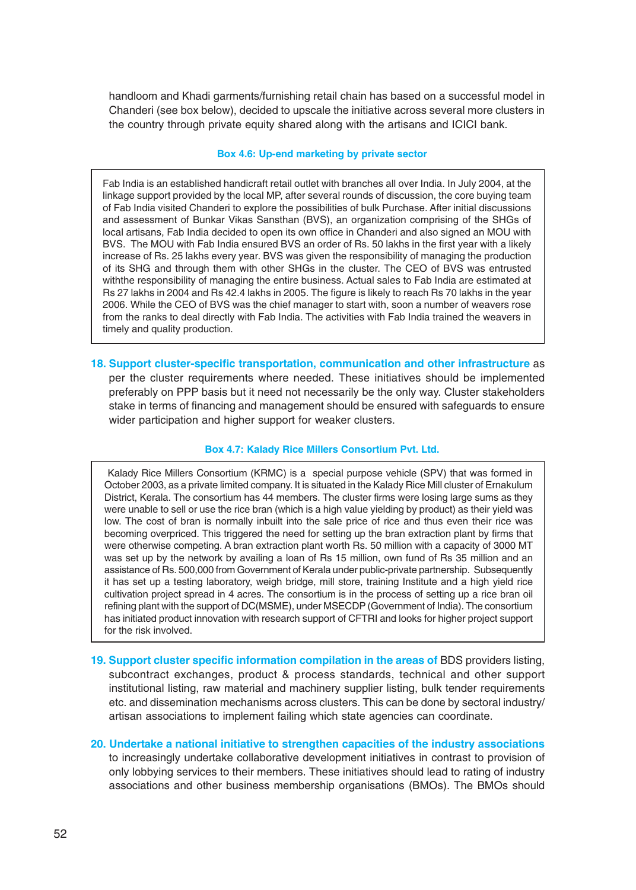handloom and Khadi garments/furnishing retail chain has based on a successful model in Chanderi (see box below), decided to upscale the initiative across several more clusters in the country through private equity shared along with the artisans and ICICI bank.

**Box 4.6: Up-end marketing by private sector**

> Fab India is an established handicraft retail outlet with branches all over India. In July 2004, at the linkage support provided by the local MP, after several rounds of discussion, the core buying team of Fab India visited Chanderi to explore the possibilities of bulk Purchase. After initial discussions and assessment of Bunkar Vikas Sansthan (BVS), an organization comprising of the SHGs of local artisans, Fab India decided to open its own office in Chanderi and also signed an MOU with BVS. The MOU with Fab India ensured BVS an order of Rs. 50 lakhs in the first year with a likely increase of Rs. 25 lakhs every year. BVS was given the responsibility of managing the production of its SHG and through them with other SHGs in the cluster. The CEO of BVS was entrusted withthe responsibility of managing the entire business. Actual sales to Fab India are estimated at Rs 27 lakhs in 2004 and Rs 42.4 lakhs in 2005. The figure is likely to reach Rs 70 lakhs in the year 2006. While the CEO of BVS was the chief manager to start with, soon a number of weavers rose from the ranks to deal directly with Fab India. The activities with Fab India trained the weavers in timely and quality production.

18. **Support cluster-specific transportation, communication and other infrastructure** as per the cluster requirements where needed. These initiatives should be implemented preferably on PPP basis but it need not necessarily be the only way. Cluster stakeholders stake in terms of financing and management should be ensured with safeguards to ensure wider participation and higher support for weaker clusters.

**Box 4.7: Kalady Rice Millers Consortium Pvt. Ltd.**

> Kalady Rice Millers Consortium (KRMC) is a special purpose vehicle (SPV) that was formed in October 2003, as a private limited company. It is situated in the Kalady Rice Mill cluster of Ernakulum District, Kerala. The consortium has 44 members. The cluster firms were losing large sums as they were unable to sell or use the rice bran (which is a high value yielding by product) as their yield was low. The cost of bran is normally inbuilt into the sale price of rice and thus even their rice was becoming overpriced. This triggered the need for setting up the bran extraction plant by firms that were otherwise competing. A bran extraction plant worth Rs. 50 million with a capacity of 3000 MT was set up by the network by availing a loan of Rs 15 million, own fund of Rs 35 million and an assistance of Rs. 500,000 from Government of Kerala under public-private partnership. Subsequently it has set up a testing laboratory, weigh bridge, mill store, training Institute and a high yield rice cultivation project spread in 4 acres. The consortium is in the process of setting up a rice bran oil refining plant with the support of DC(MSME), under MSECDP (Government of India). The consortium has initiated product innovation with research support of CFTRI and looks for higher project support for the risk involved.

19. **Support cluster specific information compilation in the areas of** BDS providers listing, subcontract exchanges, product & process standards, technical and other support institutional listing, raw material and machinery supplier listing, bulk tender requirements etc. and dissemination mechanisms across clusters. This can be done by sectoral industry/ artisan associations to implement failing which state agencies can coordinate.

20. **Undertake a national initiative to strengthen capacities of the industry associations** to increasingly undertake collaborative development initiatives in contrast to provision of only lobbying services to their members. These initiatives should lead to rating of industry associations and other business membership organisations (BMOs). The BMOs should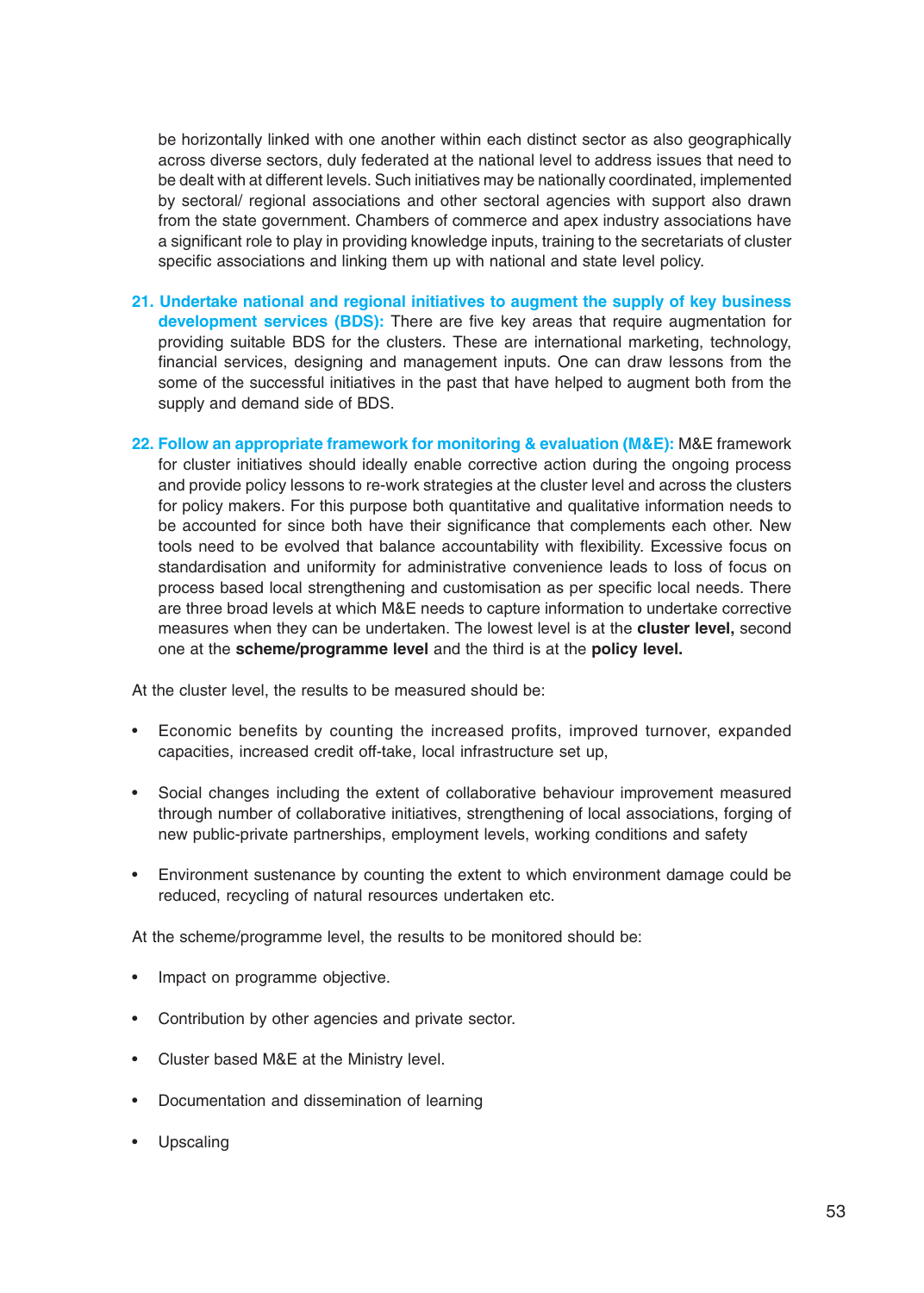be horizontally linked with one another within each distinct sector as also geographically across diverse sectors, duly federated at the national level to address issues that need to be dealt with at different levels. Such initiatives may be nationally coordinated, implemented by sectoral/ regional associations and other sectoral agencies with support also drawn from the state government. Chambers of commerce and apex industry associations have a significant role to play in providing knowledge inputs, training to the secretariats of cluster specific associations and linking them up with national and state level policy.

21. **Undertake national and regional initiatives to augment the supply of key business development services (BDS):** There are five key areas that require augmentation for providing suitable BDS for the clusters. These are international marketing, technology, financial services, designing and management inputs. One can draw lessons from the some of the successful initiatives in the past that have helped to augment both from the supply and demand side of BDS.

22. **Follow an appropriate framework for monitoring & evaluation (M&E):** M&E framework for cluster initiatives should ideally enable corrective action during the ongoing process and provide policy lessons to re-work strategies at the cluster level and across the clusters for policy makers. For this purpose both quantitative and qualitative information needs to be accounted for since both have their significance that complements each other. New tools need to be evolved that balance accountability with flexibility. Excessive focus on standardisation and uniformity for administrative convenience leads to loss of focus on process based local strengthening and customisation as per specific local needs. There are three broad levels at which M&E needs to capture information to undertake corrective measures when they can be undertaken. The lowest level is at the **cluster level,** second one at the **scheme/programme level** and the third is at the **policy level.**

At the cluster level, the results to be measured should be:

- Economic benefits by counting the increased profits, improved turnover, expanded capacities, increased credit off-take, local infrastructure set up,

- Social changes including the extent of collaborative behaviour improvement measured through number of collaborative initiatives, strengthening of local associations, forging of new public-private partnerships, employment levels, working conditions and safety

- Environment sustenance by counting the extent to which environment damage could be reduced, recycling of natural resources undertaken etc.

At the scheme/programme level, the results to be monitored should be:

- Impact on programme objective.

- Contribution by other agencies and private sector.

- Cluster based M&E at the Ministry level.

- Documentation and dissemination of learning

- Upscaling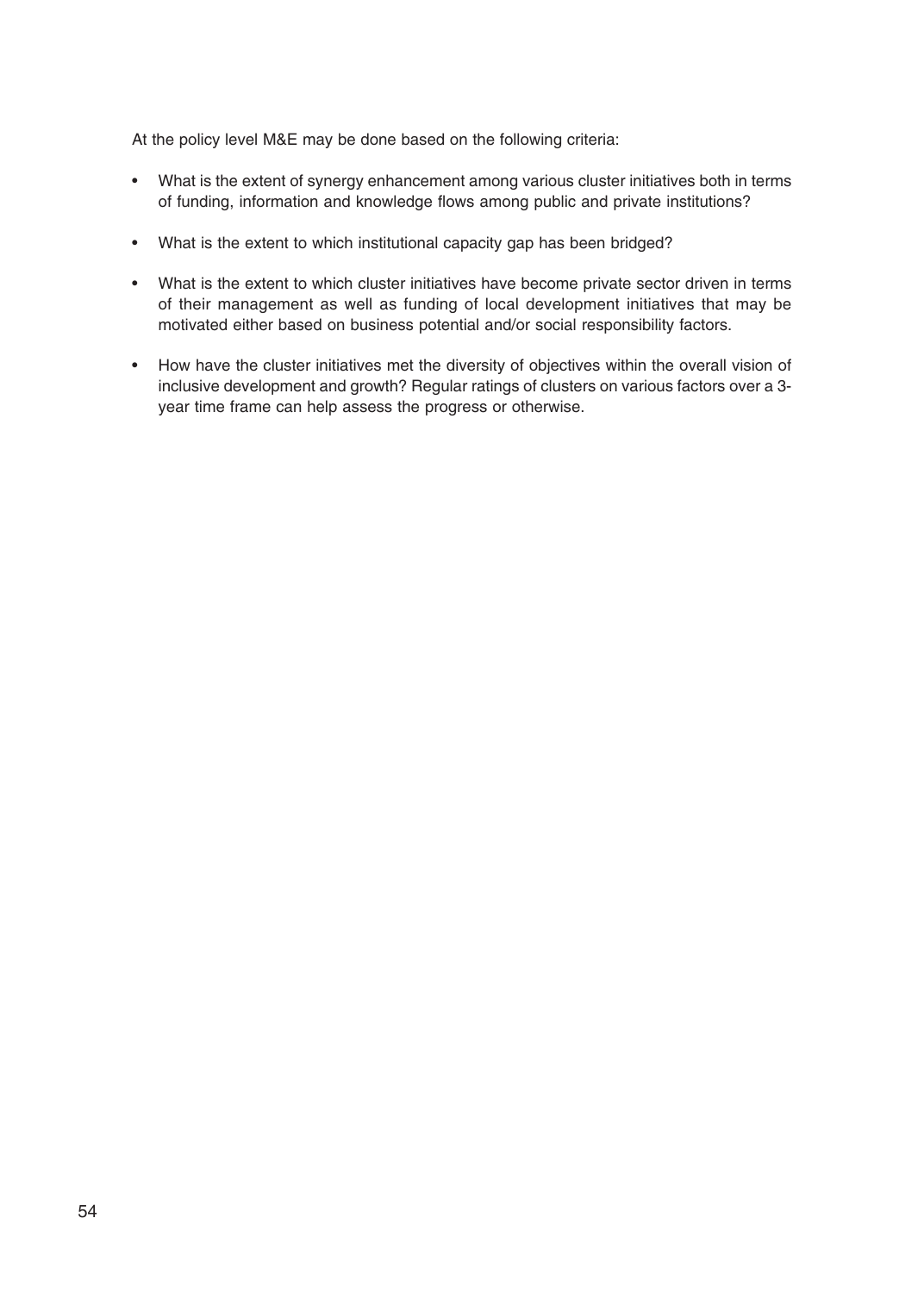At the policy level M&E may be done based on the following criteria:

- What is the extent of synergy enhancement among various cluster initiatives both in terms of funding, information and knowledge flows among public and private institutions?
- What is the extent to which institutional capacity gap has been bridged?
- What is the extent to which cluster initiatives have become private sector driven in terms of their management as well as funding of local development initiatives that may be motivated either based on business potential and/or social responsibility factors.
- How have the cluster initiatives met the diversity of objectives within the overall vision of inclusive development and growth? Regular ratings of clusters on various factors over a 3-year time frame can help assess the progress or otherwise.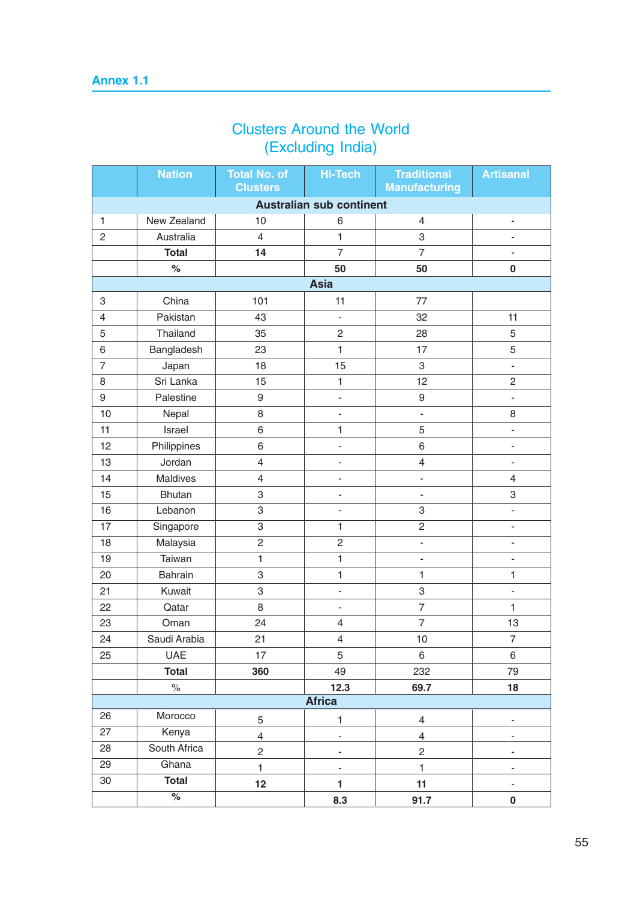## Annex 1.1

### Clusters Around the World (Excluding India)

| | Nation | Total No. of Clusters | Hi-Tech | Traditional Manufacturing | Artisanal |
|---|---|---|---|---|---|
| | | **Australian sub continent** | | | |
| 1 | New Zealand | 10 | 6 | 4 | - |
| 2 | Australia | 4 | 1 | 3 | - |
| | **Total** | **14** | 7 | 7 | - |
| | **%** | | **50** | **50** | **0** |
| | | **Asia** | | | |
| 3 | China | 101 | 11 | 77 | |
| 4 | Pakistan | 43 | - | 32 | 11 |
| 5 | Thailand | 35 | 2 | 28 | 5 |
| 6 | Bangladesh | 23 | 1 | 17 | 5 |
| 7 | Japan | 18 | 15 | 3 | - |
| 8 | Sri Lanka | 15 | 1 | 12 | 2 |
| 9 | Palestine | 9 | - | 9 | - |
| 10 | Nepal | 8 | - | - | 8 |
| 11 | Israel | 6 | 1 | 5 | - |
| 12 | Philippines | 6 | - | 6 | - |
| 13 | Jordan | 4 | - | 4 | - |
| 14 | Maldives | 4 | - | - | 4 |
| 15 | Bhutan | 3 | - | - | 3 |
| 16 | Lebanon | 3 | - | 3 | - |
| 17 | Singapore | 3 | 1 | 2 | - |
| 18 | Malaysia | 2 | 2 | - | - |
| 19 | Taiwan | 1 | 1 | - | - |
| 20 | Bahrain | 3 | 1 | 1 | 1 |
| 21 | Kuwait | 3 | - | 3 | - |
| 22 | Qatar | 8 | - | 7 | 1 |
| 23 | Oman | 24 | 4 | 7 | 13 |
| 24 | Saudi Arabia | 21 | 4 | 10 | 7 |
| 25 | UAE | 17 | 5 | 6 | 6 |
| | **Total** | **360** | 49 | 232 | 79 |
| | % | | **12.3** | **69.7** | **18** |
| | | **Africa** | | | |
| 26 | Morocco | 5 | 1 | 4 | - |
| 27 | Kenya | 4 | - | 4 | - |
| 28 | South Africa | 2 | - | 2 | - |
| 29 | Ghana | 1 | - | 1 | - |
| 30 | **Total** | **12** | **1** | **11** | - |
| | **%** | | **8.3** | **91.7** | **0** |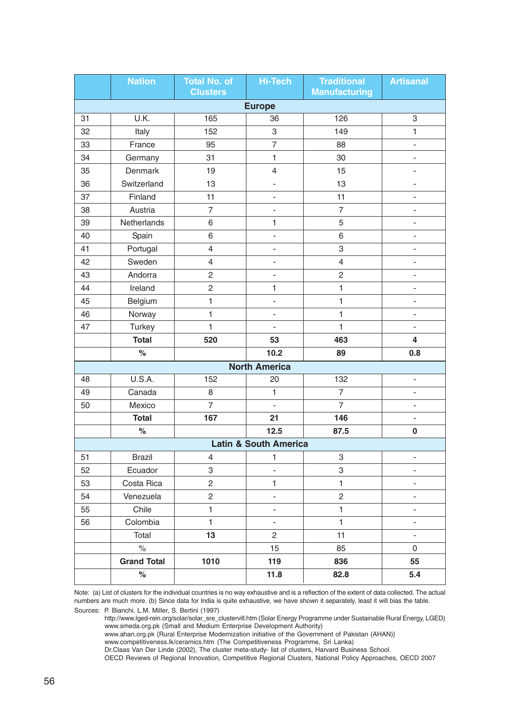| | Nation | Total No. of Clusters | Hi-Tech | Traditional Manufacturing | Artisanal |
|---|---|---|---|---|---|
| | | | **Europe** | | |
| 31 | U.K. | 165 | 36 | 126 | 3 |
| 32 | Italy | 152 | 3 | 149 | 1 |
| 33 | France | 95 | 7 | 88 | - |
| 34 | Germany | 31 | 1 | 30 | - |
| 35 | Denmark | 19 | 4 | 15 | - |
| 36 | Switzerland | 13 | - | 13 | - |
| 37 | Finland | 11 | - | 11 | - |
| 38 | Austria | 7 | - | 7 | - |
| 39 | Netherlands | 6 | 1 | 5 | - |
| 40 | Spain | 6 | - | 6 | - |
| 41 | Portugal | 4 | - | 3 | - |
| 42 | Sweden | 4 | - | 4 | - |
| 43 | Andorra | 2 | - | 2 | - |
| 44 | Ireland | 2 | 1 | 1 | - |
| 45 | Belgium | 1 | - | 1 | - |
| 46 | Norway | 1 | - | 1 | - |
| 47 | Turkey | 1 | - | 1 | - |
| | **Total** | **520** | **53** | **463** | **4** |
| | **%** | | **10.2** | **89** | **0.8** |
| | | | **North America** | | |
| 48 | U.S.A. | 152 | 20 | 132 | - |
| 49 | Canada | 8 | 1 | 7 | - |
| 50 | Mexico | 7 | - | 7 | - |
| | **Total** | **167** | **21** | **146** | - |
| | **%** | | **12.5** | **87.5** | **0** |
| | | | **Latin & South America** | | |
| 51 | Brazil | 4 | 1 | 3 | - |
| 52 | Ecuador | 3 | - | 3 | - |
| 53 | Costa Rica | 2 | 1 | 1 | - |
| 54 | Venezuela | 2 | - | 2 | - |
| 55 | Chile | 1 | - | 1 | - |
| 56 | Colombia | 1 | - | 1 | - |
| | Total | **13** | 2 | 11 | - |
| | % | | 15 | 85 | 0 |
| | **Grand Total** | **1010** | **119** | **836** | **55** |
| | **%** | | **11.8** | **82.8** | **5.4** |

Note: (a) List of clusters for the individual countries is no way exhaustive and is a reflection of the extent of data collected. The actual numbers are much more. (b) Since data for India is quite exhaustive, we have shown it separately, least it will bias the table.

Sources: P. Bianchi, L.M. Miller, S. Bertini (1997)
http://www.lged-rein.org/solar/solar_sre_clustervill.htm (Solar Energy Programme under Sustainable Rural Energy, LGED)
www.smeda.org.pk (Small and Medium Enterprise Development Authority)
www.ahan.org.pk {Rural Enterprise Modernization initiative of the Government of Pakistan (AHAN)}
www.competitiveness.lk/ceramics.htm (The Competitiveness Programme, Sri Lanka)
Dr.Claas Van Der Linde (2002), The cluster meta-study- list of clusters, Harvard Business School.
OECD Reviews of Regional Innovation, Competitive Regional Clusters, National Policy Approaches, OECD 2007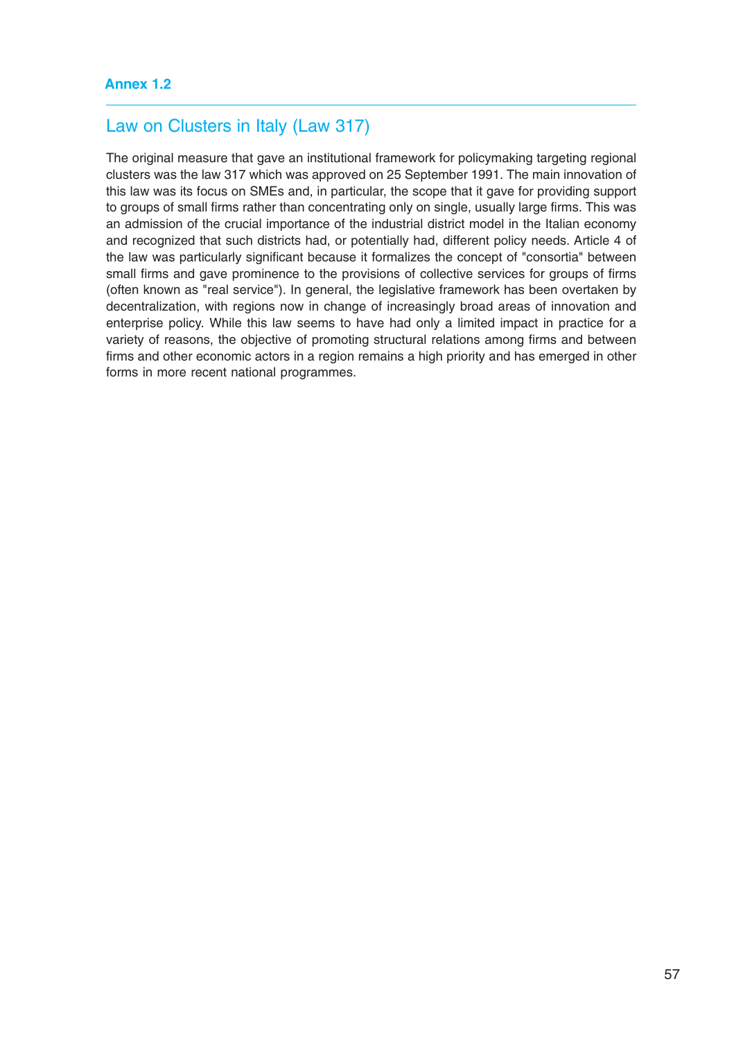### Annex 1.2

## Law on Clusters in Italy (Law 317)

The original measure that gave an institutional framework for policymaking targeting regional clusters was the law 317 which was approved on 25 September 1991. The main innovation of this law was its focus on SMEs and, in particular, the scope that it gave for providing support to groups of small firms rather than concentrating only on single, usually large firms. This was an admission of the crucial importance of the industrial district model in the Italian economy and recognized that such districts had, or potentially had, different policy needs. Article 4 of the law was particularly significant because it formalizes the concept of "consortia" between small firms and gave prominence to the provisions of collective services for groups of firms (often known as "real service"). In general, the legislative framework has been overtaken by decentralization, with regions now in change of increasingly broad areas of innovation and enterprise policy. While this law seems to have had only a limited impact in practice for a variety of reasons, the objective of promoting structural relations among firms and between firms and other economic actors in a region remains a high priority and has emerged in other forms in more recent national programmes.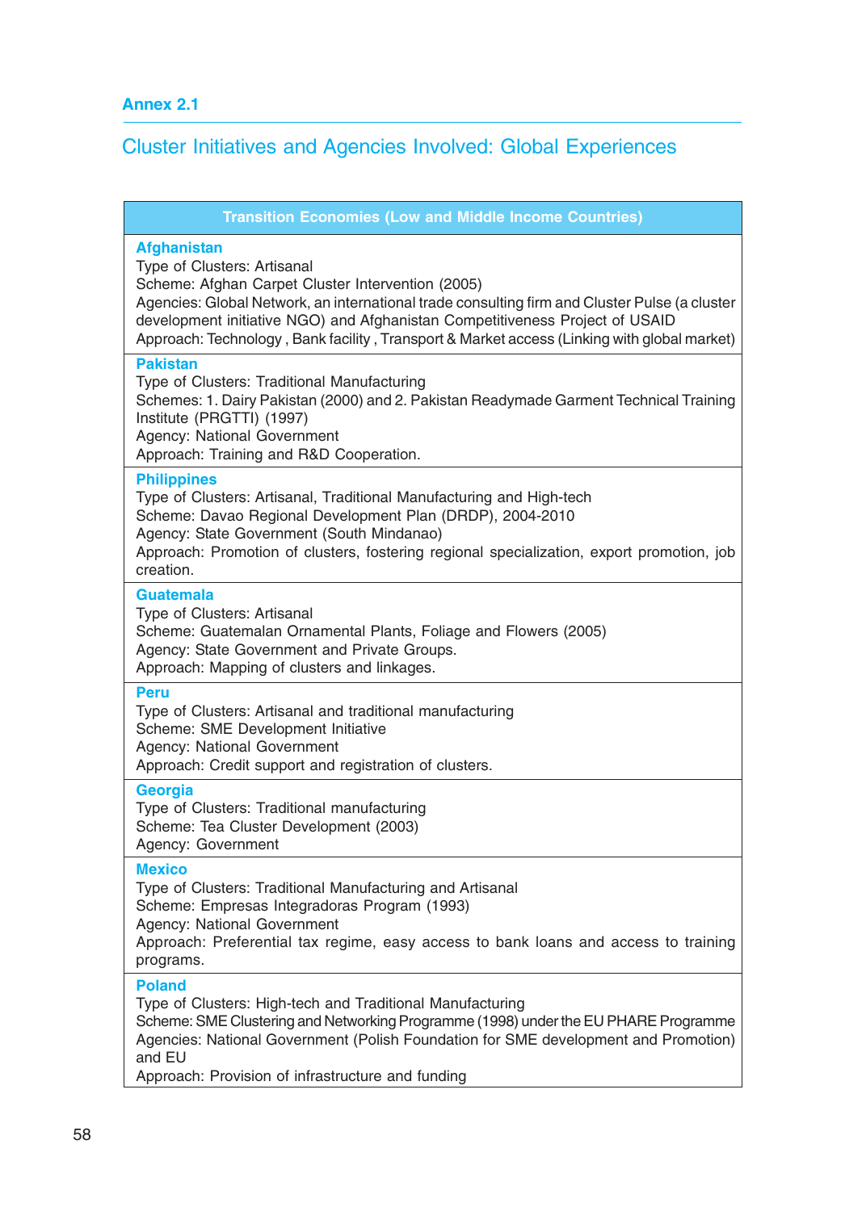## Annex 2.1

# Cluster Initiatives and Agencies Involved: Global Experiences

| Transition Economies (Low and Middle Income Countries) |
|---|
| **Afghanistan**<br>Type of Clusters: Artisanal<br>Scheme: Afghan Carpet Cluster Intervention (2005)<br>Agencies: Global Network, an international trade consulting firm and Cluster Pulse (a cluster development initiative NGO) and Afghanistan Competitiveness Project of USAID<br>Approach: Technology , Bank facility , Transport & Market access (Linking with global market) |
| **Pakistan**<br>Type of Clusters: Traditional Manufacturing<br>Schemes: 1. Dairy Pakistan (2000) and 2. Pakistan Readymade Garment Technical Training Institute (PRGTTI) (1997)<br>Agency: National Government<br>Approach: Training and R&D Cooperation. |
| **Philippines**<br>Type of Clusters: Artisanal, Traditional Manufacturing and High-tech<br>Scheme: Davao Regional Development Plan (DRDP), 2004-2010<br>Agency: State Government (South Mindanao)<br>Approach: Promotion of clusters, fostering regional specialization, export promotion, job creation. |
| **Guatemala**<br>Type of Clusters: Artisanal<br>Scheme: Guatemalan Ornamental Plants, Foliage and Flowers (2005)<br>Agency: State Government and Private Groups.<br>Approach: Mapping of clusters and linkages. |
| **Peru**<br>Type of Clusters: Artisanal and traditional manufacturing<br>Scheme: SME Development Initiative<br>Agency: National Government<br>Approach: Credit support and registration of clusters. |
| **Georgia**<br>Type of Clusters: Traditional manufacturing<br>Scheme: Tea Cluster Development (2003)<br>Agency: Government |
| **Mexico**<br>Type of Clusters: Traditional Manufacturing and Artisanal<br>Scheme: Empresas Integradoras Program (1993)<br>Agency: National Government<br>Approach: Preferential tax regime, easy access to bank loans and access to training programs. |
| **Poland**<br>Type of Clusters: High-tech and Traditional Manufacturing<br>Scheme: SME Clustering and Networking Programme (1998) under the EU PHARE Programme<br>Agencies: National Government (Polish Foundation for SME development and Promotion) and EU<br>Approach: Provision of infrastructure and funding |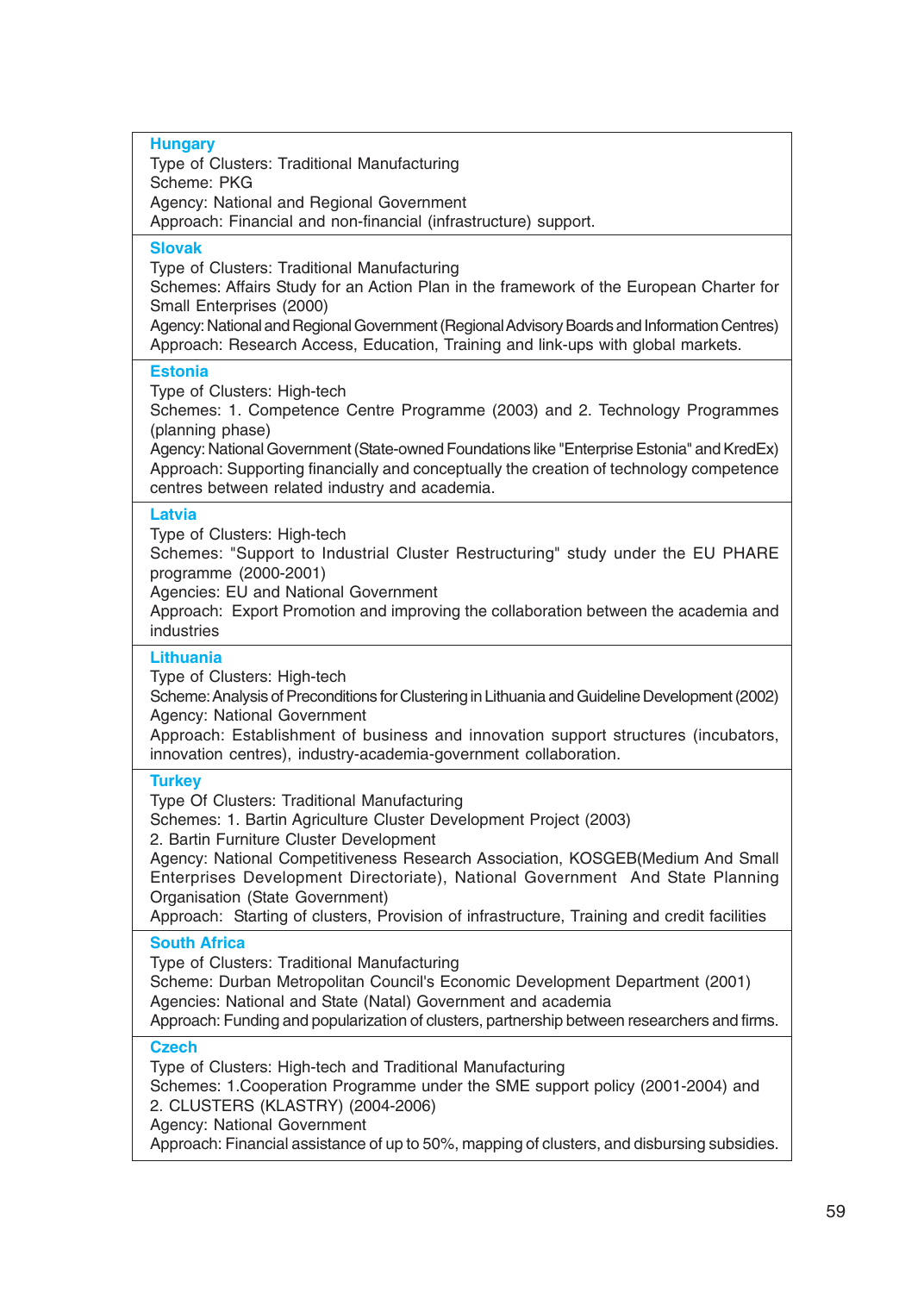**Hungary**
Type of Clusters: Traditional Manufacturing
Scheme: PKG
Agency: National and Regional Government
Approach: Financial and non-financial (infrastructure) support.

**Slovak**
Type of Clusters: Traditional Manufacturing
Schemes: Affairs Study for an Action Plan in the framework of the European Charter for Small Enterprises (2000)
Agency: National and Regional Government (Regional Advisory Boards and Information Centres)
Approach: Research Access, Education, Training and link-ups with global markets.

**Estonia**
Type of Clusters: High-tech
Schemes: 1. Competence Centre Programme (2003) and 2. Technology Programmes (planning phase)
Agency: National Government (State-owned Foundations like "Enterprise Estonia" and KredEx)
Approach: Supporting financially and conceptually the creation of technology competence centres between related industry and academia.

**Latvia**
Type of Clusters: High-tech
Schemes: "Support to Industrial Cluster Restructuring" study under the EU PHARE programme (2000-2001)
Agencies: EU and National Government
Approach: Export Promotion and improving the collaboration between the academia and industries

**Lithuania**
Type of Clusters: High-tech
Scheme: Analysis of Preconditions for Clustering in Lithuania and Guideline Development (2002)
Agency: National Government
Approach: Establishment of business and innovation support structures (incubators, innovation centres), industry-academia-government collaboration.

**Turkey**
Type Of Clusters: Traditional Manufacturing
Schemes: 1. Bartin Agriculture Cluster Development Project (2003)
2. Bartin Furniture Cluster Development
Agency: National Competitiveness Research Association, KOSGEB(Medium And Small Enterprises Development Directoriate), National Government And State Planning Organisation (State Government)
Approach: Starting of clusters, Provision of infrastructure, Training and credit facilities

**South Africa**
Type of Clusters: Traditional Manufacturing
Scheme: Durban Metropolitan Council's Economic Development Department (2001)
Agencies: National and State (Natal) Government and academia
Approach: Funding and popularization of clusters, partnership between researchers and firms.

**Czech**
Type of Clusters: High-tech and Traditional Manufacturing
Schemes: 1.Cooperation Programme under the SME support policy (2001-2004) and
2. CLUSTERS (KLASTRY) (2004-2006)
Agency: National Government
Approach: Financial assistance of up to 50%, mapping of clusters, and disbursing subsidies.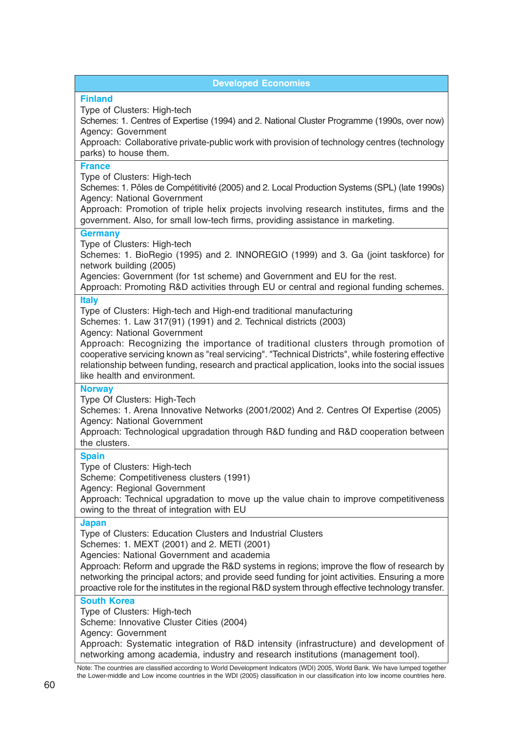| Developed Economies |
|---|
| **Finland**<br>Type of Clusters: High-tech<br>Schemes: 1. Centres of Expertise (1994) and 2. National Cluster Programme (1990s, over now)<br>Agency: Government<br>Approach: Collaborative private-public work with provision of technology centres (technology parks) to house them. |
| **France**<br>Type of Clusters: High-tech<br>Schemes: 1. Pôles de Compétitivité (2005) and 2. Local Production Systems (SPL) (late 1990s)<br>Agency: National Government<br>Approach: Promotion of triple helix projects involving research institutes, firms and the government. Also, for small low-tech firms, providing assistance in marketing. |
| **Germany**<br>Type of Clusters: High-tech<br>Schemes: 1. BioRegio (1995) and 2. INNOREGIO (1999) and 3. Ga (joint taskforce) for network building (2005)<br>Agencies: Government (for 1st scheme) and Government and EU for the rest.<br>Approach: Promoting R&D activities through EU or central and regional funding schemes. |
| **Italy**<br>Type of Clusters: High-tech and High-end traditional manufacturing<br>Schemes: 1. Law 317(91) (1991) and 2. Technical districts (2003)<br>Agency: National Government<br>Approach: Recognizing the importance of traditional clusters through promotion of cooperative servicing known as "real servicing". "Technical Districts", while fostering effective relationship between funding, research and practical application, looks into the social issues like health and environment. |
| **Norway**<br>Type Of Clusters: High-Tech<br>Schemes: 1. Arena Innovative Networks (2001/2002) And 2. Centres Of Expertise (2005)<br>Agency: National Government<br>Approach: Technological upgradation through R&D funding and R&D cooperation between the clusters. |
| **Spain**<br>Type of Clusters: High-tech<br>Scheme: Competitiveness clusters (1991)<br>Agency: Regional Government<br>Approach: Technical upgradation to move up the value chain to improve competitiveness owing to the threat of integration with EU |
| **Japan**<br>Type of Clusters: Education Clusters and Industrial Clusters<br>Schemes: 1. MEXT (2001) and 2. METI (2001)<br>Agencies: National Government and academia<br>Approach: Reform and upgrade the R&D systems in regions; improve the flow of research by networking the principal actors; and provide seed funding for joint activities. Ensuring a more proactive role for the institutes in the regional R&D system through effective technology transfer. |
| **South Korea**<br>Type of Clusters: High-tech<br>Scheme: Innovative Cluster Cities (2004)<br>Agency: Government<br>Approach: Systematic integration of R&D intensity (infrastructure) and development of networking among academia, industry and research institutions (management tool). |

Note: The countries are classified according to World Development Indicators (WDI) 2005, World Bank. We have lumped together the Lower-middle and Low income countries in the WDI (2005) classification in our classification into low income countries here.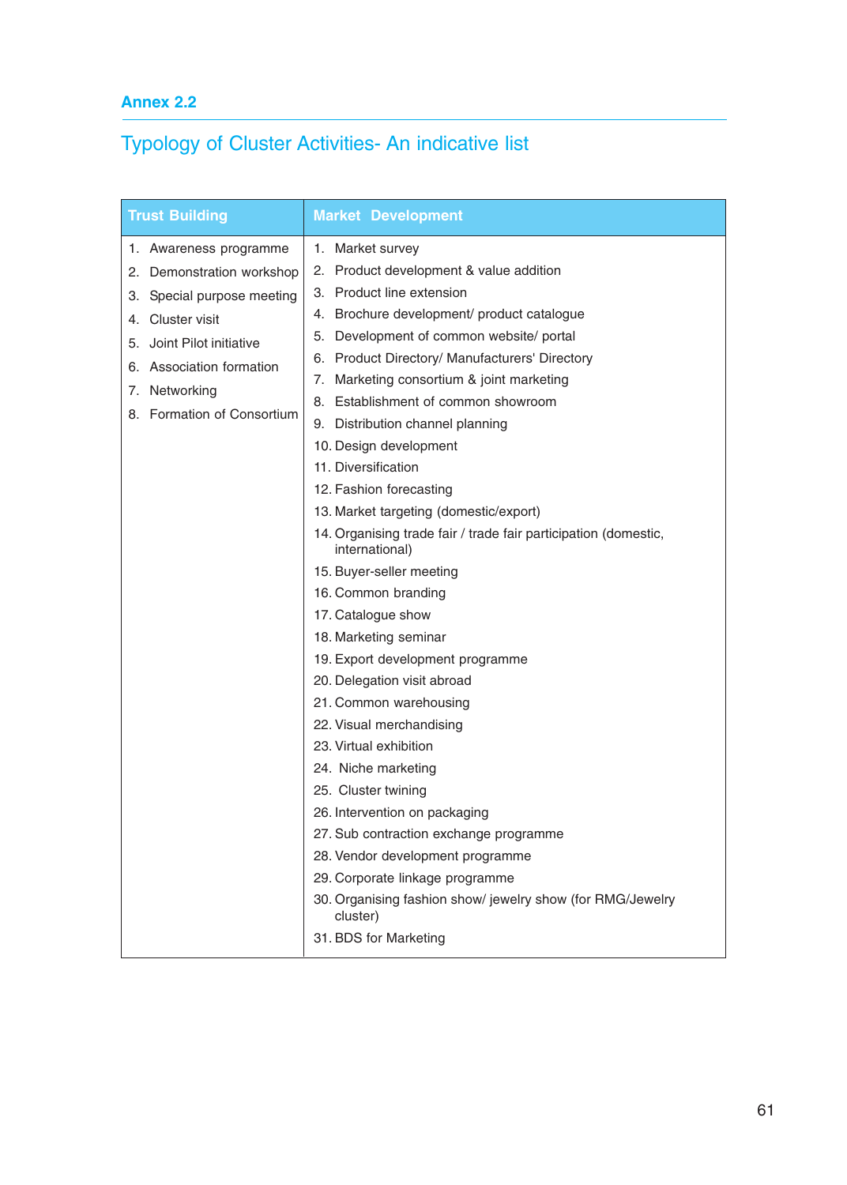## Annex 2.2

# Typology of Cluster Activities- An indicative list

| Trust Building | Market Development |
|---|---|
| 1. Awareness programme | 1. Market survey |
| 2. Demonstration workshop | 2. Product development & value addition |
| 3. Special purpose meeting | 3. Product line extension |
| 4. Cluster visit | 4. Brochure development/ product catalogue |
| 5. Joint Pilot initiative | 5. Development of common website/ portal |
| 6. Association formation | 6. Product Directory/ Manufacturers' Directory |
| 7. Networking | 7. Marketing consortium & joint marketing |
| 8. Formation of Consortium | 8. Establishment of common showroom |
| | 9. Distribution channel planning |
| | 10. Design development |
| | 11. Diversification |
| | 12. Fashion forecasting |
| | 13. Market targeting (domestic/export) |
| | 14. Organising trade fair / trade fair participation (domestic, international) |
| | 15. Buyer-seller meeting |
| | 16. Common branding |
| | 17. Catalogue show |
| | 18. Marketing seminar |
| | 19. Export development programme |
| | 20. Delegation visit abroad |
| | 21. Common warehousing |
| | 22. Visual merchandising |
| | 23. Virtual exhibition |
| | 24. Niche marketing |
| | 25. Cluster twining |
| | 26. Intervention on packaging |
| | 27. Sub contraction exchange programme |
| | 28. Vendor development programme |
| | 29. Corporate linkage programme |
| | 30. Organising fashion show/ jewelry show (for RMG/Jewelry cluster) |
| | 31. BDS for Marketing |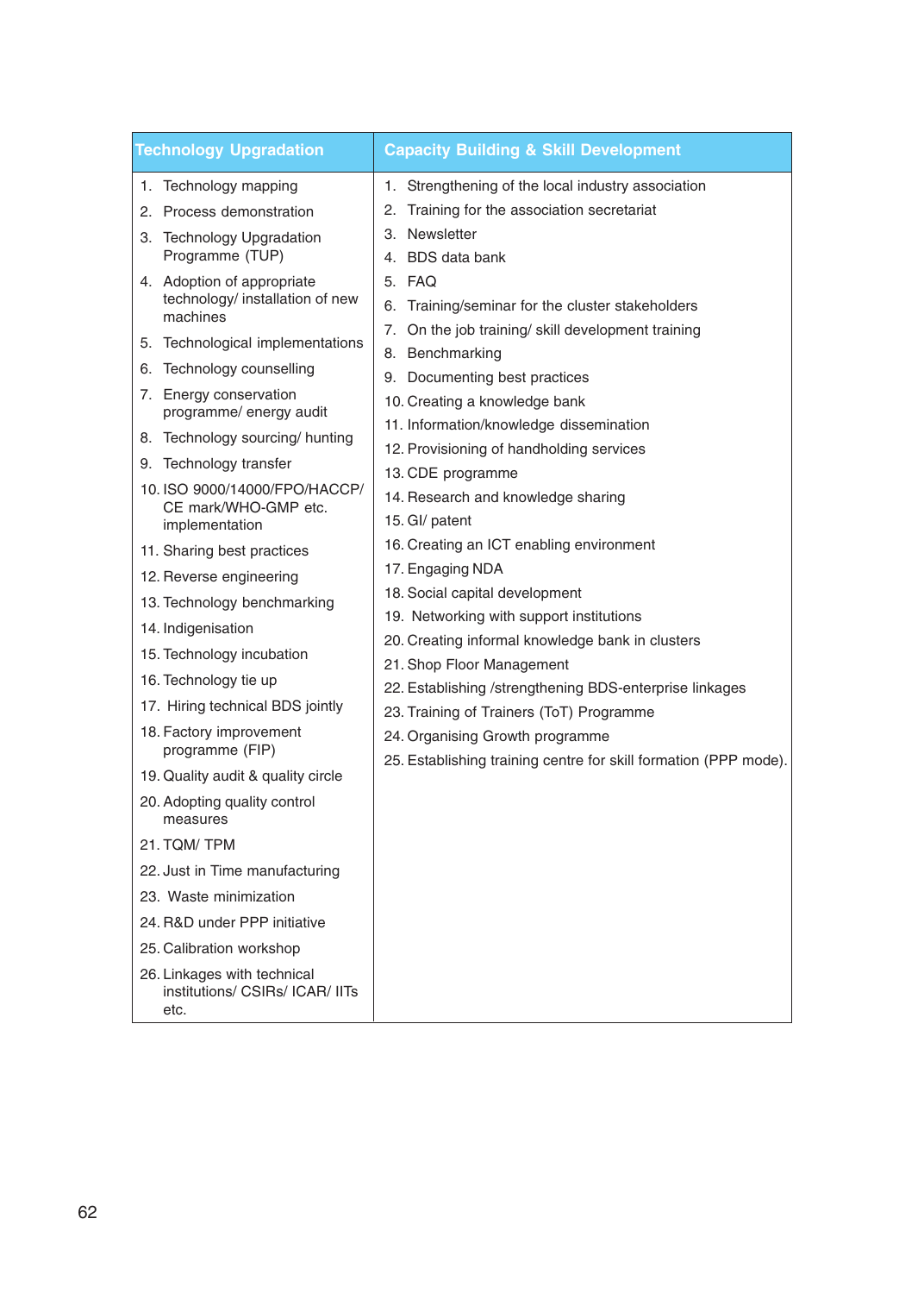| Technology Upgradation | Capacity Building & Skill Development |
|---|---|
| 1. Technology mapping | 1. Strengthening of the local industry association |
| 2. Process demonstration | 2. Training for the association secretariat |
| 3. Technology Upgradation Programme (TUP) | 3. Newsletter |
| 4. Adoption of appropriate technology/ installation of new machines | 4. BDS data bank |
| 5. Technological implementations | 5. FAQ |
| 6. Technology counselling | 6. Training/seminar for the cluster stakeholders |
| 7. Energy conservation programme/ energy audit | 7. On the job training/ skill development training |
| 8. Technology sourcing/ hunting | 8. Benchmarking |
| 9. Technology transfer | 9. Documenting best practices |
| 10. ISO 9000/14000/FPO/HACCP/ CE mark/WHO-GMP etc. implementation | 10. Creating a knowledge bank |
| 11. Sharing best practices | 11. Information/knowledge dissemination |
| 12. Reverse engineering | 12. Provisioning of handholding services |
| 13. Technology benchmarking | 13. CDE programme |
| 14. Indigenisation | 14. Research and knowledge sharing |
| 15. Technology incubation | 15. GI/ patent |
| 16. Technology tie up | 16. Creating an ICT enabling environment |
| 17. Hiring technical BDS jointly | 17. Engaging NDA |
| 18. Factory improvement programme (FIP) | 18. Social capital development |
| 19. Quality audit & quality circle | 19. Networking with support institutions |
| 20. Adopting quality control measures | 20. Creating informal knowledge bank in clusters |
| 21. TQM/ TPM | 21. Shop Floor Management |
| 22. Just in Time manufacturing | 22. Establishing /strengthening BDS-enterprise linkages |
| 23. Waste minimization | 23. Training of Trainers (ToT) Programme |
| 24. R&D under PPP initiative | 24. Organising Growth programme |
| 25. Calibration workshop | 25. Establishing training centre for skill formation (PPP mode). |
| 26. Linkages with technical institutions/ CSIRs/ ICAR/ IITs etc. | |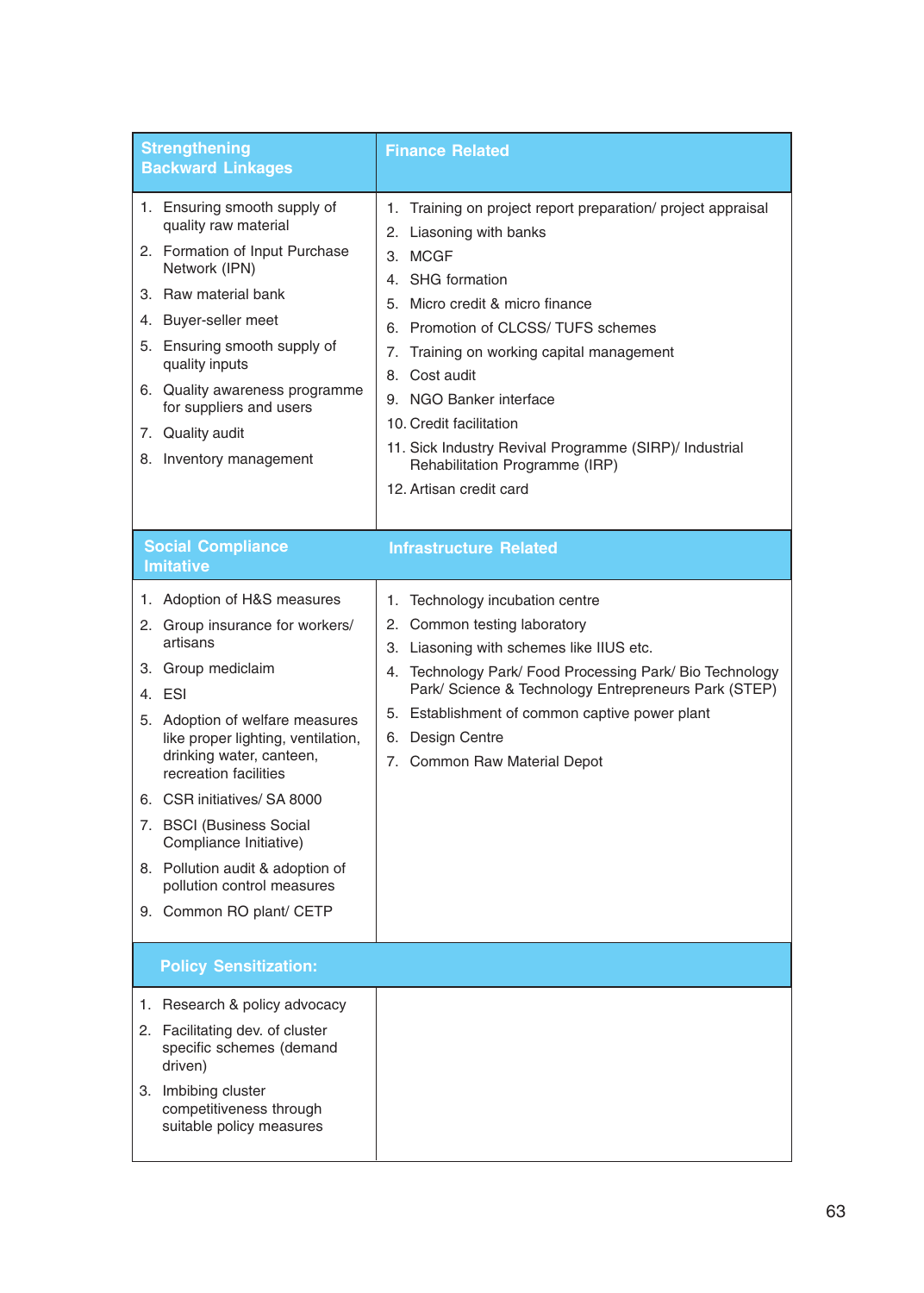| Strengthening Backward Linkages | Finance Related |
|---|---|
| 1. Ensuring smooth supply of quality raw material<br>2. Formation of Input Purchase Network (IPN)<br>3. Raw material bank<br>4. Buyer-seller meet<br>5. Ensuring smooth supply of quality inputs<br>6. Quality awareness programme for suppliers and users<br>7. Quality audit<br>8. Inventory management | 1. Training on project report preparation/ project appraisal<br>2. Liasoning with banks<br>3. MCGF<br>4. SHG formation<br>5. Micro credit & micro finance<br>6. Promotion of CLCSS/ TUFS schemes<br>7. Training on working capital management<br>8. Cost audit<br>9. NGO Banker interface<br>10. Credit facilitation<br>11. Sick Industry Revival Programme (SIRP)/ Industrial Rehabilitation Programme (IRP)<br>12. Artisan credit card |
| **Social Compliance Imitative** | **Infrastructure Related** |
| 1. Adoption of H&S measures<br>2. Group insurance for workers/ artisans<br>3. Group mediclaim<br>4. ESI<br>5. Adoption of welfare measures like proper lighting, ventilation, drinking water, canteen, recreation facilities<br>6. CSR initiatives/ SA 8000<br>7. BSCI (Business Social Compliance Initiative)<br>8. Pollution audit & adoption of pollution control measures<br>9. Common RO plant/ CETP | 1. Technology incubation centre<br>2. Common testing laboratory<br>3. Liasoning with schemes like IIUS etc.<br>4. Technology Park/ Food Processing Park/ Bio Technology Park/ Science & Technology Entrepreneurs Park (STEP)<br>5. Establishment of common captive power plant<br>6. Design Centre<br>7. Common Raw Material Depot |
| **Policy Sensitization:** | |
| 1. Research & policy advocacy<br>2. Facilitating dev. of cluster specific schemes (demand driven)<br>3. Imbibing cluster competitiveness through suitable policy measures | |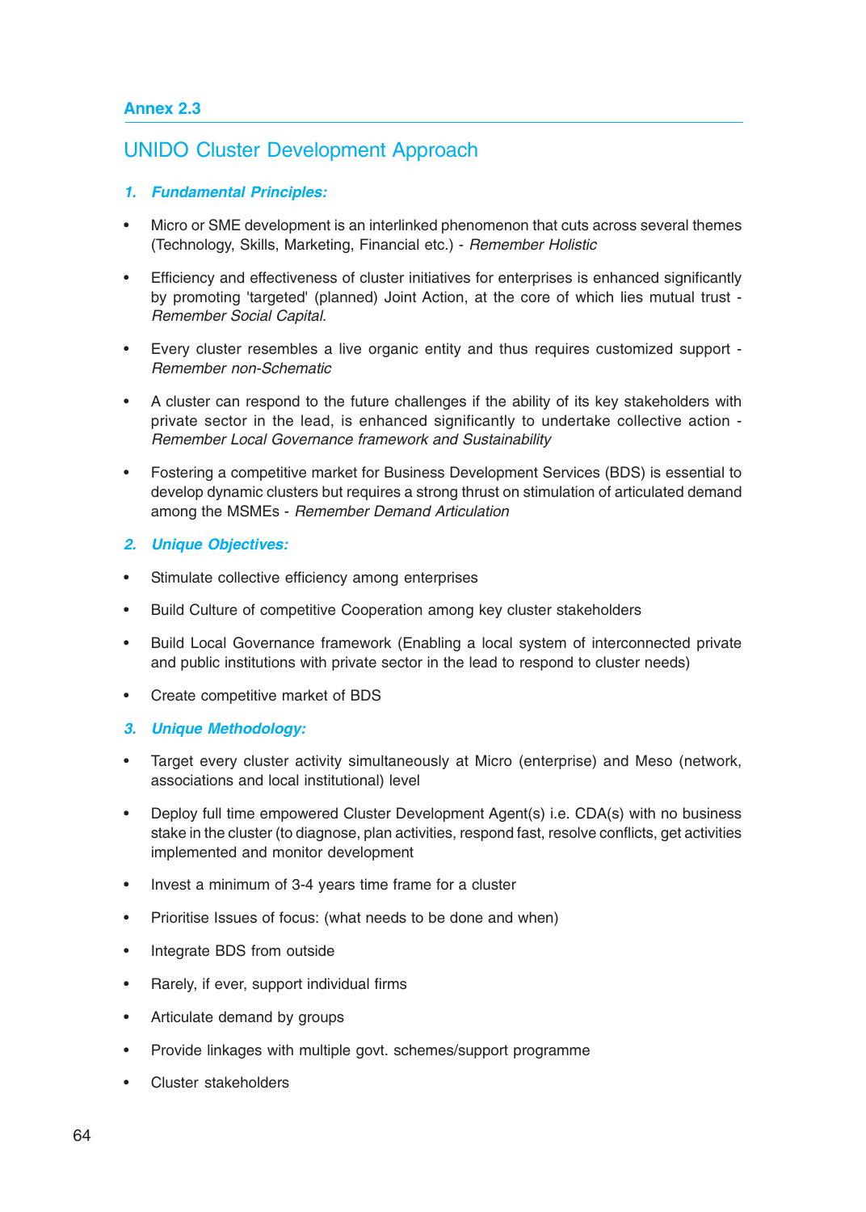## Annex 2.3

# UNIDO Cluster Development Approach

### 1. *Fundamental Principles:*

- Micro or SME development is an interlinked phenomenon that cuts across several themes (Technology, Skills, Marketing, Financial etc.) - *Remember Holistic*
- Efficiency and effectiveness of cluster initiatives for enterprises is enhanced significantly by promoting 'targeted' (planned) Joint Action, at the core of which lies mutual trust - *Remember Social Capital.*
- Every cluster resembles a live organic entity and thus requires customized support - *Remember non-Schematic*
- A cluster can respond to the future challenges if the ability of its key stakeholders with private sector in the lead, is enhanced significantly to undertake collective action - *Remember Local Governance framework and Sustainability*
- Fostering a competitive market for Business Development Services (BDS) is essential to develop dynamic clusters but requires a strong thrust on stimulation of articulated demand among the MSMEs - *Remember Demand Articulation*

### 2. *Unique Objectives:*

- Stimulate collective efficiency among enterprises
- Build Culture of competitive Cooperation among key cluster stakeholders
- Build Local Governance framework (Enabling a local system of interconnected private and public institutions with private sector in the lead to respond to cluster needs)
- Create competitive market of BDS

### 3. *Unique Methodology:*

- Target every cluster activity simultaneously at Micro (enterprise) and Meso (network, associations and local institutional) level
- Deploy full time empowered Cluster Development Agent(s) i.e. CDA(s) with no business stake in the cluster (to diagnose, plan activities, respond fast, resolve conflicts, get activities implemented and monitor development
- Invest a minimum of 3-4 years time frame for a cluster
- Prioritise Issues of focus: (what needs to be done and when)
- Integrate BDS from outside
- Rarely, if ever, support individual firms
- Articulate demand by groups
- Provide linkages with multiple govt. schemes/support programme
- Cluster stakeholders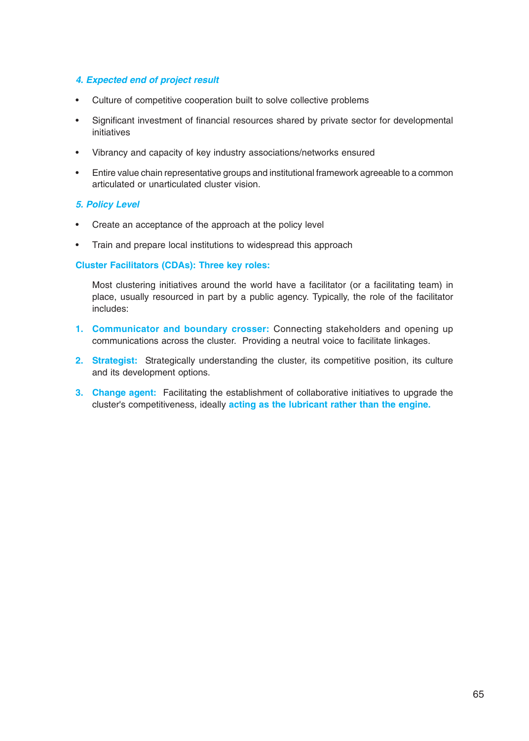### *4. Expected end of project result*

- Culture of competitive cooperation built to solve collective problems
- Significant investment of financial resources shared by private sector for developmental initiatives
- Vibrancy and capacity of key industry associations/networks ensured
- Entire value chain representative groups and institutional framework agreeable to a common articulated or unarticulated cluster vision.

### *5. Policy Level*

- Create an acceptance of the approach at the policy level
- Train and prepare local institutions to widespread this approach

### Cluster Facilitators (CDAs): Three key roles:

Most clustering initiatives around the world have a facilitator (or a facilitating team) in place, usually resourced in part by a public agency. Typically, the role of the facilitator includes:

1. **Communicator and boundary crosser:** Connecting stakeholders and opening up communications across the cluster. Providing a neutral voice to facilitate linkages.
2. **Strategist:** Strategically understanding the cluster, its competitive position, its culture and its development options.
3. **Change agent:** Facilitating the establishment of collaborative initiatives to upgrade the cluster's competitiveness, ideally **acting as the lubricant rather than the engine.**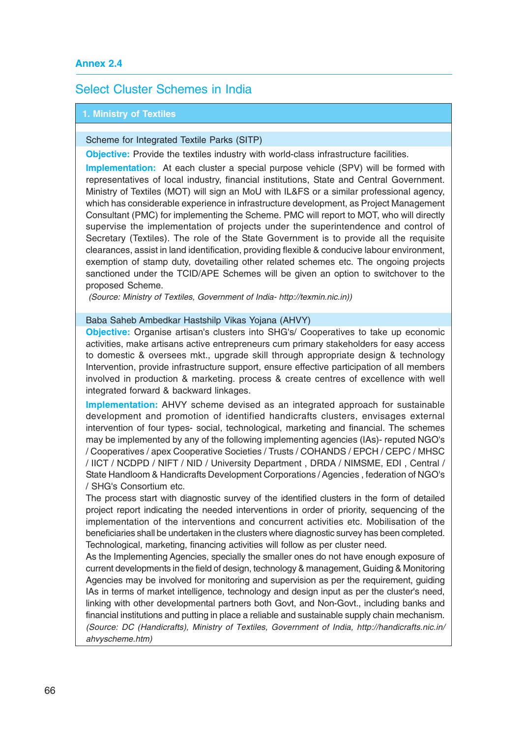**Annex 2.4**

## Select Cluster Schemes in India

### 1. Ministry of Textiles

#### Scheme for Integrated Textile Parks (SITP)

**Objective:** Provide the textiles industry with world-class infrastructure facilities.

**Implementation:** At each cluster a special purpose vehicle (SPV) will be formed with representatives of local industry, financial institutions, State and Central Government. Ministry of Textiles (MOT) will sign an MoU with IL&FS or a similar professional agency, which has considerable experience in infrastructure development, as Project Management Consultant (PMC) for implementing the Scheme. PMC will report to MOT, who will directly supervise the implementation of projects under the superintendence and control of Secretary (Textiles). The role of the State Government is to provide all the requisite clearances, assist in land identification, providing flexible & conducive labour environment, exemption of stamp duty, dovetailing other related schemes etc. The ongoing projects sanctioned under the TCID/APE Schemes will be given an option to switchover to the proposed Scheme.

*(Source: Ministry of Textiles, Government of India- http://texmin.nic.in))*

#### Baba Saheb Ambedkar Hastshilp Vikas Yojana (AHVY)

**Objective:** Organise artisan's clusters into SHG's/ Cooperatives to take up economic activities, make artisans active entrepreneurs cum primary stakeholders for easy access to domestic & oversees mkt., upgrade skill through appropriate design & technology Intervention, provide infrastructure support, ensure effective participation of all members involved in production & marketing. process & create centres of excellence with well integrated forward & backward linkages.

**Implementation:** AHVY scheme devised as an integrated approach for sustainable development and promotion of identified handicrafts clusters, envisages external intervention of four types- social, technological, marketing and financial. The schemes may be implemented by any of the following implementing agencies (IAs)- reputed NGO's / Cooperatives / apex Cooperative Societies / Trusts / COHANDS / EPCH / CEPC / MHSC / IICT / NCDPD / NIFT / NID / University Department , DRDA / NIMSME, EDI , Central / State Handloom & Handicrafts Development Corporations / Agencies , federation of NGO's / SHG's Consortium etc.

The process start with diagnostic survey of the identified clusters in the form of detailed project report indicating the needed interventions in order of priority, sequencing of the implementation of the interventions and concurrent activities etc. Mobilisation of the beneficiaries shall be undertaken in the clusters where diagnostic survey has been completed. Technological, marketing, financing activities will follow as per cluster need.

As the Implementing Agencies, specially the smaller ones do not have enough exposure of current developments in the field of design, technology & management, Guiding & Monitoring Agencies may be involved for monitoring and supervision as per the requirement, guiding IAs in terms of market intelligence, technology and design input as per the cluster's need, linking with other developmental partners both Govt, and Non-Govt., including banks and financial institutions and putting in place a reliable and sustainable supply chain mechanism.

*(Source: DC (Handicrafts), Ministry of Textiles, Government of India, http://handicrafts.nic.in/ahvyscheme.htm)*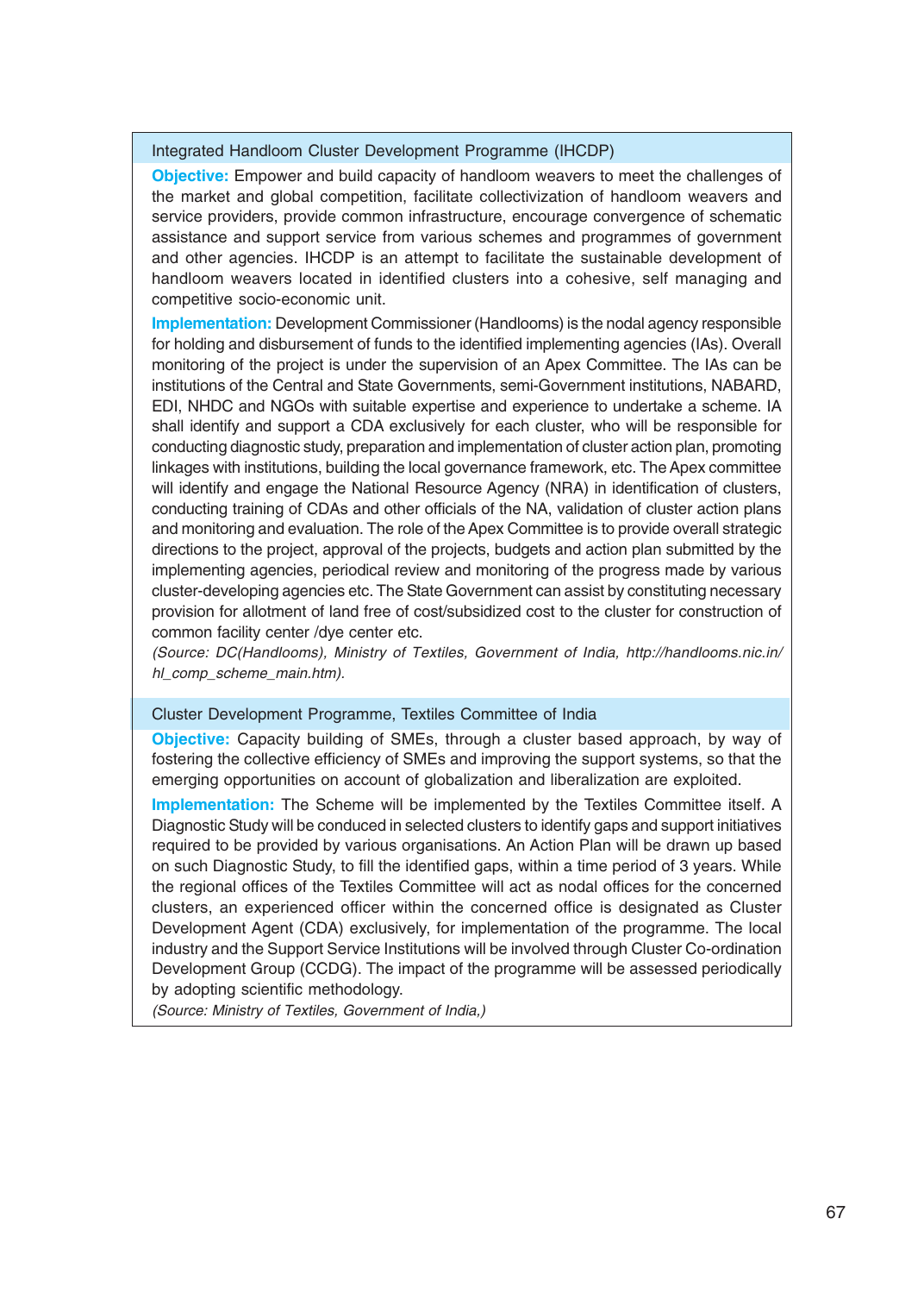### Integrated Handloom Cluster Development Programme (IHCDP)

**Objective:** Empower and build capacity of handloom weavers to meet the challenges of the market and global competition, facilitate collectivization of handloom weavers and service providers, provide common infrastructure, encourage convergence of schematic assistance and support service from various schemes and programmes of government and other agencies. IHCDP is an attempt to facilitate the sustainable development of handloom weavers located in identified clusters into a cohesive, self managing and competitive socio-economic unit.

**Implementation:** Development Commissioner (Handlooms) is the nodal agency responsible for holding and disbursement of funds to the identified implementing agencies (IAs). Overall monitoring of the project is under the supervision of an Apex Committee. The IAs can be institutions of the Central and State Governments, semi-Government institutions, NABARD, EDI, NHDC and NGOs with suitable expertise and experience to undertake a scheme. IA shall identify and support a CDA exclusively for each cluster, who will be responsible for conducting diagnostic study, preparation and implementation of cluster action plan, promoting linkages with institutions, building the local governance framework, etc. The Apex committee will identify and engage the National Resource Agency (NRA) in identification of clusters, conducting training of CDAs and other officials of the NA, validation of cluster action plans and monitoring and evaluation. The role of the Apex Committee is to provide overall strategic directions to the project, approval of the projects, budgets and action plan submitted by the implementing agencies, periodical review and monitoring of the progress made by various cluster-developing agencies etc. The State Government can assist by constituting necessary provision for allotment of land free of cost/subsidized cost to the cluster for construction of common facility center /dye center etc.

*(Source: DC(Handlooms), Ministry of Textiles, Government of India, http://handlooms.nic.in/hl_comp_scheme_main.htm).*

### Cluster Development Programme, Textiles Committee of India

**Objective:** Capacity building of SMEs, through a cluster based approach, by way of fostering the collective efficiency of SMEs and improving the support systems, so that the emerging opportunities on account of globalization and liberalization are exploited.

**Implementation:** The Scheme will be implemented by the Textiles Committee itself. A Diagnostic Study will be conduced in selected clusters to identify gaps and support initiatives required to be provided by various organisations. An Action Plan will be drawn up based on such Diagnostic Study, to fill the identified gaps, within a time period of 3 years. While the regional offices of the Textiles Committee will act as nodal offices for the concerned clusters, an experienced officer within the concerned office is designated as Cluster Development Agent (CDA) exclusively, for implementation of the programme. The local industry and the Support Service Institutions will be involved through Cluster Co-ordination Development Group (CCDG). The impact of the programme will be assessed periodically by adopting scientific methodology.

*(Source: Ministry of Textiles, Government of India,)*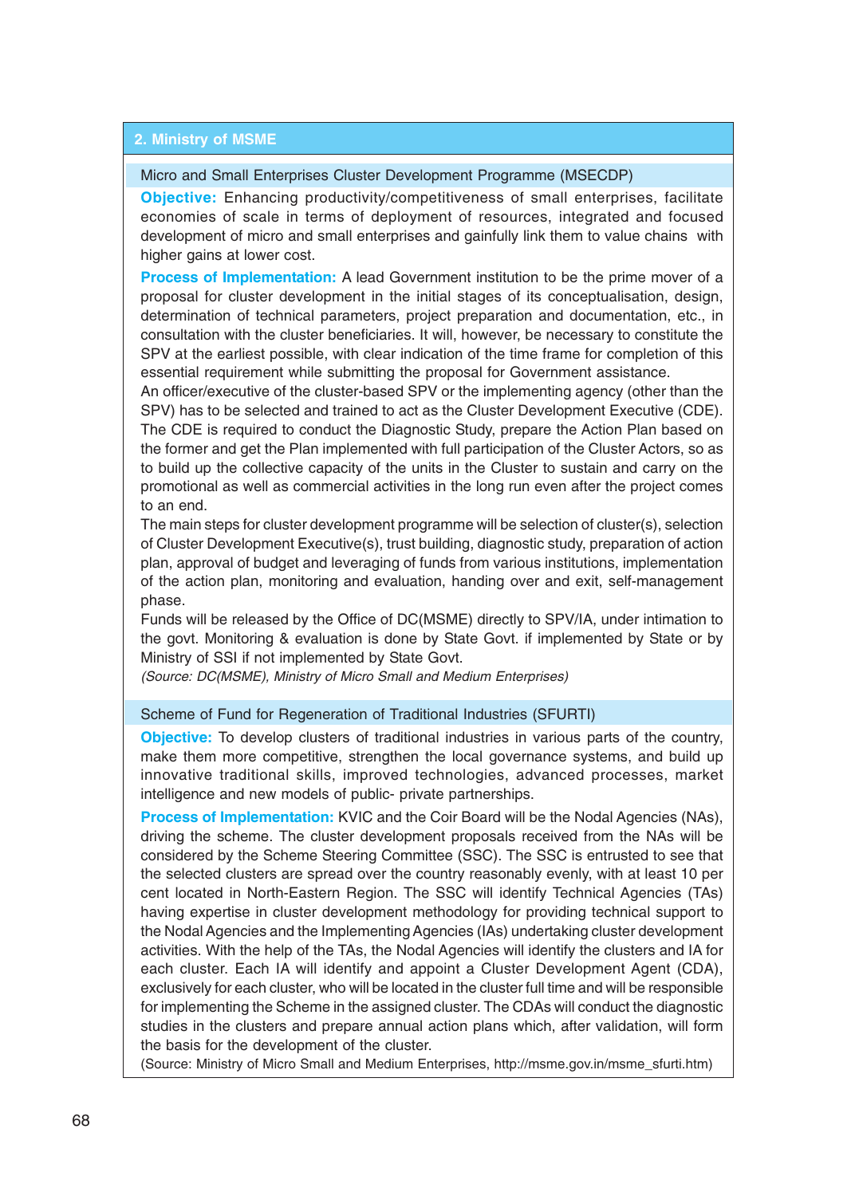## 2. Ministry of MSME

### Micro and Small Enterprises Cluster Development Programme (MSECDP)

**Objective:** Enhancing productivity/competitiveness of small enterprises, facilitate economies of scale in terms of deployment of resources, integrated and focused development of micro and small enterprises and gainfully link them to value chains with higher gains at lower cost.

**Process of Implementation:** A lead Government institution to be the prime mover of a proposal for cluster development in the initial stages of its conceptualisation, design, determination of technical parameters, project preparation and documentation, etc., in consultation with the cluster beneficiaries. It will, however, be necessary to constitute the SPV at the earliest possible, with clear indication of the time frame for completion of this essential requirement while submitting the proposal for Government assistance.

An officer/executive of the cluster-based SPV or the implementing agency (other than the SPV) has to be selected and trained to act as the Cluster Development Executive (CDE). The CDE is required to conduct the Diagnostic Study, prepare the Action Plan based on the former and get the Plan implemented with full participation of the Cluster Actors, so as to build up the collective capacity of the units in the Cluster to sustain and carry on the promotional as well as commercial activities in the long run even after the project comes to an end.

The main steps for cluster development programme will be selection of cluster(s), selection of Cluster Development Executive(s), trust building, diagnostic study, preparation of action plan, approval of budget and leveraging of funds from various institutions, implementation of the action plan, monitoring and evaluation, handing over and exit, self-management phase.

Funds will be released by the Office of DC(MSME) directly to SPV/IA, under intimation to the govt. Monitoring & evaluation is done by State Govt. if implemented by State or by Ministry of SSI if not implemented by State Govt.

*(Source: DC(MSME), Ministry of Micro Small and Medium Enterprises)*

### Scheme of Fund for Regeneration of Traditional Industries (SFURTI)

**Objective:** To develop clusters of traditional industries in various parts of the country, make them more competitive, strengthen the local governance systems, and build up innovative traditional skills, improved technologies, advanced processes, market intelligence and new models of public- private partnerships.

**Process of Implementation:** KVIC and the Coir Board will be the Nodal Agencies (NAs), driving the scheme. The cluster development proposals received from the NAs will be considered by the Scheme Steering Committee (SSC). The SSC is entrusted to see that the selected clusters are spread over the country reasonably evenly, with at least 10 per cent located in North-Eastern Region. The SSC will identify Technical Agencies (TAs) having expertise in cluster development methodology for providing technical support to the Nodal Agencies and the Implementing Agencies (IAs) undertaking cluster development activities. With the help of the TAs, the Nodal Agencies will identify the clusters and IA for each cluster. Each IA will identify and appoint a Cluster Development Agent (CDA), exclusively for each cluster, who will be located in the cluster full time and will be responsible for implementing the Scheme in the assigned cluster. The CDAs will conduct the diagnostic studies in the clusters and prepare annual action plans which, after validation, will form the basis for the development of the cluster.

(Source: Ministry of Micro Small and Medium Enterprises, http://msme.gov.in/msme_sfurti.htm)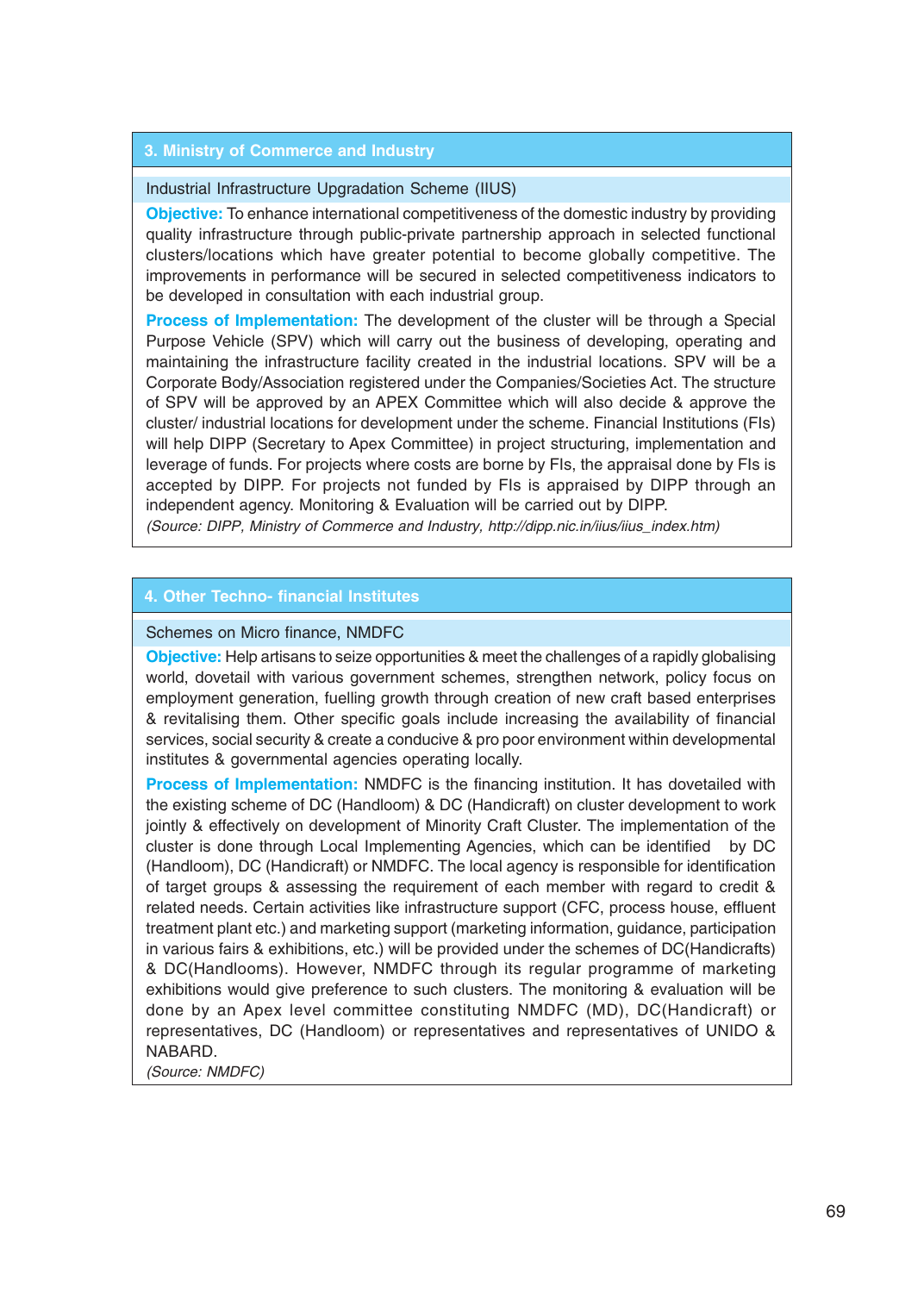## 3. Ministry of Commerce and Industry

### Industrial Infrastructure Upgradation Scheme (IIUS)

**Objective:** To enhance international competitiveness of the domestic industry by providing quality infrastructure through public-private partnership approach in selected functional clusters/locations which have greater potential to become globally competitive. The improvements in performance will be secured in selected competitiveness indicators to be developed in consultation with each industrial group.

**Process of Implementation:** The development of the cluster will be through a Special Purpose Vehicle (SPV) which will carry out the business of developing, operating and maintaining the infrastructure facility created in the industrial locations. SPV will be a Corporate Body/Association registered under the Companies/Societies Act. The structure of SPV will be approved by an APEX Committee which will also decide & approve the cluster/ industrial locations for development under the scheme. Financial Institutions (FIs) will help DIPP (Secretary to Apex Committee) in project structuring, implementation and leverage of funds. For projects where costs are borne by FIs, the appraisal done by FIs is accepted by DIPP. For projects not funded by FIs is appraised by DIPP through an independent agency. Monitoring & Evaluation will be carried out by DIPP.

*(Source: DIPP, Ministry of Commerce and Industry, http://dipp.nic.in/iius/iius_index.htm)*

## 4. Other Techno- financial Institutes

### Schemes on Micro finance, NMDFC

**Objective:** Help artisans to seize opportunities & meet the challenges of a rapidly globalising world, dovetail with various government schemes, strengthen network, policy focus on employment generation, fuelling growth through creation of new craft based enterprises & revitalising them. Other specific goals include increasing the availability of financial services, social security & create a conducive & pro poor environment within developmental institutes & governmental agencies operating locally.

**Process of Implementation:** NMDFC is the financing institution. It has dovetailed with the existing scheme of DC (Handloom) & DC (Handicraft) on cluster development to work jointly & effectively on development of Minority Craft Cluster. The implementation of the cluster is done through Local Implementing Agencies, which can be identified by DC (Handloom), DC (Handicraft) or NMDFC. The local agency is responsible for identification of target groups & assessing the requirement of each member with regard to credit & related needs. Certain activities like infrastructure support (CFC, process house, effluent treatment plant etc.) and marketing support (marketing information, guidance, participation in various fairs & exhibitions, etc.) will be provided under the schemes of DC(Handicrafts) & DC(Handlooms). However, NMDFC through its regular programme of marketing exhibitions would give preference to such clusters. The monitoring & evaluation will be done by an Apex level committee constituting NMDFC (MD), DC(Handicraft) or representatives, DC (Handloom) or representatives and representatives of UNIDO & NABARD.

*(Source: NMDFC)*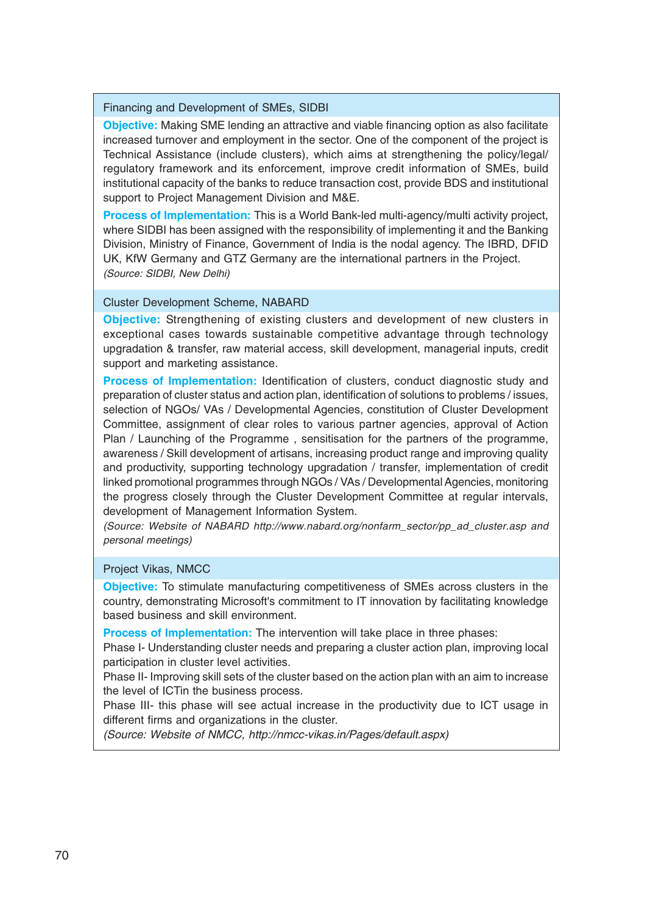### Financing and Development of SMEs, SIDBI

**Objective:** Making SME lending an attractive and viable financing option as also facilitate increased turnover and employment in the sector. One of the component of the project is Technical Assistance (include clusters), which aims at strengthening the policy/legal/ regulatory framework and its enforcement, improve credit information of SMEs, build institutional capacity of the banks to reduce transaction cost, provide BDS and institutional support to Project Management Division and M&E.

**Process of Implementation:** This is a World Bank-led multi-agency/multi activity project, where SIDBI has been assigned with the responsibility of implementing it and the Banking Division, Ministry of Finance, Government of India is the nodal agency. The IBRD, DFID UK, KfW Germany and GTZ Germany are the international partners in the Project.

*(Source: SIDBI, New Delhi)*

### Cluster Development Scheme, NABARD

**Objective:** Strengthening of existing clusters and development of new clusters in exceptional cases towards sustainable competitive advantage through technology upgradation & transfer, raw material access, skill development, managerial inputs, credit support and marketing assistance.

**Process of Implementation:** Identification of clusters, conduct diagnostic study and preparation of cluster status and action plan, identification of solutions to problems / issues, selection of NGOs/ VAs / Developmental Agencies, constitution of Cluster Development Committee, assignment of clear roles to various partner agencies, approval of Action Plan / Launching of the Programme , sensitisation for the partners of the programme, awareness / Skill development of artisans, increasing product range and improving quality and productivity, supporting technology upgradation / transfer, implementation of credit linked promotional programmes through NGOs / VAs / Developmental Agencies, monitoring the progress closely through the Cluster Development Committee at regular intervals, development of Management Information System.

*(Source: Website of NABARD http://www.nabard.org/nonfarm_sector/pp_ad_cluster.asp and personal meetings)*

### Project Vikas, NMCC

**Objective:** To stimulate manufacturing competitiveness of SMEs across clusters in the country, demonstrating Microsoft's commitment to IT innovation by facilitating knowledge based business and skill environment.

**Process of Implementation:** The intervention will take place in three phases:

Phase I- Understanding cluster needs and preparing a cluster action plan, improving local participation in cluster level activities.

Phase II- Improving skill sets of the cluster based on the action plan with an aim to increase the level of ICTin the business process.

Phase III- this phase will see actual increase in the productivity due to ICT usage in different firms and organizations in the cluster.

*(Source: Website of NMCC, http://nmcc-vikas.in/Pages/default.aspx)*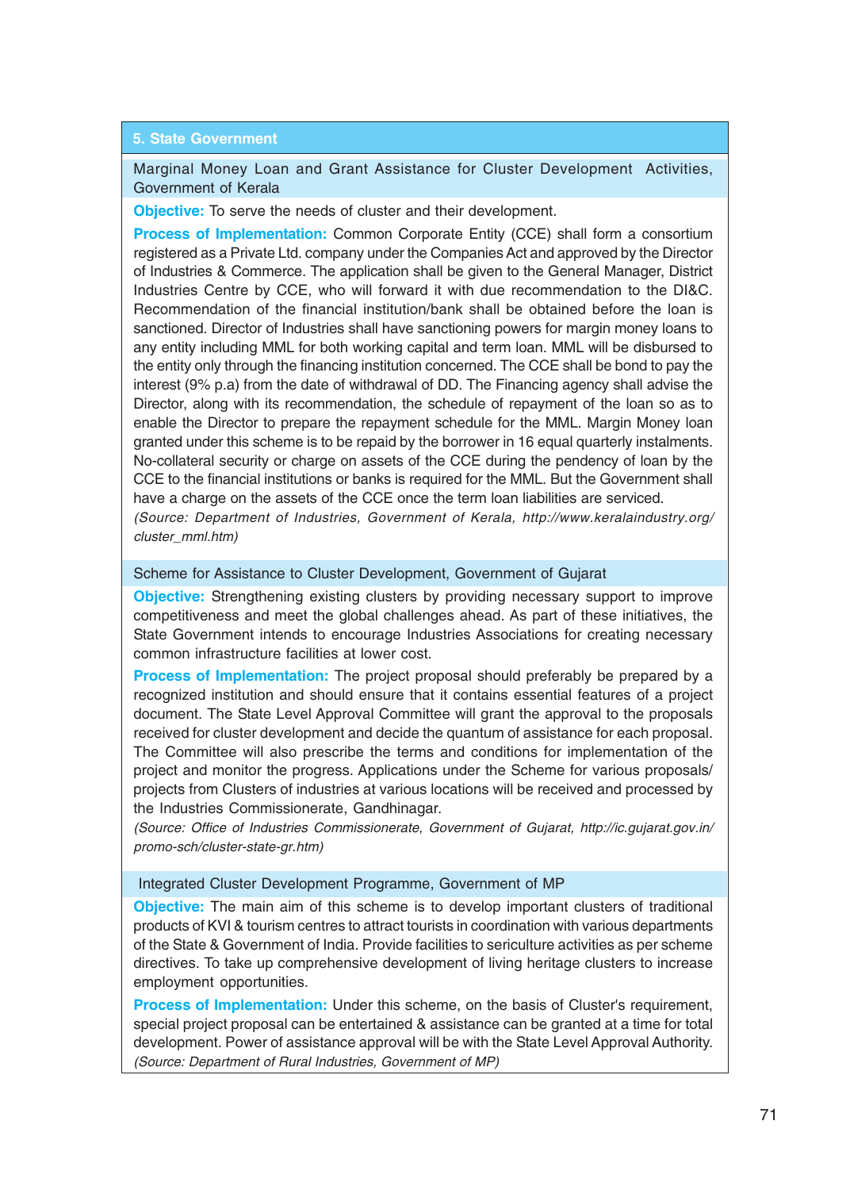## 5. State Government

### Marginal Money Loan and Grant Assistance for Cluster Development Activities, Government of Kerala

**Objective:** To serve the needs of cluster and their development.

**Process of Implementation:** Common Corporate Entity (CCE) shall form a consortium registered as a Private Ltd. company under the Companies Act and approved by the Director of Industries & Commerce. The application shall be given to the General Manager, District Industries Centre by CCE, who will forward it with due recommendation to the DI&C. Recommendation of the financial institution/bank shall be obtained before the loan is sanctioned. Director of Industries shall have sanctioning powers for margin money loans to any entity including MML for both working capital and term loan. MML will be disbursed to the entity only through the financing institution concerned. The CCE shall be bond to pay the interest (9% p.a) from the date of withdrawal of DD. The Financing agency shall advise the Director, along with its recommendation, the schedule of repayment of the loan so as to enable the Director to prepare the repayment schedule for the MML. Margin Money loan granted under this scheme is to be repaid by the borrower in 16 equal quarterly instalments. No-collateral security or charge on assets of the CCE during the pendency of loan by the CCE to the financial institutions or banks is required for the MML. But the Government shall have a charge on the assets of the CCE once the term loan liabilities are serviced.

*(Source: Department of Industries, Government of Kerala, http://www.keralaindustry.org/cluster_mml.htm)*

### Scheme for Assistance to Cluster Development, Government of Gujarat

**Objective:** Strengthening existing clusters by providing necessary support to improve competitiveness and meet the global challenges ahead. As part of these initiatives, the State Government intends to encourage Industries Associations for creating necessary common infrastructure facilities at lower cost.

**Process of Implementation:** The project proposal should preferably be prepared by a recognized institution and should ensure that it contains essential features of a project document. The State Level Approval Committee will grant the approval to the proposals received for cluster development and decide the quantum of assistance for each proposal. The Committee will also prescribe the terms and conditions for implementation of the project and monitor the progress. Applications under the Scheme for various proposals/projects from Clusters of industries at various locations will be received and processed by the Industries Commissionerate, Gandhinagar.

*(Source: Office of Industries Commissionerate, Government of Gujarat, http://ic.gujarat.gov.in/promo-sch/cluster-state-gr.htm)*

### Integrated Cluster Development Programme, Government of MP

**Objective:** The main aim of this scheme is to develop important clusters of traditional products of KVI & tourism centres to attract tourists in coordination with various departments of the State & Government of India. Provide facilities to sericulture activities as per scheme directives. To take up comprehensive development of living heritage clusters to increase employment opportunities.

**Process of Implementation:** Under this scheme, on the basis of Cluster's requirement, special project proposal can be entertained & assistance can be granted at a time for total development. Power of assistance approval will be with the State Level Approval Authority.

*(Source: Department of Rural Industries, Government of MP)*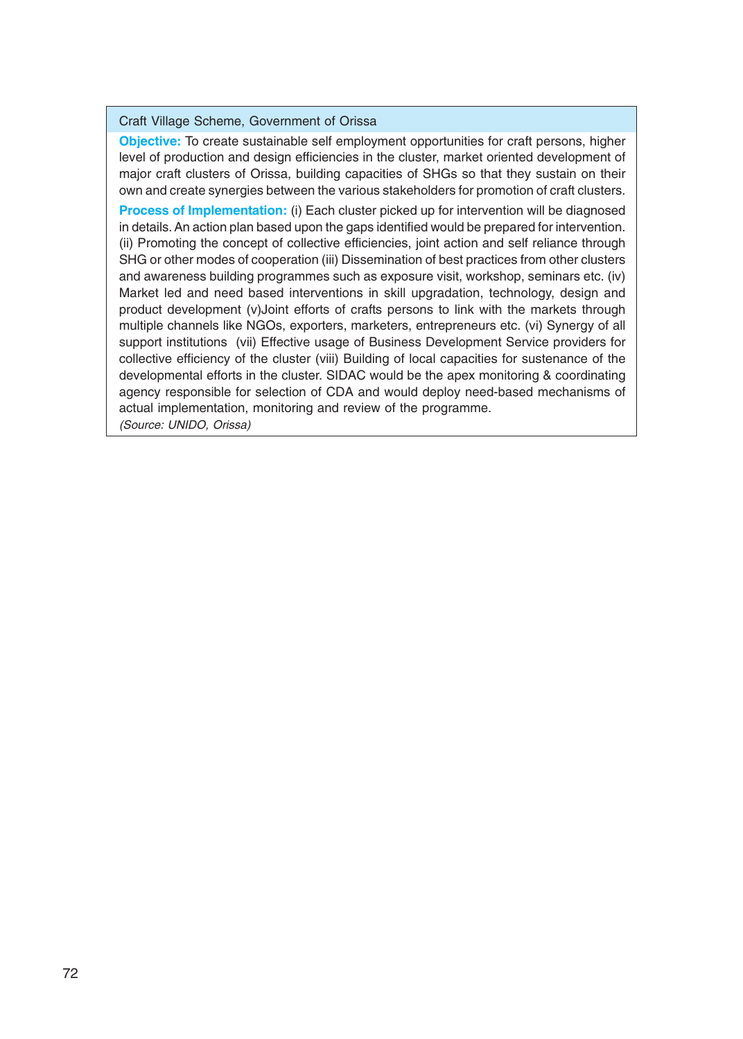### Craft Village Scheme, Government of Orissa

**Objective:** To create sustainable self employment opportunities for craft persons, higher level of production and design efficiencies in the cluster, market oriented development of major craft clusters of Orissa, building capacities of SHGs so that they sustain on their own and create synergies between the various stakeholders for promotion of craft clusters.

**Process of Implementation:** (i) Each cluster picked up for intervention will be diagnosed in details. An action plan based upon the gaps identified would be prepared for intervention. (ii) Promoting the concept of collective efficiencies, joint action and self reliance through SHG or other modes of cooperation (iii) Dissemination of best practices from other clusters and awareness building programmes such as exposure visit, workshop, seminars etc. (iv) Market led and need based interventions in skill upgradation, technology, design and product development (v)Joint efforts of crafts persons to link with the markets through multiple channels like NGOs, exporters, marketers, entrepreneurs etc. (vi) Synergy of all support institutions (vii) Effective usage of Business Development Service providers for collective efficiency of the cluster (viii) Building of local capacities for sustenance of the developmental efforts in the cluster. SIDAC would be the apex monitoring & coordinating agency responsible for selection of CDA and would deploy need-based mechanisms of actual implementation, monitoring and review of the programme.

*(Source: UNIDO, Orissa)*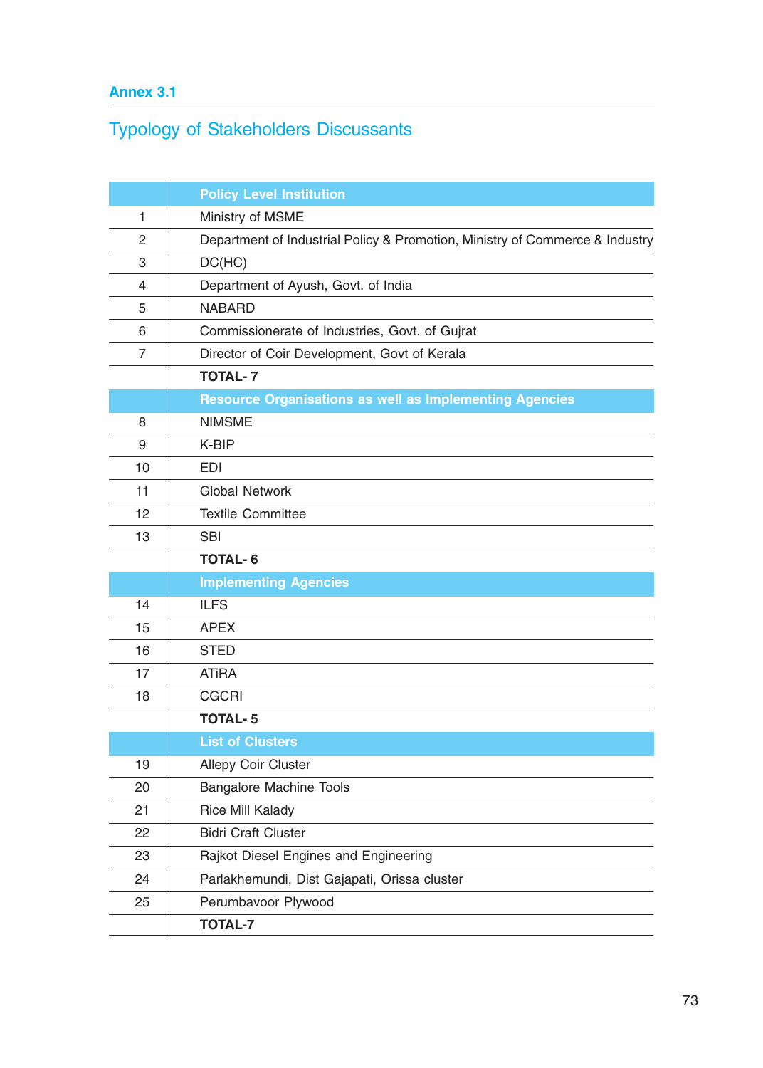## Annex 3.1

## Typology of Stakeholders Discussants

| | Policy Level Institution |
|---|---|
| 1 | Ministry of MSME |
| 2 | Department of Industrial Policy & Promotion, Ministry of Commerce & Industry |
| 3 | DC(HC) |
| 4 | Department of Ayush, Govt. of India |
| 5 | NABARD |
| 6 | Commissionerate of Industries, Govt. of Gujrat |
| 7 | Director of Coir Development, Govt of Kerala |
| | **TOTAL- 7** |
| | **Resource Organisations as well as Implementing Agencies** |
| 8 | NIMSME |
| 9 | K-BIP |
| 10 | EDI |
| 11 | Global Network |
| 12 | Textile Committee |
| 13 | SBI |
| | **TOTAL- 6** |
| | **Implementing Agencies** |
| 14 | ILFS |
| 15 | APEX |
| 16 | STED |
| 17 | ATiRA |
| 18 | CGCRI |
| | **TOTAL- 5** |
| | **List of Clusters** |
| 19 | Allepy Coir Cluster |
| 20 | Bangalore Machine Tools |
| 21 | Rice Mill Kalady |
| 22 | Bidri Craft Cluster |
| 23 | Rajkot Diesel Engines and Engineering |
| 24 | Parlakhemundi, Dist Gajapati, Orissa cluster |
| 25 | Perumbavoor Plywood |
| | **TOTAL-7** |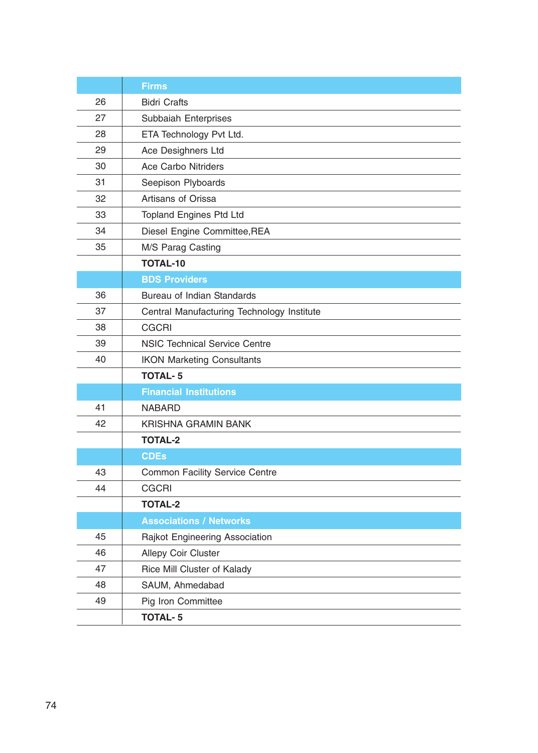| | Firms |
|---|---|
| 26 | Bidri Crafts |
| 27 | Subbaiah Enterprises |
| 28 | ETA Technology Pvt Ltd. |
| 29 | Ace Desighners Ltd |
| 30 | Ace Carbo Nitriders |
| 31 | Seepison Plyboards |
| 32 | Artisans of Orissa |
| 33 | Topland Engines Ptd Ltd |
| 34 | Diesel Engine Committee,REA |
| 35 | M/S Parag Casting |
| | **TOTAL-10** |
| | **BDS Providers** |
| 36 | Bureau of Indian Standards |
| 37 | Central Manufacturing Technology Institute |
| 38 | CGCRI |
| 39 | NSIC Technical Service Centre |
| 40 | IKON Marketing Consultants |
| | **TOTAL- 5** |
| | **Financial Institutions** |
| 41 | NABARD |
| 42 | KRISHNA GRAMIN BANK |
| | **TOTAL-2** |
| | **CDEs** |
| 43 | Common Facility Service Centre |
| 44 | CGCRI |
| | **TOTAL-2** |
| | **Associations / Networks** |
| 45 | Rajkot Engineering Association |
| 46 | Allepy Coir Cluster |
| 47 | Rice Mill Cluster of Kalady |
| 48 | SAUM, Ahmedabad |
| 49 | Pig Iron Committee |
| | **TOTAL- 5** |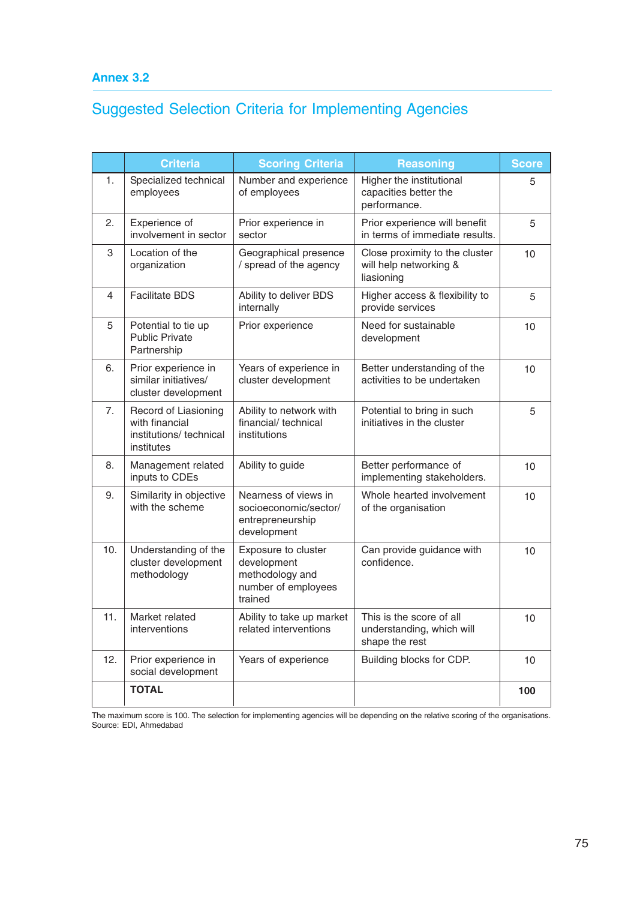## Annex 3.2

# Suggested Selection Criteria for Implementing Agencies

| | Criteria | Scoring Criteria | Reasoning | Score |
|---|---|---|---|---|
| 1. | Specialized technical employees | Number and experience of employees | Higher the institutional capacities better the performance. | 5 |
| 2. | Experience of involvement in sector | Prior experience in sector | Prior experience will benefit in terms of immediate results. | 5 |
| 3 | Location of the organization | Geographical presence / spread of the agency | Close proximity to the cluster will help networking & liasioning | 10 |
| 4 | Facilitate BDS | Ability to deliver BDS internally | Higher access & flexibility to provide services | 5 |
| 5 | Potential to tie up Public Private Partnership | Prior experience | Need for sustainable development | 10 |
| 6. | Prior experience in similar initiatives/ cluster development | Years of experience in cluster development | Better understanding of the activities to be undertaken | 10 |
| 7. | Record of Liasioning with financial institutions/ technical institutes | Ability to network with financial/ technical institutions | Potential to bring in such initiatives in the cluster | 5 |
| 8. | Management related inputs to CDEs | Ability to guide | Better performance of implementing stakeholders. | 10 |
| 9. | Similarity in objective with the scheme | Nearness of views in socioeconomic/sector/ entrepreneurship development | Whole hearted involvement of the organisation | 10 |
| 10. | Understanding of the cluster development methodology | Exposure to cluster development methodology and number of employees trained | Can provide guidance with confidence. | 10 |
| 11. | Market related interventions | Ability to take up market related interventions | This is the score of all understanding, which will shape the rest | 10 |
| 12. | Prior experience in social development | Years of experience | Building blocks for CDP. | 10 |
| | **TOTAL** | | | **100** |

The maximum score is 100. The selection for implementing agencies will be depending on the relative scoring of the organisations.
Source: EDI, Ahmedabad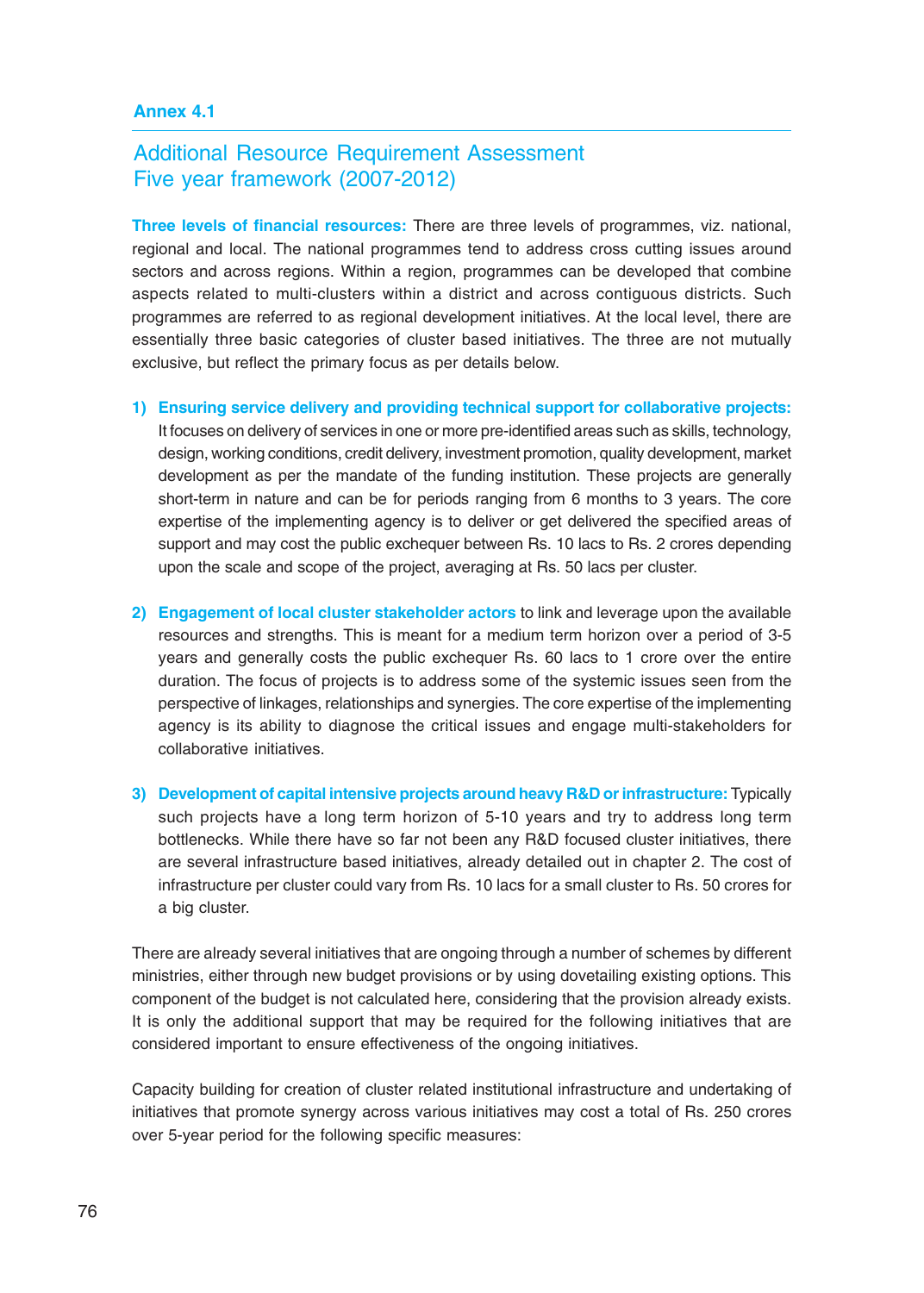**Annex 4.1**

## Additional Resource Requirement Assessment Five year framework (2007-2012)

**Three levels of financial resources:** There are three levels of programmes, viz. national, regional and local. The national programmes tend to address cross cutting issues around sectors and across regions. Within a region, programmes can be developed that combine aspects related to multi-clusters within a district and across contiguous districts. Such programmes are referred to as regional development initiatives. At the local level, there are essentially three basic categories of cluster based initiatives. The three are not mutually exclusive, but reflect the primary focus as per details below.

1) **Ensuring service delivery and providing technical support for collaborative projects:** It focuses on delivery of services in one or more pre-identified areas such as skills, technology, design, working conditions, credit delivery, investment promotion, quality development, market development as per the mandate of the funding institution. These projects are generally short-term in nature and can be for periods ranging from 6 months to 3 years. The core expertise of the implementing agency is to deliver or get delivered the specified areas of support and may cost the public exchequer between Rs. 10 lacs to Rs. 2 crores depending upon the scale and scope of the project, averaging at Rs. 50 lacs per cluster.

2) **Engagement of local cluster stakeholder actors** to link and leverage upon the available resources and strengths. This is meant for a medium term horizon over a period of 3-5 years and generally costs the public exchequer Rs. 60 lacs to 1 crore over the entire duration. The focus of projects is to address some of the systemic issues seen from the perspective of linkages, relationships and synergies. The core expertise of the implementing agency is its ability to diagnose the critical issues and engage multi-stakeholders for collaborative initiatives.

3) **Development of capital intensive projects around heavy R&D or infrastructure:** Typically such projects have a long term horizon of 5-10 years and try to address long term bottlenecks. While there have so far not been any R&D focused cluster initiatives, there are several infrastructure based initiatives, already detailed out in chapter 2. The cost of infrastructure per cluster could vary from Rs. 10 lacs for a small cluster to Rs. 50 crores for a big cluster.

There are already several initiatives that are ongoing through a number of schemes by different ministries, either through new budget provisions or by using dovetailing existing options. This component of the budget is not calculated here, considering that the provision already exists. It is only the additional support that may be required for the following initiatives that are considered important to ensure effectiveness of the ongoing initiatives.

Capacity building for creation of cluster related institutional infrastructure and undertaking of initiatives that promote synergy across various initiatives may cost a total of Rs. 250 crores over 5-year period for the following specific measures: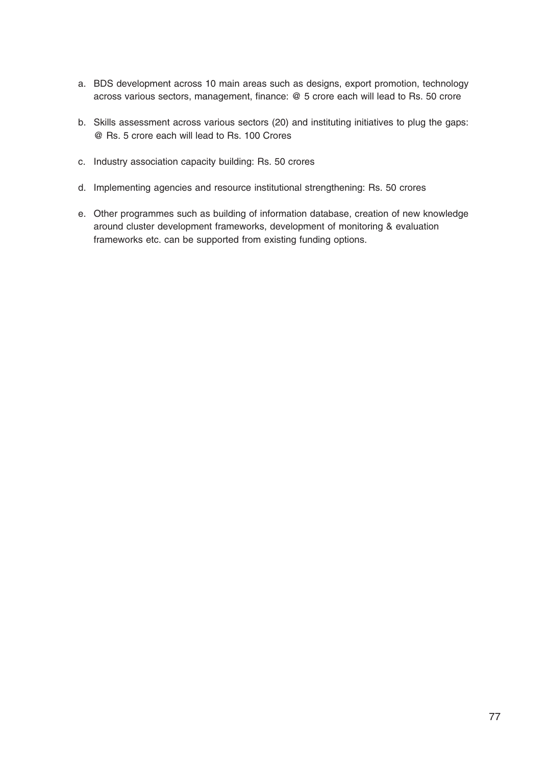a. BDS development across 10 main areas such as designs, export promotion, technology across various sectors, management, finance: @ 5 crore each will lead to Rs. 50 crore

b. Skills assessment across various sectors (20) and instituting initiatives to plug the gaps: @ Rs. 5 crore each will lead to Rs. 100 Crores

c. Industry association capacity building: Rs. 50 crores

d. Implementing agencies and resource institutional strengthening: Rs. 50 crores

e. Other programmes such as building of information database, creation of new knowledge around cluster development frameworks, development of monitoring & evaluation frameworks etc. can be supported from existing funding options.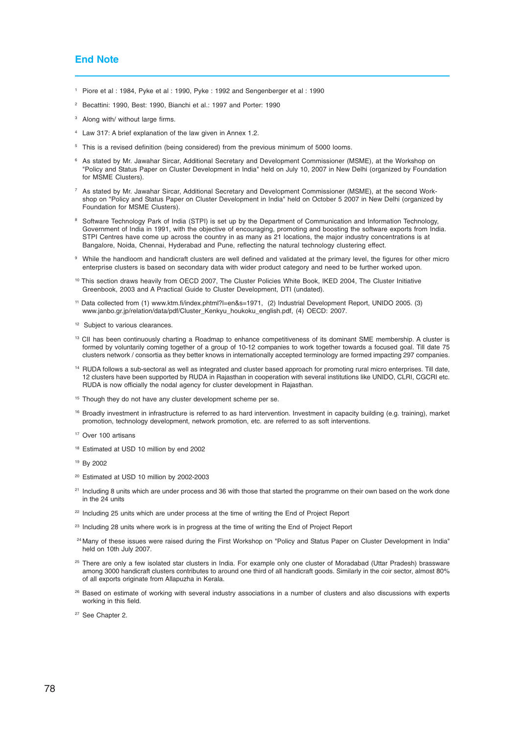## End Note

[1] Piore et al : 1984, Pyke et al : 1990, Pyke : 1992 and Sengenberger et al : 1990

[2] Becattini: 1990, Best: 1990, Bianchi et al.: 1997 and Porter: 1990

[3] Along with/ without large firms.

[4] Law 317: A brief explanation of the law given in Annex 1.2.

[5] This is a revised definition (being considered) from the previous minimum of 5000 looms.

[6] As stated by Mr. Jawahar Sircar, Additional Secretary and Development Commissioner (MSME), at the Workshop on "Policy and Status Paper on Cluster Development in India" held on July 10, 2007 in New Delhi (organized by Foundation for MSME Clusters).

[7] As stated by Mr. Jawahar Sircar, Additional Secretary and Development Commissioner (MSME), at the second Workshop on "Policy and Status Paper on Cluster Development in India" held on October 5 2007 in New Delhi (organized by Foundation for MSME Clusters).

[8] Software Technology Park of India (STPI) is set up by the Department of Communication and Information Technology, Government of India in 1991, with the objective of encouraging, promoting and boosting the software exports from India. STPI Centres have come up across the country in as many as 21 locations, the major industry concentrations is at Bangalore, Noida, Chennai, Hyderabad and Pune, reflecting the natural technology clustering effect.

[9] While the handloom and handicraft clusters are well defined and validated at the primary level, the figures for other micro enterprise clusters is based on secondary data with wider product category and need to be further worked upon.

[10] This section draws heavily from OECD 2007, The Cluster Policies White Book, IKED 2004, The Cluster Initiative Greenbook, 2003 and A Practical Guide to Cluster Development, DTI (undated).

[11] Data collected from (1) www.ktm.fi/index.phtml?l=en&s=1971, (2) Industrial Development Report, UNIDO 2005. (3) www.janbo.gr.jp/relation/data/pdf/Cluster_Kenkyu_houkoku_english.pdf, (4) OECD: 2007.

[12] Subject to various clearances.

[13] CII has been continuously charting a Roadmap to enhance competitiveness of its dominant SME membership. A cluster is formed by voluntarily coming together of a group of 10-12 companies to work together towards a focused goal. Till date 75 clusters network / consortia as they better knows in internationally accepted terminology are formed impacting 297 companies.

[14] RUDA follows a sub-sectoral as well as integrated and cluster based approach for promoting rural micro enterprises. Till date, 12 clusters have been supported by RUDA in Rajasthan in cooperation with several institutions like UNIDO, CLRI, CGCRI etc. RUDA is now officially the nodal agency for cluster development in Rajasthan.

[15] Though they do not have any cluster development scheme per se.

[16] Broadly investment in infrastructure is referred to as hard intervention. Investment in capacity building (e.g. training), market promotion, technology development, network promotion, etc. are referred to as soft interventions.

[17] Over 100 artisans

[18] Estimated at USD 10 million by end 2002

[19] By 2002

[20] Estimated at USD 10 million by 2002-2003

[21] Including 8 units which are under process and 36 with those that started the programme on their own based on the work done in the 24 units

[22] Including 25 units which are under process at the time of writing the End of Project Report

[23] Including 28 units where work is in progress at the time of writing the End of Project Report

[24] Many of these issues were raised during the First Workshop on "Policy and Status Paper on Cluster Development in India" held on 10th July 2007.

[25] There are only a few isolated star clusters in India. For example only one cluster of Moradabad (Uttar Pradesh) brassware among 3000 handicraft clusters contributes to around one third of all handicraft goods. Similarly in the coir sector, almost 80% of all exports originate from Allapuzha in Kerala.

[26] Based on estimate of working with several industry associations in a number of clusters and also discussions with experts working in this field.

[27] See Chapter 2.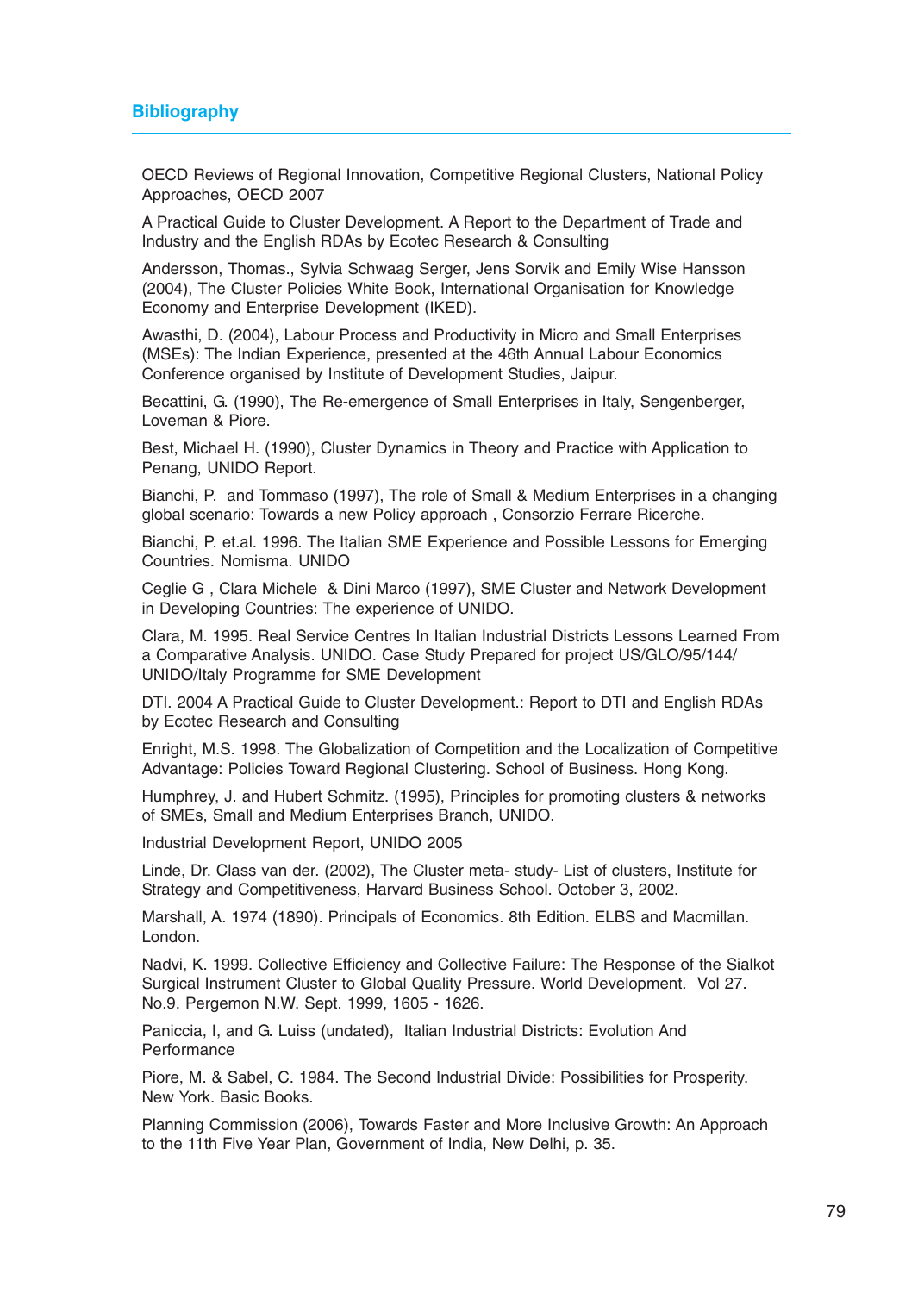## Bibliography

OECD Reviews of Regional Innovation, Competitive Regional Clusters, National Policy Approaches, OECD 2007

A Practical Guide to Cluster Development. A Report to the Department of Trade and Industry and the English RDAs by Ecotec Research & Consulting

Andersson, Thomas., Sylvia Schwaag Serger, Jens Sorvik and Emily Wise Hansson (2004), The Cluster Policies White Book, International Organisation for Knowledge Economy and Enterprise Development (IKED).

Awasthi, D. (2004), Labour Process and Productivity in Micro and Small Enterprises (MSEs): The Indian Experience, presented at the 46th Annual Labour Economics Conference organised by Institute of Development Studies, Jaipur.

Becattini, G. (1990), The Re-emergence of Small Enterprises in Italy, Sengenberger, Loveman & Piore.

Best, Michael H. (1990), Cluster Dynamics in Theory and Practice with Application to Penang, UNIDO Report.

Bianchi, P. and Tommaso (1997), The role of Small & Medium Enterprises in a changing global scenario: Towards a new Policy approach , Consorzio Ferrare Ricerche.

Bianchi, P. et.al. 1996. The Italian SME Experience and Possible Lessons for Emerging Countries. Nomisma. UNIDO

Ceglie G , Clara Michele & Dini Marco (1997), SME Cluster and Network Development in Developing Countries: The experience of UNIDO.

Clara, M. 1995. Real Service Centres In Italian Industrial Districts Lessons Learned From a Comparative Analysis. UNIDO. Case Study Prepared for project US/GLO/95/144/ UNIDO/Italy Programme for SME Development

DTI. 2004 A Practical Guide to Cluster Development.: Report to DTI and English RDAs by Ecotec Research and Consulting

Enright, M.S. 1998. The Globalization of Competition and the Localization of Competitive Advantage: Policies Toward Regional Clustering. School of Business. Hong Kong.

Humphrey, J. and Hubert Schmitz. (1995), Principles for promoting clusters & networks of SMEs, Small and Medium Enterprises Branch, UNIDO.

Industrial Development Report, UNIDO 2005

Linde, Dr. Class van der. (2002), The Cluster meta- study- List of clusters, Institute for Strategy and Competitiveness, Harvard Business School. October 3, 2002.

Marshall, A. 1974 (1890). Principals of Economics. 8th Edition. ELBS and Macmillan. London.

Nadvi, K. 1999. Collective Efficiency and Collective Failure: The Response of the Sialkot Surgical Instrument Cluster to Global Quality Pressure. World Development. Vol 27. No.9. Pergemon N.W. Sept. 1999, 1605 - 1626.

Paniccia, I, and G. Luiss (undated), Italian Industrial Districts: Evolution And Performance

Piore, M. & Sabel, C. 1984. The Second Industrial Divide: Possibilities for Prosperity. New York. Basic Books.

Planning Commission (2006), Towards Faster and More Inclusive Growth: An Approach to the 11th Five Year Plan, Government of India, New Delhi, p. 35.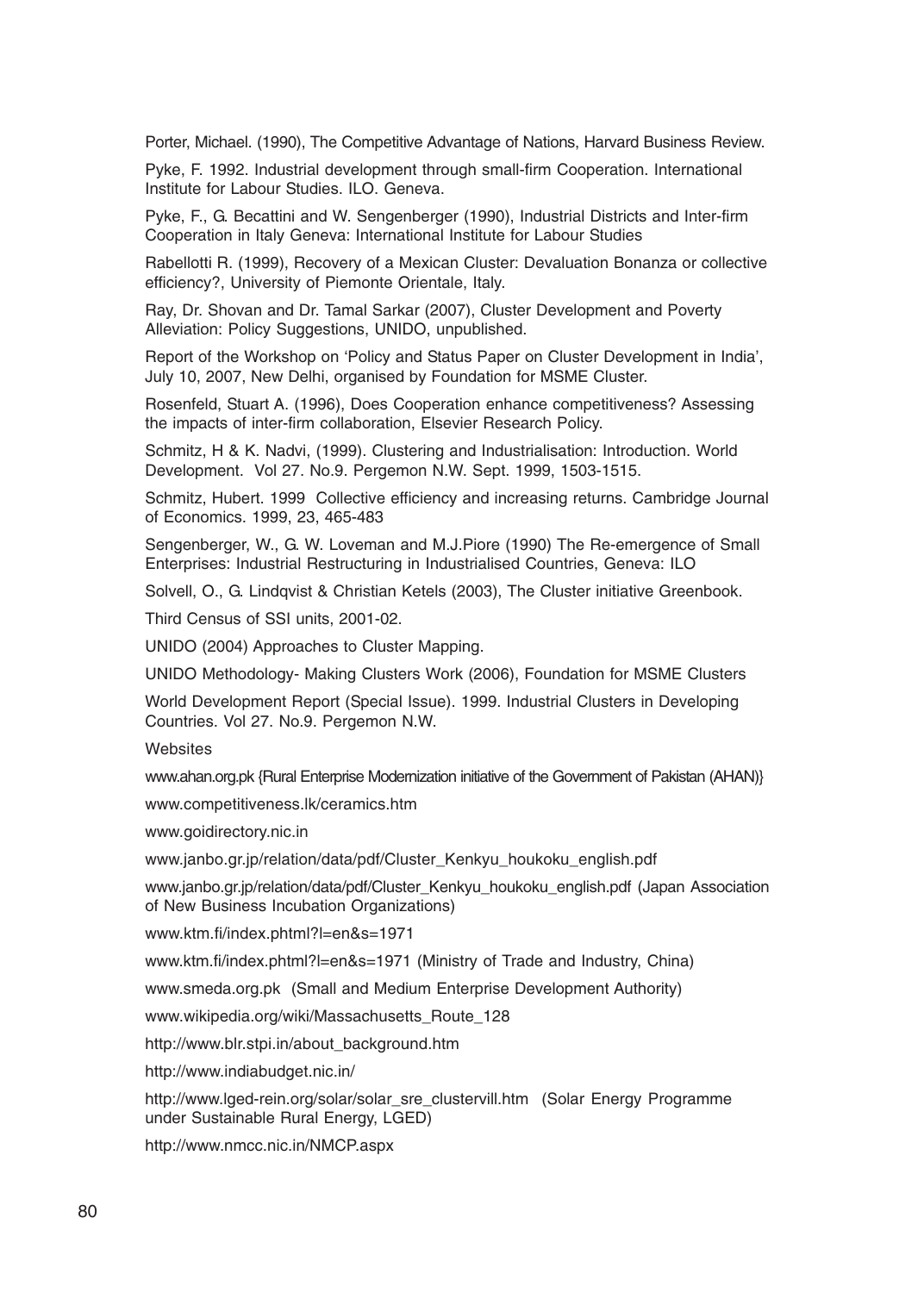Porter, Michael. (1990), The Competitive Advantage of Nations, Harvard Business Review.

Pyke, F. 1992. Industrial development through small-firm Cooperation. International Institute for Labour Studies. ILO. Geneva.

Pyke, F., G. Becattini and W. Sengenberger (1990), Industrial Districts and Inter-firm Cooperation in Italy Geneva: International Institute for Labour Studies

Rabellotti R. (1999), Recovery of a Mexican Cluster: Devaluation Bonanza or collective efficiency?, University of Piemonte Orientale, Italy.

Ray, Dr. Shovan and Dr. Tamal Sarkar (2007), Cluster Development and Poverty Alleviation: Policy Suggestions, UNIDO, unpublished.

Report of the Workshop on 'Policy and Status Paper on Cluster Development in India', July 10, 2007, New Delhi, organised by Foundation for MSME Cluster.

Rosenfeld, Stuart A. (1996), Does Cooperation enhance competitiveness? Assessing the impacts of inter-firm collaboration, Elsevier Research Policy.

Schmitz, H & K. Nadvi, (1999). Clustering and Industrialisation: Introduction. World Development. Vol 27. No.9. Pergemon N.W. Sept. 1999, 1503-1515.

Schmitz, Hubert. 1999 Collective efficiency and increasing returns. Cambridge Journal of Economics. 1999, 23, 465-483

Sengenberger, W., G. W. Loveman and M.J.Piore (1990) The Re-emergence of Small Enterprises: Industrial Restructuring in Industrialised Countries, Geneva: ILO

Solvell, O., G. Lindqvist & Christian Ketels (2003), The Cluster initiative Greenbook.

Third Census of SSI units, 2001-02.

UNIDO (2004) Approaches to Cluster Mapping.

UNIDO Methodology- Making Clusters Work (2006), Foundation for MSME Clusters

World Development Report (Special Issue). 1999. Industrial Clusters in Developing Countries. Vol 27. No.9. Pergemon N.W.

Websites

www.ahan.org.pk {Rural Enterprise Modernization initiative of the Government of Pakistan (AHAN)}

www.competitiveness.lk/ceramics.htm

www.goidirectory.nic.in

www.janbo.gr.jp/relation/data/pdf/Cluster_Kenkyu_houkoku_english.pdf

www.janbo.gr.jp/relation/data/pdf/Cluster_Kenkyu_houkoku_english.pdf (Japan Association of New Business Incubation Organizations)

www.ktm.fi/index.phtml?l=en&s=1971

www.ktm.fi/index.phtml?l=en&s=1971 (Ministry of Trade and Industry, China)

www.smeda.org.pk (Small and Medium Enterprise Development Authority)

www.wikipedia.org/wiki/Massachusetts_Route_128

http://www.blr.stpi.in/about_background.htm

http://www.indiabudget.nic.in/

http://www.lged-rein.org/solar/solar_sre_clustervill.htm (Solar Energy Programme under Sustainable Rural Energy, LGED)

http://www.nmcc.nic.in/NMCP.aspx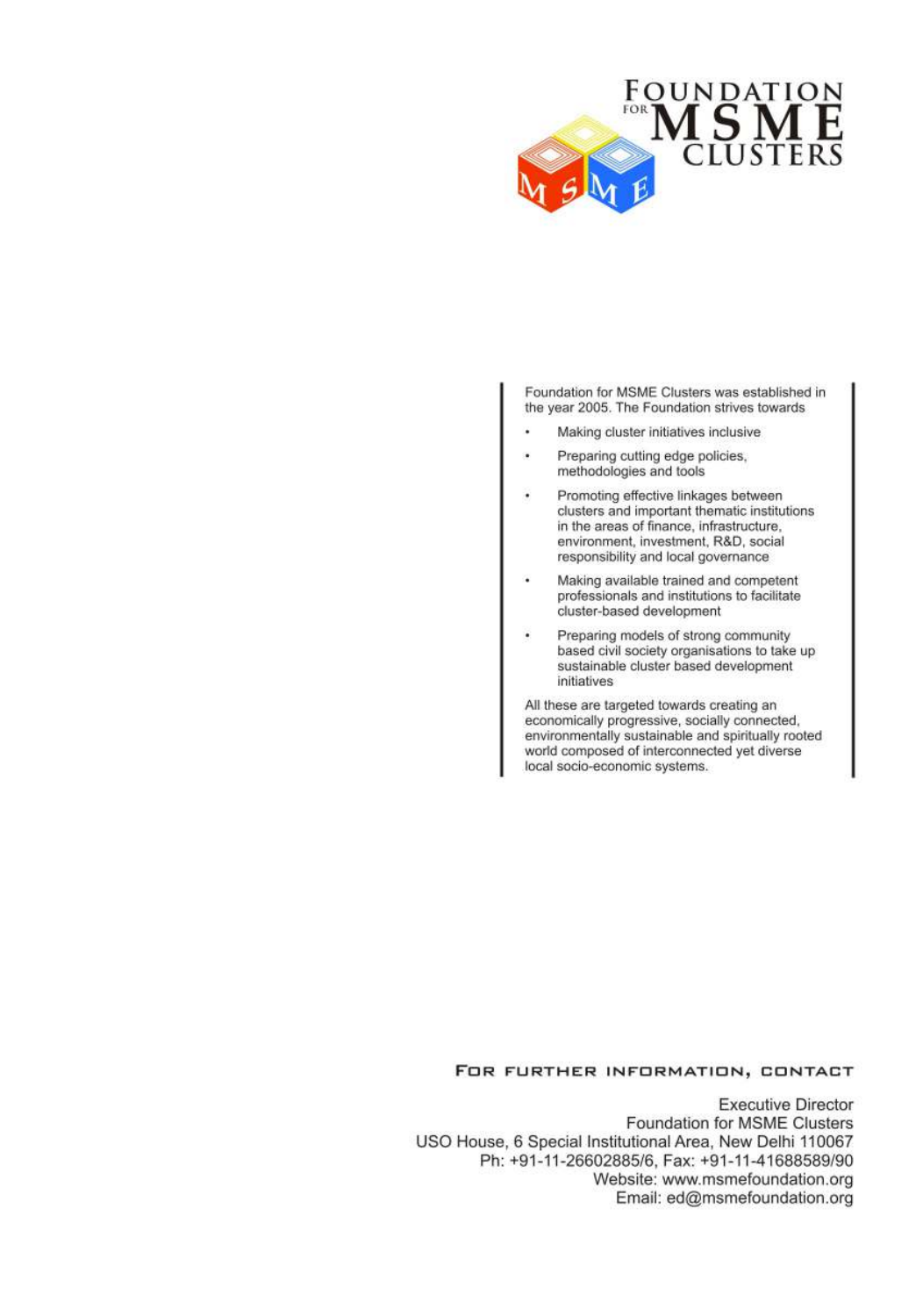# Foundation for MSME Clusters

Foundation for MSME Clusters was established in the year 2005. The Foundation strives towards

- Making cluster initiatives inclusive
- Preparing cutting edge policies, methodologies and tools
- Promoting effective linkages between clusters and important thematic institutions in the areas of finance, infrastructure, environment, investment, R&D, social responsibility and local governance
- Making available trained and competent professionals and institutions to facilitate cluster-based development
- Preparing models of strong community based civil society organisations to take up sustainable cluster based development initiatives

All these are targeted towards creating an economically progressive, socially connected, environmentally sustainable and spiritually rooted world composed of interconnected yet diverse local socio-economic systems.

## For further information, contact

Executive Director
Foundation for MSME Clusters
USO House, 6 Special Institutional Area, New Delhi 110067
Ph: +91-11-26602885/6, Fax: +91-11-41688589/90
Website: www.msmefoundation.org
Email: ed@msmefoundation.org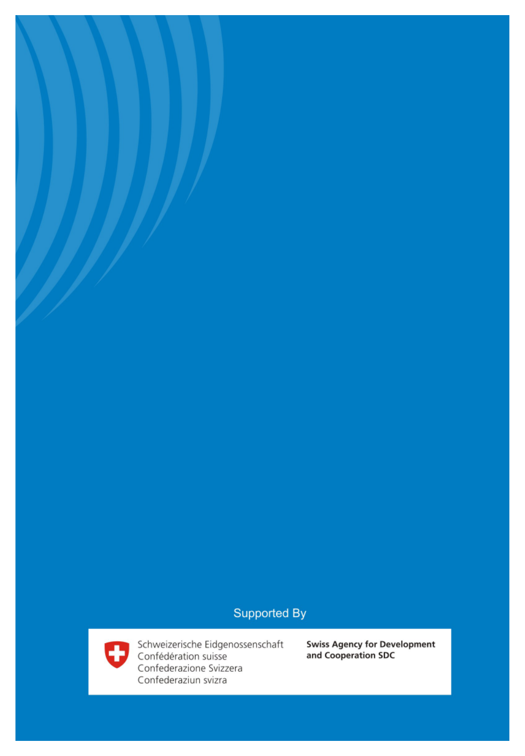Supported By

Schweizerische Eidgenossenschaft
Confédération suisse
Confederazione Svizzera
Confederaziun svizra

**Swiss Agency for Development and Cooperation SDC**